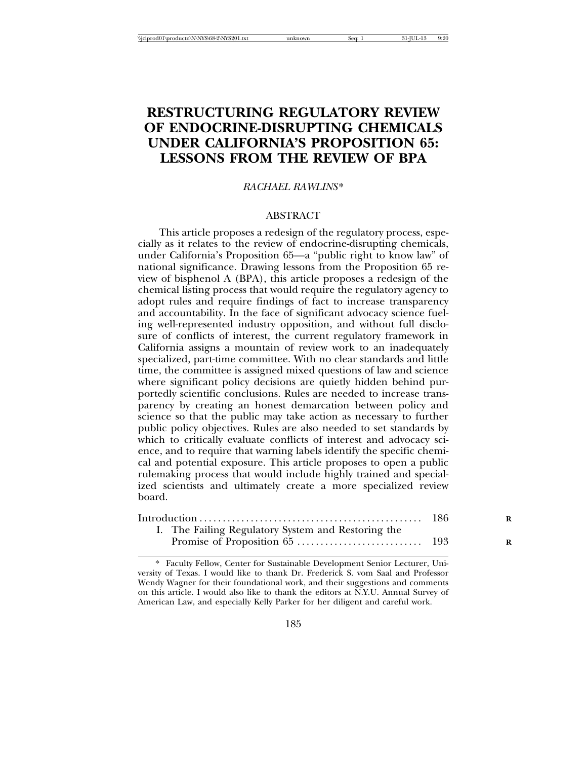# RESTRUCTURING REGULATORY REVIEW OF ENDOCRINE-DISRUPTING CHEMICALS UNDER CALIFORNIA'S PROPOSITION 65: LESSONS FROM THE REVIEW OF BPA

*RACHAEL RAWLINS**

## ABSTRACT

This article proposes a redesign of the regulatory process, especially as it relates to the review of endocrine-disrupting chemicals, under California's Proposition 65—a "public right to know law" of national significance. Drawing lessons from the Proposition 65 review of bisphenol A (BPA), this article proposes a redesign of the chemical listing process that would require the regulatory agency to adopt rules and require findings of fact to increase transparency and accountability. In the face of significant advocacy science fueling well-represented industry opposition, and without full disclosure of conflicts of interest, the current regulatory framework in California assigns a mountain of review work to an inadequately specialized, part-time committee. With no clear standards and little time, the committee is assigned mixed questions of law and science where significant policy decisions are quietly hidden behind purportedly scientific conclusions. Rules are needed to increase transparency by creating an honest demarcation between policy and science so that the public may take action as necessary to further public policy objectives. Rules are also needed to set standards by which to critically evaluate conflicts of interest and advocacy science, and to require that warning labels identify the specific chemical and potential exposure. This article proposes to open a public rulemaking process that would include highly trained and specialized scientists and ultimately create a more specialized review board.

Introduction ............................................... 186

I. The Failing Regulatory System and Restoring the Promise of Proposition 65 .......................... 193

---

\* Faculty Fellow, Center for Sustainable Development Senior Lecturer, University of Texas. I would like to thank Dr. Frederick S. vom Saal and Professor Wendy Wagner for their foundational work, and their suggestions and comments on this article. I would also like to thank the editors at N.Y.U. Annual Survey of American Law, and especially Kelly Parker for her diligent and careful work.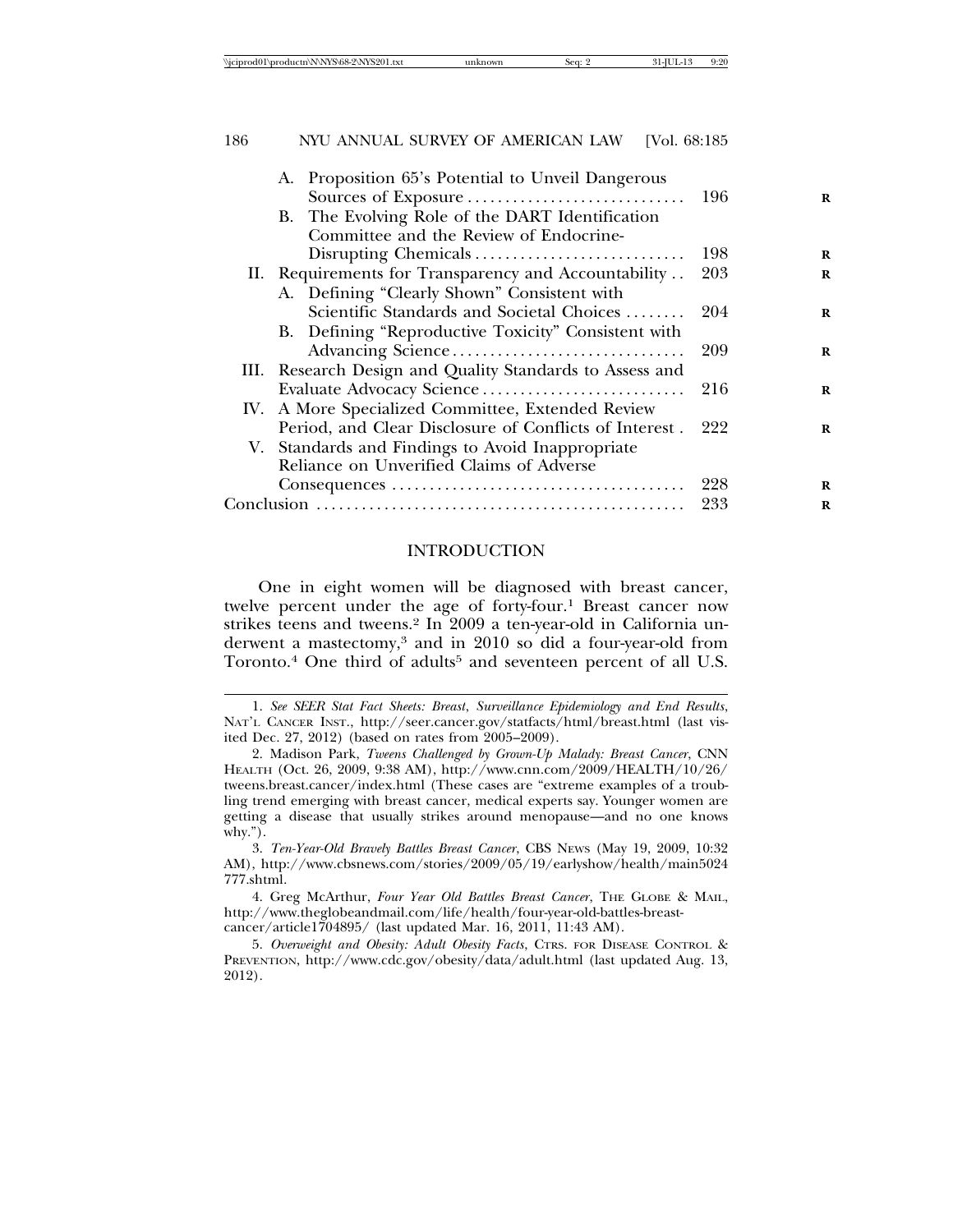A. Proposition 65's Potential to Unveil Dangerous Sources of Exposure ............................ 196

B. The Evolving Role of the DART Identification Committee and the Review of Endocrine-Disrupting Chemicals ........................... 198

II. Requirements for Transparency and Accountability .. 203

A. Defining "Clearly Shown" Consistent with Scientific Standards and Societal Choices ........ 204

B. Defining "Reproductive Toxicity" Consistent with Advancing Science ............................... 209

III. Research Design and Quality Standards to Assess and Evaluate Advocacy Science .......................... 216

IV. A More Specialized Committee, Extended Review Period, and Clear Disclosure of Conflicts of Interest . 222

V. Standards and Findings to Avoid Inappropriate Reliance on Unverified Claims of Adverse Consequences ....................................... 228

Conclusion ................................................ 233

## INTRODUCTION

One in eight women will be diagnosed with breast cancer, twelve percent under the age of forty-four.[1] Breast cancer now strikes teens and tweens.[2] In 2009 a ten-year-old in California underwent a mastectomy,[3] and in 2010 so did a four-year-old from Toronto.[4] One third of adults[5] and seventeen percent of all U.S.

---

1. *See SEER Stat Fact Sheets: Breast*, *Surveillance Epidemiology and End Results*, NAT'L CANCER INST., http://seer.cancer.gov/statfacts/html/breast.html (last visited Dec. 27, 2012) (based on rates from 2005–2009).

2. Madison Park, *Tweens Challenged by Grown-Up Malady: Breast Cancer*, CNN HEALTH (Oct. 26, 2009, 9:38 AM), http://www.cnn.com/2009/HEALTH/10/26/tweens.breast.cancer/index.html (These cases are "extreme examples of a troubling trend emerging with breast cancer, medical experts say. Younger women are getting a disease that usually strikes around menopause—and no one knows why.").

3. *Ten-Year-Old Bravely Battles Breast Cancer*, CBS NEWS (May 19, 2009, 10:32 AM), http://www.cbsnews.com/stories/2009/05/19/earlyshow/health/main5024777.shtml.

4. Greg McArthur, *Four Year Old Battles Breast Cancer*, THE GLOBE & MAIL, http://www.theglobeandmail.com/life/health/four-year-old-battles-breast-cancer/article1704895/ (last updated Mar. 16, 2011, 11:43 AM).

5. *Overweight and Obesity: Adult Obesity Facts*, CTRS. FOR DISEASE CONTROL & PREVENTION, http://www.cdc.gov/obesity/data/adult.html (last updated Aug. 13, 2012).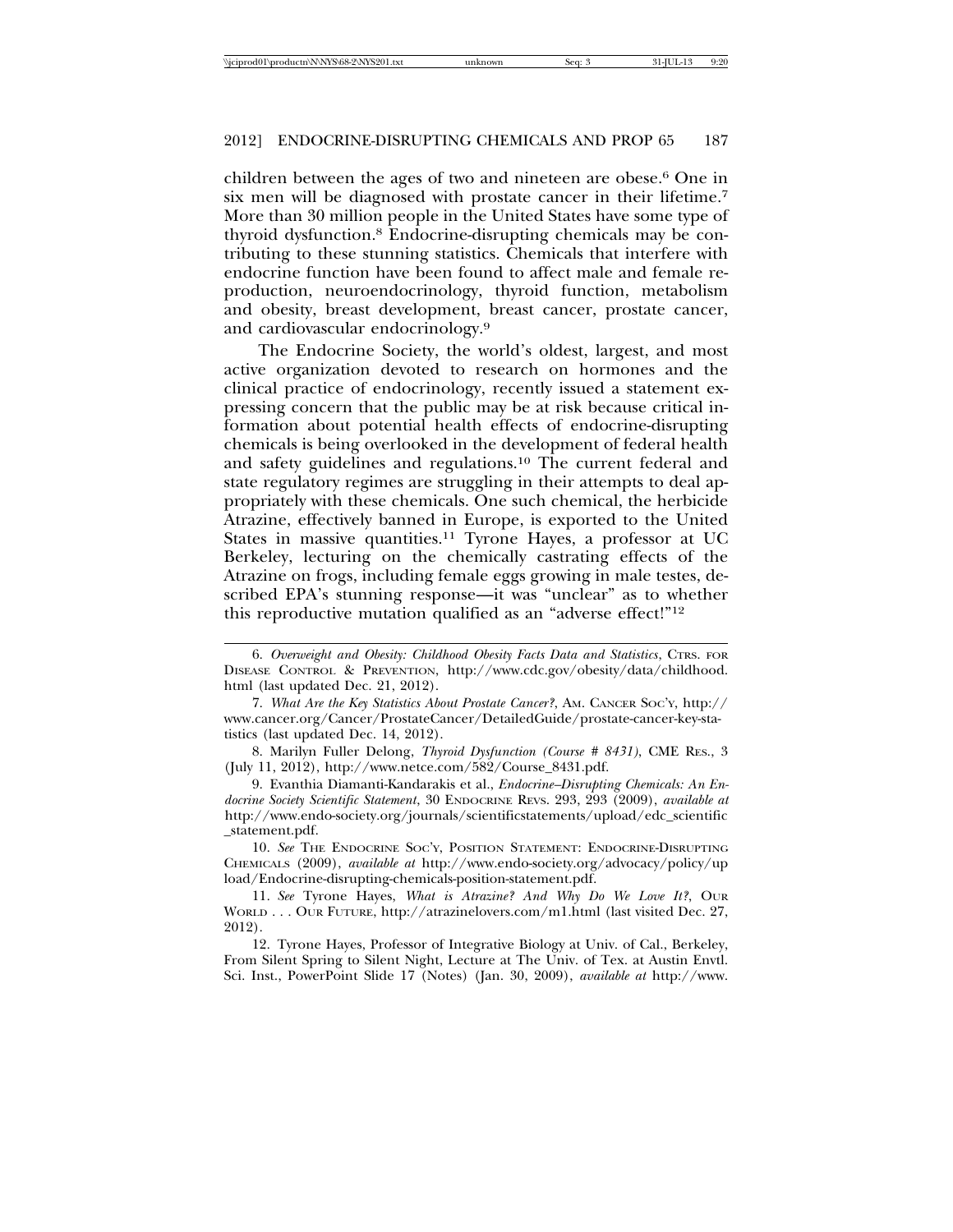children between the ages of two and nineteen are obese.[6] One in six men will be diagnosed with prostate cancer in their lifetime.[7] More than 30 million people in the United States have some type of thyroid dysfunction.[8] Endocrine-disrupting chemicals may be contributing to these stunning statistics. Chemicals that interfere with endocrine function have been found to affect male and female reproduction, neuroendocrinology, thyroid function, metabolism and obesity, breast development, breast cancer, prostate cancer, and cardiovascular endocrinology.[9]

The Endocrine Society, the world's oldest, largest, and most active organization devoted to research on hormones and the clinical practice of endocrinology, recently issued a statement expressing concern that the public may be at risk because critical information about potential health effects of endocrine-disrupting chemicals is being overlooked in the development of federal health and safety guidelines and regulations.[10] The current federal and state regulatory regimes are struggling in their attempts to deal appropriately with these chemicals. One such chemical, the herbicide Atrazine, effectively banned in Europe, is exported to the United States in massive quantities.[11] Tyrone Hayes, a professor at UC Berkeley, lecturing on the chemically castrating effects of the Atrazine on frogs, including female eggs growing in male testes, described EPA's stunning response—it was "unclear" as to whether this reproductive mutation qualified as an "adverse effect!"[12]

---

6. *Overweight and Obesity: Childhood Obesity Facts Data and Statistics*, CTRS. FOR DISEASE CONTROL & PREVENTION, http://www.cdc.gov/obesity/data/childhood.html (last updated Dec. 21, 2012).

7. *What Are the Key Statistics About Prostate Cancer?*, AM. CANCER SOC'Y, http://www.cancer.org/Cancer/ProstateCancer/DetailedGuide/prostate-cancer-key-statistics (last updated Dec. 14, 2012).

8. Marilyn Fuller Delong, *Thyroid Dysfunction (Course # 8431)*, CME RES., 3 (July 11, 2012), http://www.netce.com/582/Course_8431.pdf.

9. Evanthia Diamanti-Kandarakis et al., *Endocrine–Disrupting Chemicals: An Endocrine Society Scientific Statement*, 30 ENDOCRINE REVS. 293, 293 (2009), *available at* http://www.endo-society.org/journals/scientificstatements/upload/edc_scientific_statement.pdf.

10. *See* THE ENDOCRINE SOC'Y, POSITION STATEMENT: ENDOCRINE-DISRUPTING CHEMICALS (2009), *available at* http://www.endo-society.org/advocacy/policy/upload/Endocrine-disrupting-chemicals-position-statement.pdf.

11. *See* Tyrone Hayes, *What is Atrazine? And Why Do We Love It?*, OUR WORLD . . . OUR FUTURE, http://atrazinelovers.com/m1.html (last visited Dec. 27, 2012).

12. Tyrone Hayes, Professor of Integrative Biology at Univ. of Cal., Berkeley, From Silent Spring to Silent Night, Lecture at The Univ. of Tex. at Austin Envtl. Sci. Inst., PowerPoint Slide 17 (Notes) (Jan. 30, 2009), *available at* http://www.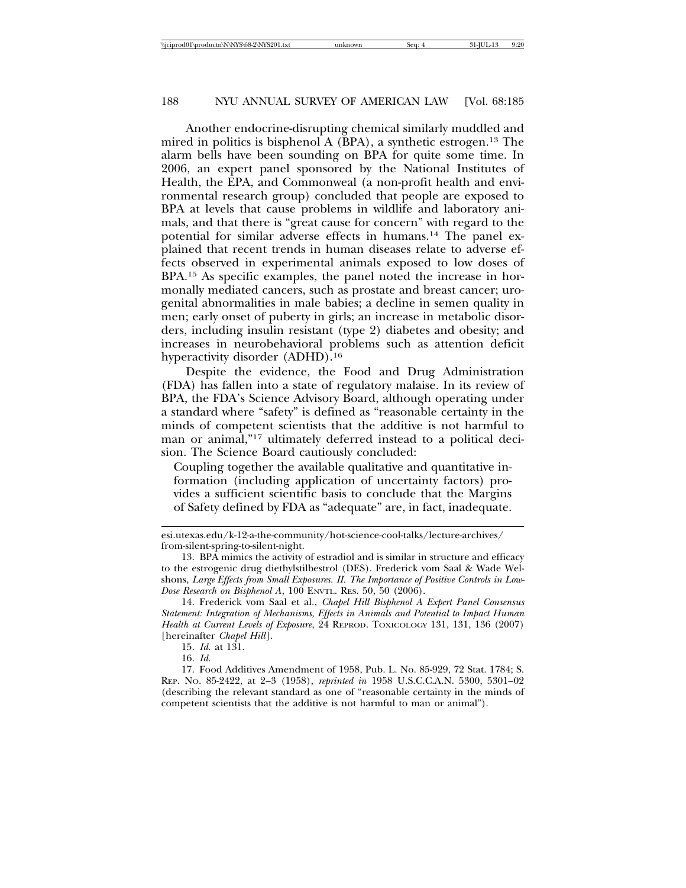Another endocrine-disrupting chemical similarly muddled and mired in politics is bisphenol A (BPA), a synthetic estrogen.[13] The alarm bells have been sounding on BPA for quite some time. In 2006, an expert panel sponsored by the National Institutes of Health, the EPA, and Commonweal (a non-profit health and environmental research group) concluded that people are exposed to BPA at levels that cause problems in wildlife and laboratory animals, and that there is "great cause for concern" with regard to the potential for similar adverse effects in humans.[14] The panel explained that recent trends in human diseases relate to adverse effects observed in experimental animals exposed to low doses of BPA.[15] As specific examples, the panel noted the increase in hormonally mediated cancers, such as prostate and breast cancer; urogenital abnormalities in male babies; a decline in semen quality in men; early onset of puberty in girls; an increase in metabolic disorders, including insulin resistant (type 2) diabetes and obesity; and increases in neurobehavioral problems such as attention deficit hyperactivity disorder (ADHD).[16]

Despite the evidence, the Food and Drug Administration (FDA) has fallen into a state of regulatory malaise. In its review of BPA, the FDA's Science Advisory Board, although operating under a standard where "safety" is defined as "reasonable certainty in the minds of competent scientists that the additive is not harmful to man or animal,"[17] ultimately deferred instead to a political decision. The Science Board cautiously concluded:

> Coupling together the available qualitative and quantitative information (including application of uncertainty factors) provides a sufficient scientific basis to conclude that the Margins of Safety defined by FDA as "adequate" are, in fact, inadequate.

---

esi.utexas.edu/k-12-a-the-community/hot-science-cool-talks/lecture-archives/from-silent-spring-to-silent-night.

13. BPA mimics the activity of estradiol and is similar in structure and efficacy to the estrogenic drug diethylstilbestrol (DES). Frederick vom Saal & Wade Welshons, *Large Effects from Small Exposures. II. The Importance of Positive Controls in Low-Dose Research on Bisphenol A*, 100 ENVTL. RES. 50, 50 (2006).

14. Frederick vom Saal et al., *Chapel Hill Bisphenol A Expert Panel Consensus Statement: Integration of Mechanisms, Effects in Animals and Potential to Impact Human Health at Current Levels of Exposure*, 24 REPROD. TOXICOLOGY 131, 131, 136 (2007) [hereinafter *Chapel Hill*].

15. *Id.* at 131.

16. *Id.*

17. Food Additives Amendment of 1958, Pub. L. No. 85-929, 72 Stat. 1784; S. REP. NO. 85-2422, at 2–3 (1958), *reprinted in* 1958 U.S.C.C.A.N. 5300, 5301–02 (describing the relevant standard as one of "reasonable certainty in the minds of competent scientists that the additive is not harmful to man or animal").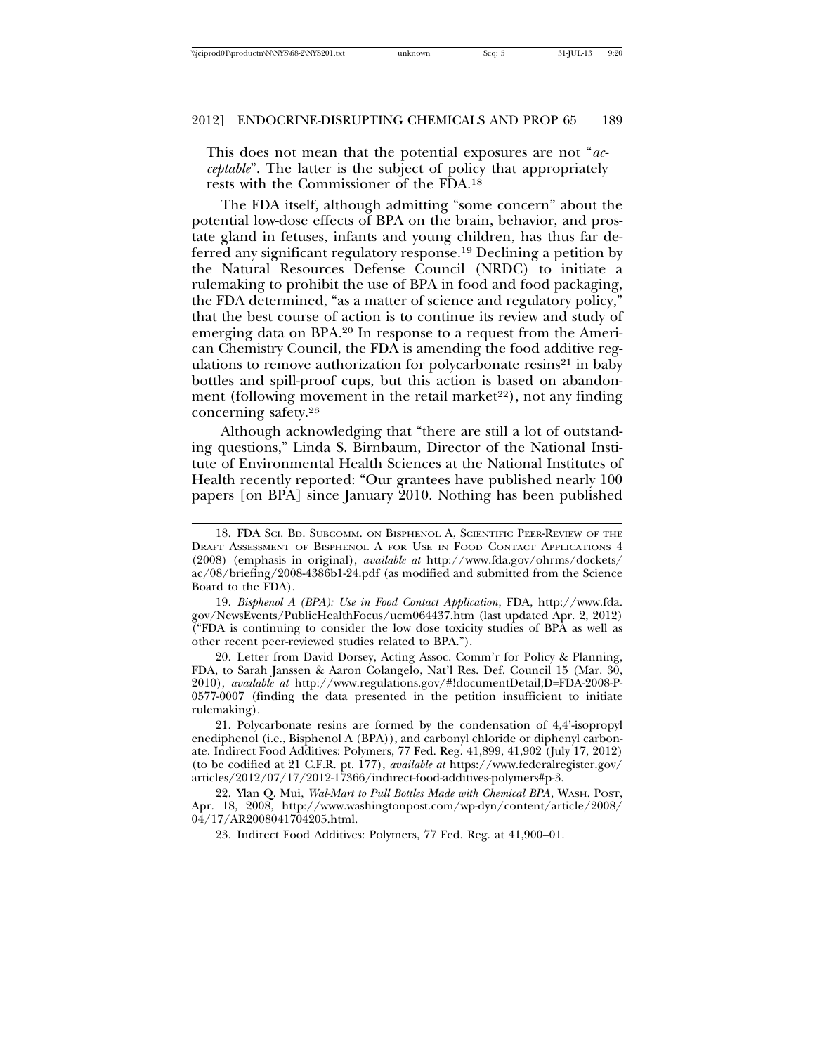This does not mean that the potential exposures are not "*acceptable*". The latter is the subject of policy that appropriately rests with the Commissioner of the FDA.[18]

The FDA itself, although admitting "some concern" about the potential low-dose effects of BPA on the brain, behavior, and prostate gland in fetuses, infants and young children, has thus far deferred any significant regulatory response.[19] Declining a petition by the Natural Resources Defense Council (NRDC) to initiate a rulemaking to prohibit the use of BPA in food and food packaging, the FDA determined, "as a matter of science and regulatory policy," that the best course of action is to continue its review and study of emerging data on BPA.[20] In response to a request from the American Chemistry Council, the FDA is amending the food additive regulations to remove authorization for polycarbonate resins[21] in baby bottles and spill-proof cups, but this action is based on abandonment (following movement in the retail market[22]), not any finding concerning safety.[23]

Although acknowledging that "there are still a lot of outstanding questions," Linda S. Birnbaum, Director of the National Institute of Environmental Health Sciences at the National Institutes of Health recently reported: "Our grantees have published nearly 100 papers [on BPA] since January 2010. Nothing has been published

---

18. FDA Sci. Bd. Subcomm. on Bisphenol A, Scientific Peer-Review of the Draft Assessment of Bisphenol A for Use in Food Contact Applications 4 (2008) (emphasis in original), *available at* http://www.fda.gov/ohrms/dockets/ac/08/briefing/2008-4386b1-24.pdf (as modified and submitted from the Science Board to the FDA).

19. *Bisphenol A (BPA): Use in Food Contact Application*, FDA, http://www.fda.gov/NewsEvents/PublicHealthFocus/ucm064437.htm (last updated Apr. 2, 2012) ("FDA is continuing to consider the low dose toxicity studies of BPA as well as other recent peer-reviewed studies related to BPA.").

20. Letter from David Dorsey, Acting Assoc. Comm'r for Policy & Planning, FDA, to Sarah Janssen & Aaron Colangelo, Nat'l Res. Def. Council 15 (Mar. 30, 2010), *available at* http://www.regulations.gov/#!documentDetail;D=FDA-2008-P-0577-0007 (finding the data presented in the petition insufficient to initiate rulemaking).

21. Polycarbonate resins are formed by the condensation of 4,4'-isopropyl enediphenol (i.e., Bisphenol A (BPA)), and carbonyl chloride or diphenyl carbonate. Indirect Food Additives: Polymers, 77 Fed. Reg. 41,899, 41,902 (July 17, 2012) (to be codified at 21 C.F.R. pt. 177), *available at* https://www.federalregister.gov/articles/2012/07/17/2012-17366/indirect-food-additives-polymers#p-3.

22. Ylan Q. Mui, *Wal-Mart to Pull Bottles Made with Chemical BPA*, Wash. Post, Apr. 18, 2008, http://www.washingtonpost.com/wp-dyn/content/article/2008/04/17/AR2008041704205.html.

23. Indirect Food Additives: Polymers, 77 Fed. Reg. at 41,900–01.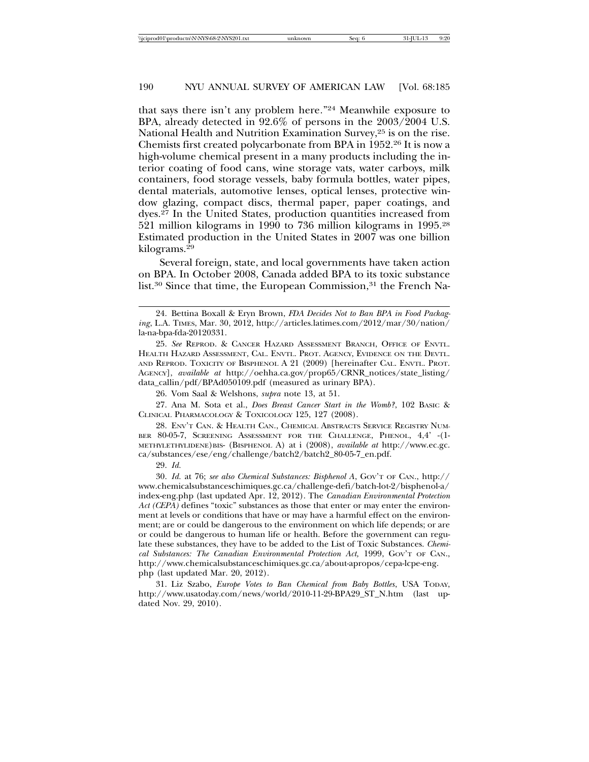that says there isn't any problem here."[24] Meanwhile exposure to BPA, already detected in 92.6% of persons in the 2003/2004 U.S. National Health and Nutrition Examination Survey,[25] is on the rise. Chemists first created polycarbonate from BPA in 1952.[26] It is now a high-volume chemical present in a many products including the interior coating of food cans, wine storage vats, water carboys, milk containers, food storage vessels, baby formula bottles, water pipes, dental materials, automotive lenses, optical lenses, protective window glazing, compact discs, thermal paper, paper coatings, and dyes.[27] In the United States, production quantities increased from 521 million kilograms in 1990 to 736 million kilograms in 1995.[28] Estimated production in the United States in 2007 was one billion kilograms.[29]

Several foreign, state, and local governments have taken action on BPA. In October 2008, Canada added BPA to its toxic substance list.[30] Since that time, the European Commission,[31] the French Na-

---

24. Bettina Boxall & Eryn Brown, *FDA Decides Not to Ban BPA in Food Packaging*, L.A. TIMES, Mar. 30, 2012, http://articles.latimes.com/2012/mar/30/nation/la-na-bpa-fda-20120331.

25. *See* REPROD. & CANCER HAZARD ASSESSMENT BRANCH, OFFICE OF ENVTL. HEALTH HAZARD ASSESSMENT, CAL. ENVTL. PROT. AGENCY, EVIDENCE ON THE DEVTL. AND REPROD. TOXICITY OF BISPHENOL A 21 (2009) [hereinafter CAL. ENVTL. PROT. AGENCY], *available at* http://oehha.ca.gov/prop65/CRNR_notices/state_listing/data_callin/pdf/BPAd050109.pdf (measured as urinary BPA).

26. Vom Saal & Welshons, *supra* note 13, at 51.

27. Ana M. Sota et al., *Does Breast Cancer Start in the Womb?*, 102 BASIC & CLINICAL PHARMACOLOGY & TOXICOLOGY 125, 127 (2008).

28. ENV'T CAN. & HEALTH CAN., CHEMICAL ABSTRACTS SERVICE REGISTRY NUMBER 80-05-7, SCREENING ASSESSMENT FOR THE CHALLENGE, PHENOL, 4,4' -(1-METHYLETHYLIDENE)BIS- (BISPHENOL A) at i (2008), *available at* http://www.ec.gc.ca/substances/ese/eng/challenge/batch2/batch2_80-05-7_en.pdf.

29. *Id.*

30. *Id.* at 76; *see also Chemical Substances: Bisphenol A*, GOV'T OF CAN., http://www.chemicalsubstanceschimiques.gc.ca/challenge-defi/batch-lot-2/bisphenol-a/index-eng.php (last updated Apr. 12, 2012). The *Canadian Environmental Protection Act (CEPA)* defines "toxic" substances as those that enter or may enter the environment at levels or conditions that have or may have a harmful effect on the environment; are or could be dangerous to the environment on which life depends; or are or could be dangerous to human life or health. Before the government can regulate these substances, they have to be added to the List of Toxic Substances. *Chemical Substances: The Canadian Environmental Protection Act,* 1999, GOV'T OF CAN., http://www.chemicalsubstanceschimiques.gc.ca/about-apropos/cepa-lcpe-eng.php (last updated Mar. 20, 2012).

31. Liz Szabo, *Europe Votes to Ban Chemical from Baby Bottles*, USA TODAY, http://www.usatoday.com/news/world/2010-11-29-BPA29_ST_N.htm (last updated Nov. 29, 2010).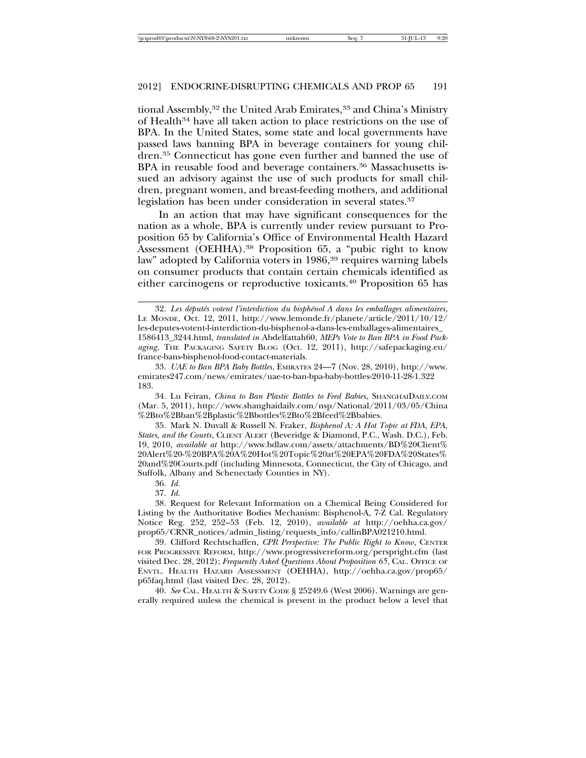tional Assembly,[32] the United Arab Emirates,[33] and China's Ministry of Health[34] have all taken action to place restrictions on the use of BPA. In the United States, some state and local governments have passed laws banning BPA in beverage containers for young children.[35] Connecticut has gone even further and banned the use of BPA in reusable food and beverage containers.[36] Massachusetts issued an advisory against the use of such products for small children, pregnant women, and breast-feeding mothers, and additional legislation has been under consideration in several states.[37]

In an action that may have significant consequences for the nation as a whole, BPA is currently under review pursuant to Proposition 65 by California's Office of Environmental Health Hazard Assessment (OEHHA).[38] Proposition 65, a "pubic right to know law" adopted by California voters in 1986,[39] requires warning labels on consumer products that contain certain chemicals identified as either carcinogens or reproductive toxicants.[40] Proposition 65 has

---

32. *Les députés votent l'interdiction du bisphénol A dans les emballages alimentaires*, LE MONDE, Oct. 12, 2011, http://www.lemonde.fr/planete/article/2011/10/12/les-deputes-votent-l-interdiction-du-bisphenol-a-dans-les-emballages-alimentaires_1586413_3244.html, *translated in* Abdelfattah60, *MEPs Vote to Ban BPA in Food Packaging*, THE PACKAGING SAFETY BLOG (Oct. 12, 2011), http://safepackaging.eu/france-bans-bisphenol-food-contact-materials.

33. *UAE to Ban BPA Baby Bottles*, EMIRATES 24—7 (Nov. 28, 2010), http://www.emirates247.com/news/emirates/uae-to-ban-bpa-baby-bottles-2010-11-28-1.322183.

34. Lu Feiran, *China to Ban Plastic Bottles to Feed Babies*, SHANGHAIDAILY.COM (Mar. 5, 2011), http://www.shanghaidaily.com/nsp/National/2011/03/05/China%2Bto%2Bban%2Bplastic%2Bbottles%2Bto%2Bfeed%2Bbabies.

35. Mark N. Duvall & Russell N. Fraker, *Bisphenol A: A Hot Topic at FDA, EPA, States, and the Courts*, CLIENT ALERT (Beveridge & Diamond, P.C., Wash. D.C.), Feb. 19, 2010, *available at* http://www.bdlaw.com/assets/attachments/BD%20Client%20Alert%20-%20BPA%20A%20Hot%20Topic%20at%20EPA%20FDA%20States%20and%20Courts.pdf (including Minnesota, Connecticut, the City of Chicago, and Suffolk, Albany and Schenectady Counties in NY).

36. *Id.*

37. *Id.*

38. Request for Relevant Information on a Chemical Being Considered for Listing by the Authoritative Bodies Mechanism: Bisphenol-A, 7-Z Cal. Regulatory Notice Reg. 252, 252–53 (Feb. 12, 2010), *available at* http://oehha.ca.gov/prop65/CRNR_notices/admin_listing/requests_info/callinBPA021210.html.

39. Clifford Rechtschaffen, *CPR Perspective: The Public Right to Know*, CENTER FOR PROGRESSIVE REFORM, http://www.progressivereform.org/perspright.cfm (last visited Dec. 28, 2012); *Frequently Asked Questions About Proposition 65*, CAL. OFFICE OF ENVTL. HEALTH HAZARD ASSESSMENT (OEHHA), http://oehha.ca.gov/prop65/p65faq.html (last visited Dec. 28, 2012).

40. *See* CAL. HEALTH & SAFETY CODE § 25249.6 (West 2006). Warnings are generally required unless the chemical is present in the product below a level that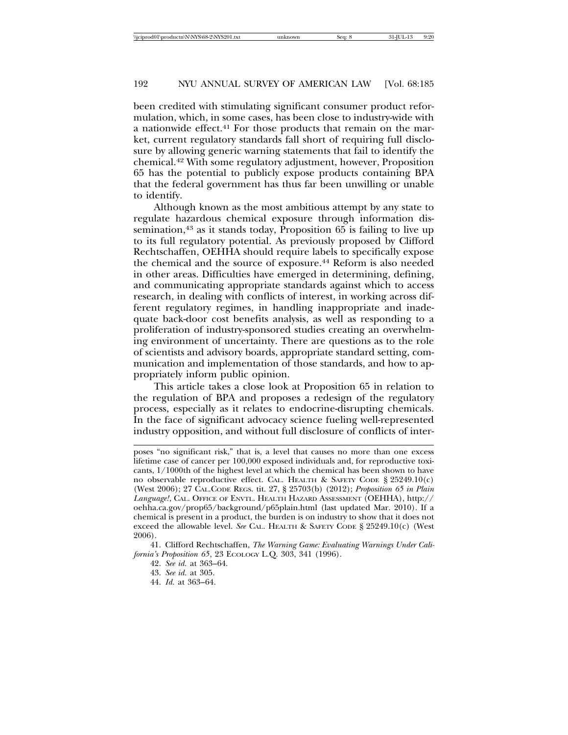been credited with stimulating significant consumer product reformulation, which, in some cases, has been close to industry-wide with a nationwide effect.[41] For those products that remain on the market, current regulatory standards fall short of requiring full disclosure by allowing generic warning statements that fail to identify the chemical.[42] With some regulatory adjustment, however, Proposition 65 has the potential to publicly expose products containing BPA that the federal government has thus far been unwilling or unable to identify.

Although known as the most ambitious attempt by any state to regulate hazardous chemical exposure through information dissemination,[43] as it stands today, Proposition 65 is failing to live up to its full regulatory potential. As previously proposed by Clifford Rechtschaffen, OEHHA should require labels to specifically expose the chemical and the source of exposure.[44] Reform is also needed in other areas. Difficulties have emerged in determining, defining, and communicating appropriate standards against which to access research, in dealing with conflicts of interest, in working across different regulatory regimes, in handling inappropriate and inadequate back-door cost benefits analysis, as well as responding to a proliferation of industry-sponsored studies creating an overwhelming environment of uncertainty. There are questions as to the role of scientists and advisory boards, appropriate standard setting, communication and implementation of those standards, and how to appropriately inform public opinion.

This article takes a close look at Proposition 65 in relation to the regulation of BPA and proposes a redesign of the regulatory process, especially as it relates to endocrine-disrupting chemicals. In the face of significant advocacy science fueling well-represented industry opposition, and without full disclosure of conflicts of inter-

---

poses "no significant risk," that is, a level that causes no more than one excess lifetime case of cancer per 100,000 exposed individuals and, for reproductive toxicants, 1/1000th of the highest level at which the chemical has been shown to have no observable reproductive effect. CAL. HEALTH & SAFETY CODE § 25249.10(c) (West 2006); 27 CAL.CODE REGS. tit. 27, § 25703(b) (2012); *Proposition 65 in Plain Language!*, CAL. OFFICE OF ENVTL. HEALTH HAZARD ASSESSMENT (OEHHA), http://oehha.ca.gov/prop65/background/p65plain.html (last updated Mar. 2010). If a chemical is present in a product, the burden is on industry to show that it does not exceed the allowable level. *See* CAL. HEALTH & SAFETY CODE § 25249.10(c) (West 2006).

41. Clifford Rechtschaffen, *The Warning Game: Evaluating Warnings Under California's Proposition 65*, 23 ECOLOGY L.Q. 303, 341 (1996).

42. *See id.* at 363–64.

43. *See id.* at 305.

44. *Id.* at 363–64.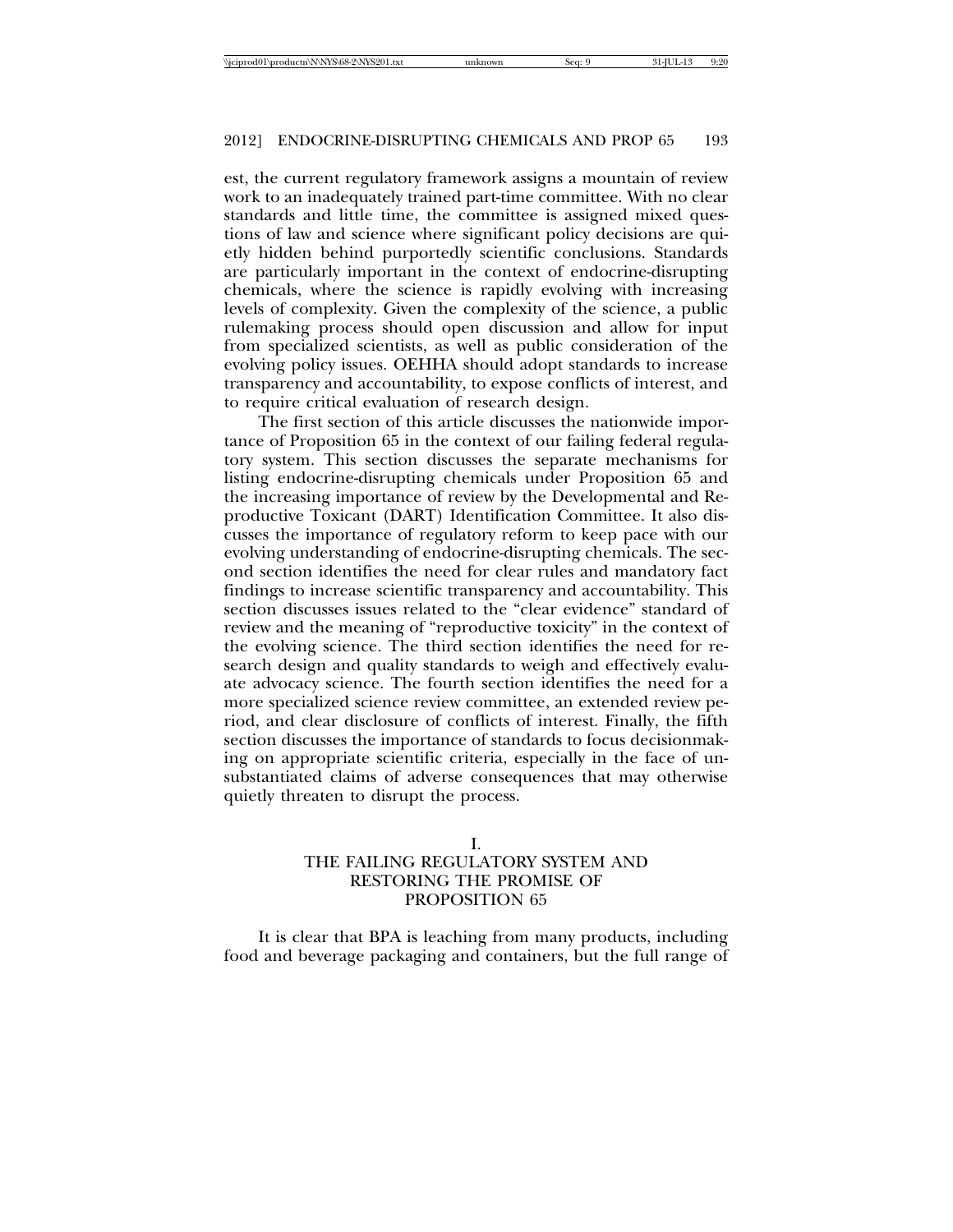est, the current regulatory framework assigns a mountain of review work to an inadequately trained part-time committee. With no clear standards and little time, the committee is assigned mixed questions of law and science where significant policy decisions are quietly hidden behind purportedly scientific conclusions. Standards are particularly important in the context of endocrine-disrupting chemicals, where the science is rapidly evolving with increasing levels of complexity. Given the complexity of the science, a public rulemaking process should open discussion and allow for input from specialized scientists, as well as public consideration of the evolving policy issues. OEHHA should adopt standards to increase transparency and accountability, to expose conflicts of interest, and to require critical evaluation of research design.

The first section of this article discusses the nationwide importance of Proposition 65 in the context of our failing federal regulatory system. This section discusses the separate mechanisms for listing endocrine-disrupting chemicals under Proposition 65 and the increasing importance of review by the Developmental and Reproductive Toxicant (DART) Identification Committee. It also discusses the importance of regulatory reform to keep pace with our evolving understanding of endocrine-disrupting chemicals. The second section identifies the need for clear rules and mandatory fact findings to increase scientific transparency and accountability. This section discusses issues related to the "clear evidence" standard of review and the meaning of "reproductive toxicity" in the context of the evolving science. The third section identifies the need for research design and quality standards to weigh and effectively evaluate advocacy science. The fourth section identifies the need for a more specialized science review committee, an extended review period, and clear disclosure of conflicts of interest. Finally, the fifth section discusses the importance of standards to focus decisionmaking on appropriate scientific criteria, especially in the face of unsubstantiated claims of adverse consequences that may otherwise quietly threaten to disrupt the process.

## I. THE FAILING REGULATORY SYSTEM AND RESTORING THE PROMISE OF PROPOSITION 65

It is clear that BPA is leaching from many products, including food and beverage packaging and containers, but the full range of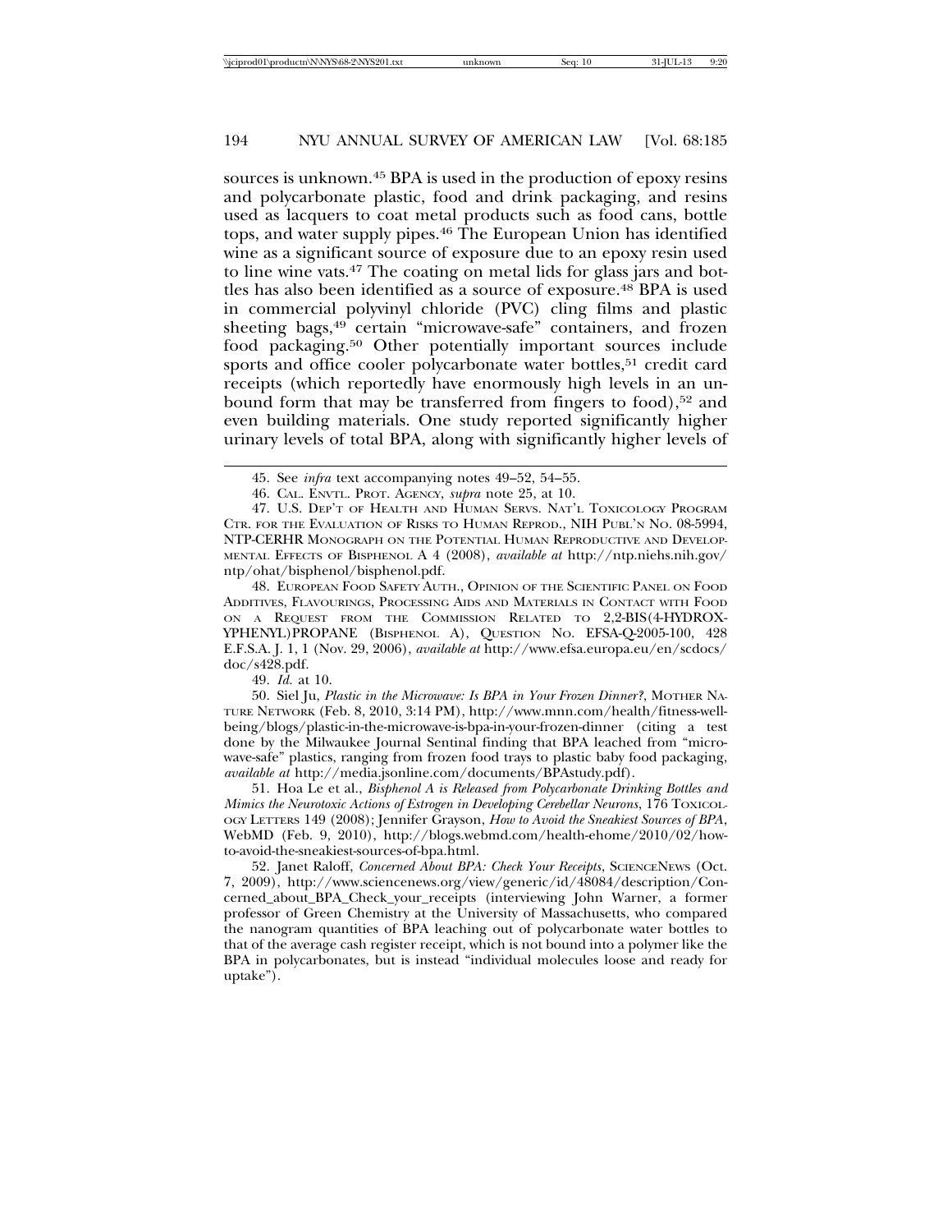sources is unknown.[45] BPA is used in the production of epoxy resins and polycarbonate plastic, food and drink packaging, and resins used as lacquers to coat metal products such as food cans, bottle tops, and water supply pipes.[46] The European Union has identified wine as a significant source of exposure due to an epoxy resin used to line wine vats.[47] The coating on metal lids for glass jars and bottles has also been identified as a source of exposure.[48] BPA is used in commercial polyvinyl chloride (PVC) cling films and plastic sheeting bags,[49] certain "microwave-safe" containers, and frozen food packaging.[50] Other potentially important sources include sports and office cooler polycarbonate water bottles,[51] credit card receipts (which reportedly have enormously high levels in an unbound form that may be transferred from fingers to food),[52] and even building materials. One study reported significantly higher urinary levels of total BPA, along with significantly higher levels of

45. See *infra* text accompanying notes 49–52, 54–55.

46. CAL. ENVTL. PROT. AGENCY, *supra* note 25, at 10.

47. U.S. DEP'T OF HEALTH AND HUMAN SERVS. NAT'L TOXICOLOGY PROGRAM CTR. FOR THE EVALUATION OF RISKS TO HUMAN REPROD., NIH PUBL'N NO. 08-5994, NTP-CERHR MONOGRAPH ON THE POTENTIAL HUMAN REPRODUCTIVE AND DEVELOPMENTAL EFFECTS OF BISPHENOL A 4 (2008), *available at* http://ntp.niehs.nih.gov/ntp/ohat/bisphenol/bisphenol.pdf.

48. EUROPEAN FOOD SAFETY AUTH., OPINION OF THE SCIENTIFIC PANEL ON FOOD ADDITIVES, FLAVOURINGS, PROCESSING AIDS AND MATERIALS IN CONTACT WITH FOOD ON A REQUEST FROM THE COMMISSION RELATED TO 2,2-BIS(4-HYDROXYPHENYL)PROPANE (BISPHENOL A), QUESTION NO. EFSA-Q-2005-100, 428 E.F.S.A. J. 1, 1 (Nov. 29, 2006), *available at* http://www.efsa.europa.eu/en/scdocs/doc/s428.pdf.

49. *Id.* at 10.

50. Siel Ju, *Plastic in the Microwave: Is BPA in Your Frozen Dinner?*, MOTHER NATURE NETWORK (Feb. 8, 2010, 3:14 PM), http://www.mnn.com/health/fitness-well-being/blogs/plastic-in-the-microwave-is-bpa-in-your-frozen-dinner (citing a test done by the Milwaukee Journal Sentinal finding that BPA leached from "microwave-safe" plastics, ranging from frozen food trays to plastic baby food packaging, *available at* http://media.jsonline.com/documents/BPAstudy.pdf).

51. Hoa Le et al., *Bisphenol A is Released from Polycarbonate Drinking Bottles and Mimics the Neurotoxic Actions of Estrogen in Developing Cerebellar Neurons*, 176 TOXICOLOGY LETTERS 149 (2008); Jennifer Grayson, *How to Avoid the Sneakiest Sources of BPA*, WebMD (Feb. 9, 2010), http://blogs.webmd.com/health-ehome/2010/02/how-to-avoid-the-sneakiest-sources-of-bpa.html.

52. Janet Raloff, *Concerned About BPA: Check Your Receipts*, SCIENCENEWS (Oct. 7, 2009), http://www.sciencenews.org/view/generic/id/48084/description/Concerned_about_BPA_Check_your_receipts (interviewing John Warner, a former professor of Green Chemistry at the University of Massachusetts, who compared the nanogram quantities of BPA leaching out of polycarbonate water bottles to that of the average cash register receipt, which is not bound into a polymer like the BPA in polycarbonates, but is instead "individual molecules loose and ready for uptake").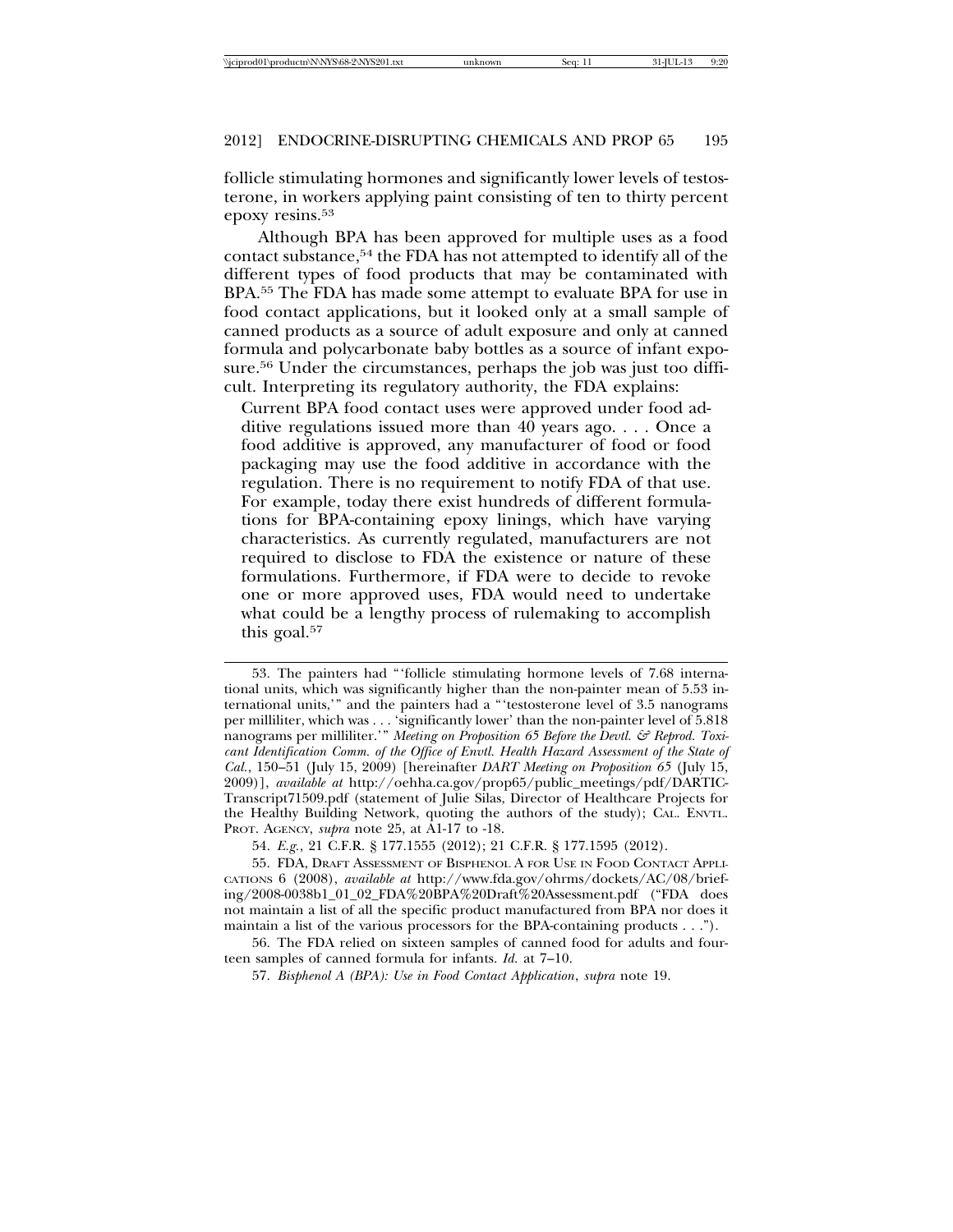follicle stimulating hormones and significantly lower levels of testosterone, in workers applying paint consisting of ten to thirty percent epoxy resins.[53]

Although BPA has been approved for multiple uses as a food contact substance,[54] the FDA has not attempted to identify all of the different types of food products that may be contaminated with BPA.[55] The FDA has made some attempt to evaluate BPA for use in food contact applications, but it looked only at a small sample of canned products as a source of adult exposure and only at canned formula and polycarbonate baby bottles as a source of infant exposure.[56] Under the circumstances, perhaps the job was just too difficult. Interpreting its regulatory authority, the FDA explains:

> Current BPA food contact uses were approved under food additive regulations issued more than 40 years ago. . . . Once a food additive is approved, any manufacturer of food or food packaging may use the food additive in accordance with the regulation. There is no requirement to notify FDA of that use. For example, today there exist hundreds of different formulations for BPA-containing epoxy linings, which have varying characteristics. As currently regulated, manufacturers are not required to disclose to FDA the existence or nature of these formulations. Furthermore, if FDA were to decide to revoke one or more approved uses, FDA would need to undertake what could be a lengthy process of rulemaking to accomplish this goal.[57]

---

53. The painters had "'follicle stimulating hormone levels of 7.68 international units, which was significantly higher than the non-painter mean of 5.53 international units,'" and the painters had a "'testosterone level of 3.5 nanograms per milliliter, which was . . . 'significantly lower' than the non-painter level of 5.818 nanograms per milliliter.'" *Meeting on Proposition 65 Before the Devtl. & Reprod. Toxicant Identification Comm. of the Office of Envtl. Health Hazard Assessment of the State of Cal.*, 150–51 (July 15, 2009) [hereinafter *DART Meeting on Proposition 65* (July 15, 2009)], *available at* http://oehha.ca.gov/prop65/public_meetings/pdf/DARTIC-Transcript71509.pdf (statement of Julie Silas, Director of Healthcare Projects for the Healthy Building Network, quoting the authors of the study); CAL. ENVTL. PROT. AGENCY, *supra* note 25, at A1-17 to -18.

54. *E.g.*, 21 C.F.R. § 177.1555 (2012); 21 C.F.R. § 177.1595 (2012).

55. FDA, DRAFT ASSESSMENT OF BISPHENOL A FOR USE IN FOOD CONTACT APPLICATIONS 6 (2008), *available at* http://www.fda.gov/ohrms/dockets/AC/08/briefing/2008-0038b1_01_02_FDA%20BPA%20Draft%20Assessment.pdf ("FDA does not maintain a list of all the specific product manufactured from BPA nor does it maintain a list of the various processors for the BPA-containing products . . .").

56. The FDA relied on sixteen samples of canned food for adults and fourteen samples of canned formula for infants. *Id.* at 7–10.

57. *Bisphenol A (BPA): Use in Food Contact Application*, *supra* note 19.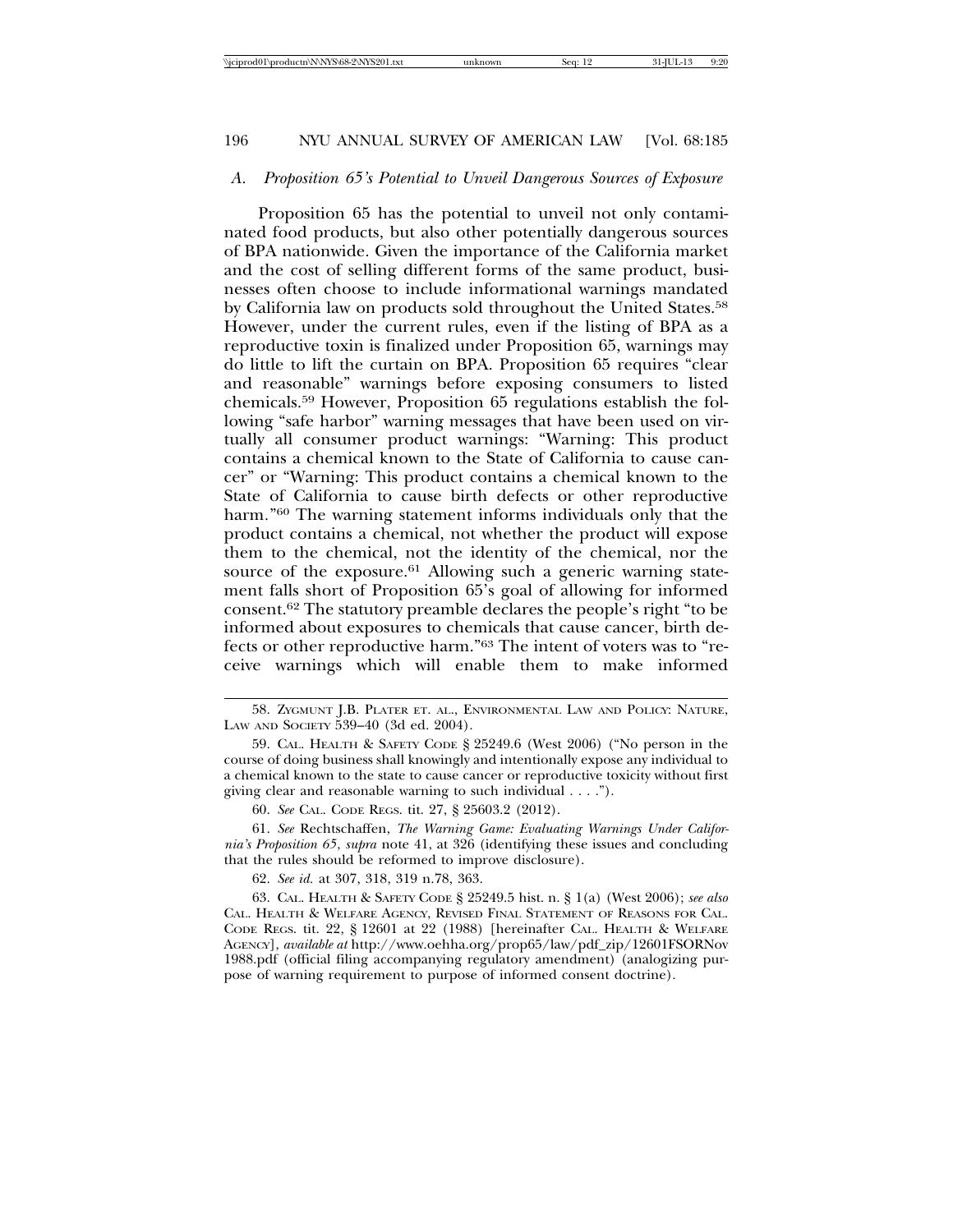### *A. Proposition 65's Potential to Unveil Dangerous Sources of Exposure*

Proposition 65 has the potential to unveil not only contaminated food products, but also other potentially dangerous sources of BPA nationwide. Given the importance of the California market and the cost of selling different forms of the same product, businesses often choose to include informational warnings mandated by California law on products sold throughout the United States.[58] However, under the current rules, even if the listing of BPA as a reproductive toxin is finalized under Proposition 65, warnings may do little to lift the curtain on BPA. Proposition 65 requires "clear and reasonable" warnings before exposing consumers to listed chemicals.[59] However, Proposition 65 regulations establish the following "safe harbor" warning messages that have been used on virtually all consumer product warnings: "Warning: This product contains a chemical known to the State of California to cause cancer" or "Warning: This product contains a chemical known to the State of California to cause birth defects or other reproductive harm."[60] The warning statement informs individuals only that the product contains a chemical, not whether the product will expose them to the chemical, not the identity of the chemical, nor the source of the exposure.[61] Allowing such a generic warning statement falls short of Proposition 65's goal of allowing for informed consent.[62] The statutory preamble declares the people's right "to be informed about exposures to chemicals that cause cancer, birth defects or other reproductive harm."[63] The intent of voters was to "receive warnings which will enable them to make informed

---

58. ZYGMUNT J.B. PLATER ET. AL., ENVIRONMENTAL LAW AND POLICY: NATURE, LAW AND SOCIETY 539–40 (3d ed. 2004).

59. CAL. HEALTH & SAFETY CODE § 25249.6 (West 2006) ("No person in the course of doing business shall knowingly and intentionally expose any individual to a chemical known to the state to cause cancer or reproductive toxicity without first giving clear and reasonable warning to such individual . . . .").

60. *See* CAL. CODE REGS. tit. 27, § 25603.2 (2012).

61. *See* Rechtschaffen, *The Warning Game: Evaluating Warnings Under California's Proposition 65*, *supra* note 41, at 326 (identifying these issues and concluding that the rules should be reformed to improve disclosure).

62. *See id.* at 307, 318, 319 n.78, 363.

63. CAL. HEALTH & SAFETY CODE § 25249.5 hist. n. § 1(a) (West 2006); *see also* CAL. HEALTH & WELFARE AGENCY, REVISED FINAL STATEMENT OF REASONS FOR CAL. CODE REGS. tit. 22, § 12601 at 22 (1988) [hereinafter CAL. HEALTH & WELFARE AGENCY], *available at* http://www.oehha.org/prop65/law/pdf_zip/12601FSORNov1988.pdf (official filing accompanying regulatory amendment) (analogizing purpose of warning requirement to purpose of informed consent doctrine).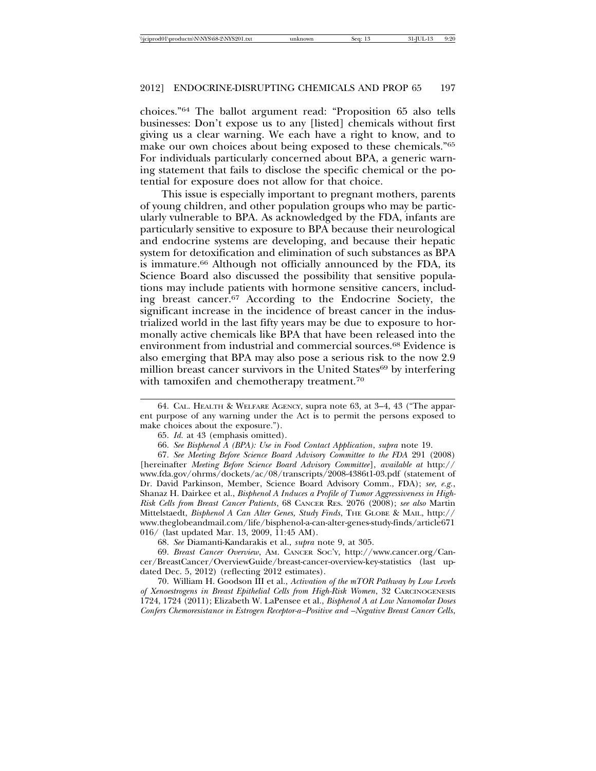choices."[64] The ballot argument read: "Proposition 65 also tells businesses: Don't expose us to any [listed] chemicals without first giving us a clear warning. We each have a right to know, and to make our own choices about being exposed to these chemicals."[65] For individuals particularly concerned about BPA, a generic warning statement that fails to disclose the specific chemical or the potential for exposure does not allow for that choice.

This issue is especially important to pregnant mothers, parents of young children, and other population groups who may be particularly vulnerable to BPA. As acknowledged by the FDA, infants are particularly sensitive to exposure to BPA because their neurological and endocrine systems are developing, and because their hepatic system for detoxification and elimination of such substances as BPA is immature.[66] Although not officially announced by the FDA, its Science Board also discussed the possibility that sensitive populations may include patients with hormone sensitive cancers, including breast cancer.[67] According to the Endocrine Society, the significant increase in the incidence of breast cancer in the industrialized world in the last fifty years may be due to exposure to hormonally active chemicals like BPA that have been released into the environment from industrial and commercial sources.[68] Evidence is also emerging that BPA may also pose a serious risk to the now 2.9 million breast cancer survivors in the United States[69] by interfering with tamoxifen and chemotherapy treatment.[70]

---

64. CAL. HEALTH & WELFARE AGENCY, supra note 63, at 3–4, 43 ("The apparent purpose of any warning under the Act is to permit the persons exposed to make choices about the exposure.").

65. *Id.* at 43 (emphasis omitted).

66. *See Bisphenol A (BPA): Use in Food Contact Application*, *supra* note 19.

67. *See Meeting Before Science Board Advisory Committee to the FDA* 291 (2008) [hereinafter *Meeting Before Science Board Advisory Committee*], *available at* http://www.fda.gov/ohrms/dockets/ac/08/transcripts/2008-4386t1-03.pdf (statement of Dr. David Parkinson, Member, Science Board Advisory Comm., FDA); *see, e.g.*, Shanaz H. Dairkee et al., *Bisphenol A Induces a Profile of Tumor Aggressiveness in High-Risk Cells from Breast Cancer Patients*, 68 CANCER RES. 2076 (2008); *see also* Martin Mittelstaedt, *Bisphenol A Can Alter Genes, Study Finds*, THE GLOBE & MAIL, http://www.theglobeandmail.com/life/bisphenol-a-can-alter-genes-study-finds/article671016/ (last updated Mar. 13, 2009, 11:45 AM).

68. *See* Diamanti-Kandarakis et al., *supra* note 9, at 305.

69. *Breast Cancer Overview*, AM. CANCER SOC'Y, http://www.cancer.org/Cancer/BreastCancer/OverviewGuide/breast-cancer-overview-key-statistics (last updated Dec. 5, 2012) (reflecting 2012 estimates).

70. William H. Goodson III et al., *Activation of the mTOR Pathway by Low Levels of Xenoestrogens in Breast Epithelial Cells from High-Risk Women*, 32 CARCINOGENESIS 1724, 1724 (2011); Elizabeth W. LaPensee et al., *Bisphenol A at Low Nanomolar Doses Confers Chemoresistance in Estrogen Receptor-a–Positive and –Negative Breast Cancer Cells*,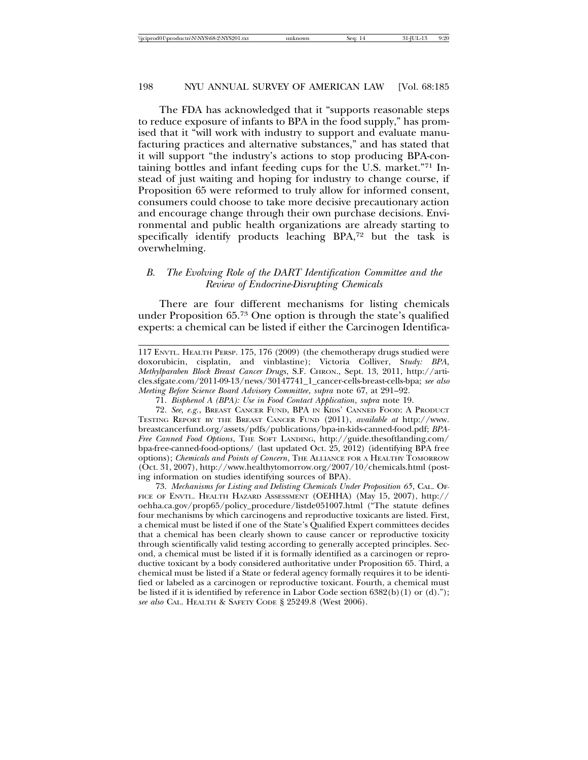The FDA has acknowledged that it "supports reasonable steps to reduce exposure of infants to BPA in the food supply," has promised that it "will work with industry to support and evaluate manufacturing practices and alternative substances," and has stated that it will support "the industry's actions to stop producing BPA-containing bottles and infant feeding cups for the U.S. market."[71] Instead of just waiting and hoping for industry to change course, if Proposition 65 were reformed to truly allow for informed consent, consumers could choose to take more decisive precautionary action and encourage change through their own purchase decisions. Environmental and public health organizations are already starting to specifically identify products leaching BPA,[72] but the task is overwhelming.

### *B. The Evolving Role of the DART Identification Committee and the Review of Endocrine-Disrupting Chemicals*

There are four different mechanisms for listing chemicals under Proposition 65.[73] One option is through the state's qualified experts: a chemical can be listed if either the Carcinogen Identifica-

---

117 ENVTL. HEALTH PERSP. 175, 176 (2009) (the chemotherapy drugs studied were doxorubicin, cisplatin, and vinblastine); Victoria Colliver, S*tudy: BPA, Methylparaben Block Breast Cancer Drugs*, S.F. CHRON., Sept. 13, 2011, http://articles.sfgate.com/2011-09-13/news/30147741_1_cancer-cells-breast-cells-bpa; *see also Meeting Before Science Board Advisory Committee*, *supra* note 67, at 291–92.

71. *Bisphenol A (BPA): Use in Food Contact Application*, *supra* note 19.

72. *See, e.g.*, BREAST CANCER FUND, BPA IN KIDS' CANNED FOOD: A PRODUCT TESTING REPORT BY THE BREAST CANCER FUND (2011), *available at* http://www.breastcancerfund.org/assets/pdfs/publications/bpa-in-kids-canned-food.pdf; *BPA-Free Canned Food Options*, THE SOFT LANDING, http://guide.thesoftlanding.com/bpa-free-canned-food-options/ (last updated Oct. 25, 2012) (identifying BPA free options); *Chemicals and Points of Concern*, THE ALLIANCE FOR A HEALTHY TOMORROW (Oct. 31, 2007), http://www.healthytomorrow.org/2007/10/chemicals.html (posting information on studies identifying sources of BPA).

73. *Mechanisms for Listing and Delisting Chemicals Under Proposition 65*, CAL. OFFICE OF ENVTL. HEALTH HAZARD ASSESSMENT (OEHHA) (May 15, 2007), http://oehha.ca.gov/prop65/policy_procedure/listde051007.html ("The statute defines four mechanisms by which carcinogens and reproductive toxicants are listed. First, a chemical must be listed if one of the State's Qualified Expert committees decides that a chemical has been clearly shown to cause cancer or reproductive toxicity through scientifically valid testing according to generally accepted principles. Second, a chemical must be listed if it is formally identified as a carcinogen or reproductive toxicant by a body considered authoritative under Proposition 65. Third, a chemical must be listed if a State or federal agency formally requires it to be identified or labeled as a carcinogen or reproductive toxicant. Fourth, a chemical must be listed if it is identified by reference in Labor Code section 6382(b)(1) or (d)."); *see also* CAL. HEALTH & SAFETY CODE § 25249.8 (West 2006).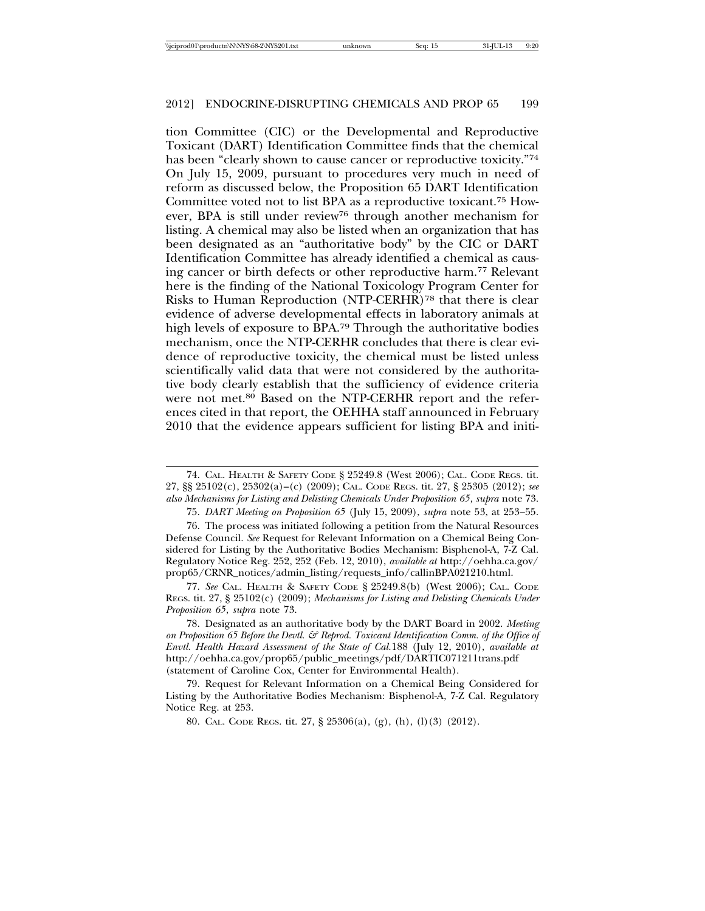tion Committee (CIC) or the Developmental and Reproductive Toxicant (DART) Identification Committee finds that the chemical has been "clearly shown to cause cancer or reproductive toxicity."[74] On July 15, 2009, pursuant to procedures very much in need of reform as discussed below, the Proposition 65 DART Identification Committee voted not to list BPA as a reproductive toxicant.[75] However, BPA is still under review[76] through another mechanism for listing. A chemical may also be listed when an organization that has been designated as an "authoritative body" by the CIC or DART Identification Committee has already identified a chemical as causing cancer or birth defects or other reproductive harm.[77] Relevant here is the finding of the National Toxicology Program Center for Risks to Human Reproduction (NTP-CERHR)[78] that there is clear evidence of adverse developmental effects in laboratory animals at high levels of exposure to BPA.[79] Through the authoritative bodies mechanism, once the NTP-CERHR concludes that there is clear evidence of reproductive toxicity, the chemical must be listed unless scientifically valid data that were not considered by the authoritative body clearly establish that the sufficiency of evidence criteria were not met.[80] Based on the NTP-CERHR report and the references cited in that report, the OEHHA staff announced in February 2010 that the evidence appears sufficient for listing BPA and initi-

---

74. CAL. HEALTH & SAFETY CODE § 25249.8 (West 2006); CAL. CODE REGS. tit. 27, §§ 25102(c), 25302(a)–(c) (2009); CAL. CODE REGS. tit. 27, § 25305 (2012); *see also Mechanisms for Listing and Delisting Chemicals Under Proposition 65*, *supra* note 73.

75. *DART Meeting on Proposition 65* (July 15, 2009), *supra* note 53, at 253–55.

76. The process was initiated following a petition from the Natural Resources Defense Council. *See* Request for Relevant Information on a Chemical Being Considered for Listing by the Authoritative Bodies Mechanism: Bisphenol-A, 7-Z Cal. Regulatory Notice Reg. 252, 252 (Feb. 12, 2010), *available at* http://oehha.ca.gov/prop65/CRNR_notices/admin_listing/requests_info/callinBPA021210.html.

77. *See* CAL. HEALTH & SAFETY CODE § 25249.8(b) (West 2006); CAL. CODE REGS. tit. 27, § 25102(c) (2009); *Mechanisms for Listing and Delisting Chemicals Under Proposition 65*, *supra* note 73.

78. Designated as an authoritative body by the DART Board in 2002. *Meeting on Proposition 65 Before the Devtl. & Reprod. Toxicant Identification Comm. of the Office of Envtl. Health Hazard Assessment of the State of Cal.*188 (July 12, 2010), *available at* http://oehha.ca.gov/prop65/public_meetings/pdf/DARTIC071211trans.pdf (statement of Caroline Cox, Center for Environmental Health).

79. Request for Relevant Information on a Chemical Being Considered for Listing by the Authoritative Bodies Mechanism: Bisphenol-A, 7-Z Cal. Regulatory Notice Reg. at 253.

80. CAL. CODE REGS. tit. 27, § 25306(a), (g), (h), (l)(3) (2012).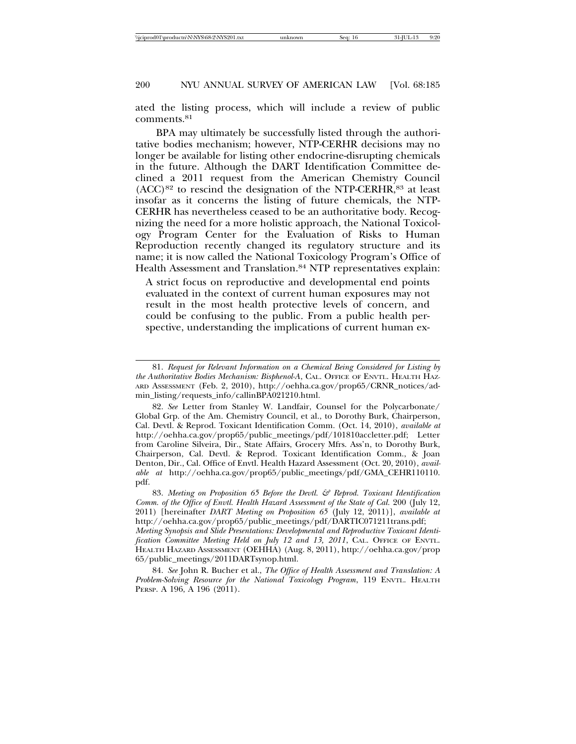ated the listing process, which will include a review of public comments.[81]

BPA may ultimately be successfully listed through the authoritative bodies mechanism; however, NTP-CERHR decisions may no longer be available for listing other endocrine-disrupting chemicals in the future. Although the DART Identification Committee declined a 2011 request from the American Chemistry Council (ACC)[82] to rescind the designation of the NTP-CERHR,[83] at least insofar as it concerns the listing of future chemicals, the NTP-CERHR has nevertheless ceased to be an authoritative body. Recognizing the need for a more holistic approach, the National Toxicology Program Center for the Evaluation of Risks to Human Reproduction recently changed its regulatory structure and its name; it is now called the National Toxicology Program's Office of Health Assessment and Translation.[84] NTP representatives explain:

> A strict focus on reproductive and developmental end points evaluated in the context of current human exposures may not result in the most health protective levels of concern, and could be confusing to the public. From a public health perspective, understanding the implications of current human ex-

---

81. *Request for Relevant Information on a Chemical Being Considered for Listing by the Authoritative Bodies Mechanism: Bisphenol-A*, CAL. OFFICE OF ENVTL. HEALTH HAZARD ASSESSMENT (Feb. 2, 2010), http://oehha.ca.gov/prop65/CRNR_notices/admin_listing/requests_info/callinBPA021210.html.

82. *See* Letter from Stanley W. Landfair, Counsel for the Polycarbonate/Global Grp. of the Am. Chemistry Council, et al., to Dorothy Burk, Chairperson, Cal. Devtl. & Reprod. Toxicant Identification Comm. (Oct. 14, 2010), *available at* http://oehha.ca.gov/prop65/public_meetings/pdf/101810accletter.pdf; Letter from Caroline Silveira, Dir., State Affairs, Grocery Mfrs. Ass'n, to Dorothy Burk, Chairperson, Cal. Devtl. & Reprod. Toxicant Identification Comm., & Joan Denton, Dir., Cal. Office of Envtl. Health Hazard Assessment (Oct. 20, 2010), *available at* http://oehha.ca.gov/prop65/public_meetings/pdf/GMA_CEHR110110.pdf.

83. *Meeting on Proposition 65 Before the Devtl. & Reprod. Toxicant Identification Comm. of the Office of Envtl. Health Hazard Assessment of the State of Cal.* 200 (July 12, 2011) [hereinafter *DART Meeting on Proposition 65* (July 12, 2011)], *available at* http://oehha.ca.gov/prop65/public_meetings/pdf/DARTIC071211trans.pdf; *Meeting Synopsis and Slide Presentations: Developmental and Reproductive Toxicant Identification Committee Meeting Held on July 12 and 13, 2011*, CAL. OFFICE OF ENVTL. HEALTH HAZARD ASSESSMENT (OEHHA) (Aug. 8, 2011), http://oehha.ca.gov/prop65/public_meetings/2011DARTsynop.html.

84. *See* John R. Bucher et al., *The Office of Health Assessment and Translation: A Problem-Solving Resource for the National Toxicology Program*, 119 ENVTL. HEALTH PERSP. A 196, A 196 (2011).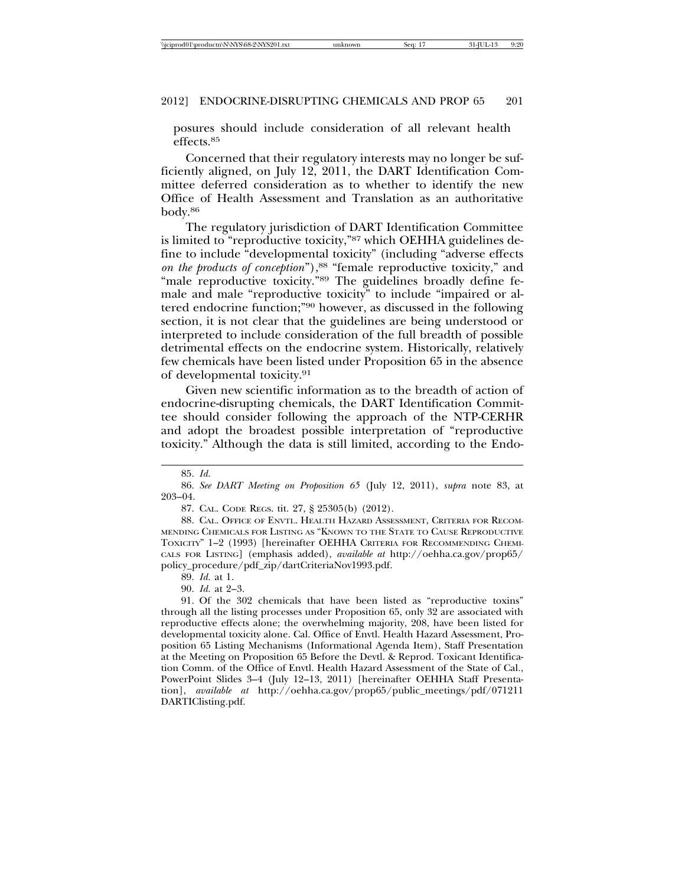posures should include consideration of all relevant health effects.[85]

Concerned that their regulatory interests may no longer be sufficiently aligned, on July 12, 2011, the DART Identification Committee deferred consideration as to whether to identify the new Office of Health Assessment and Translation as an authoritative body.[86]

The regulatory jurisdiction of DART Identification Committee is limited to "reproductive toxicity,"[87] which OEHHA guidelines define to include "developmental toxicity" (including "adverse effects *on the products of conception*"),[88] "female reproductive toxicity," and "male reproductive toxicity."[89] The guidelines broadly define female and male "reproductive toxicity" to include "impaired or altered endocrine function;"[90] however, as discussed in the following section, it is not clear that the guidelines are being understood or interpreted to include consideration of the full breadth of possible detrimental effects on the endocrine system. Historically, relatively few chemicals have been listed under Proposition 65 in the absence of developmental toxicity.[91]

Given new scientific information as to the breadth of action of endocrine-disrupting chemicals, the DART Identification Committee should consider following the approach of the NTP-CERHR and adopt the broadest possible interpretation of "reproductive toxicity." Although the data is still limited, according to the Endo-

---

85. *Id.*

86. *See DART Meeting on Proposition 65* (July 12, 2011), *supra* note 83, at 203–04.

87. Cal. Code Regs. tit. 27, § 25305(b) (2012).

88. Cal. Office of Envtl. Health Hazard Assessment, Criteria for Recommending Chemicals for Listing as "Known to the State to Cause Reproductive Toxicity" 1–2 (1993) [hereinafter OEHHA Criteria for Recommending Chemicals for Listing] (emphasis added), *available at* http://oehha.ca.gov/prop65/policy_procedure/pdf_zip/dartCriteriaNov1993.pdf.

89. *Id.* at 1.

90. *Id.* at 2–3.

91. Of the 302 chemicals that have been listed as "reproductive toxins" through all the listing processes under Proposition 65, only 32 are associated with reproductive effects alone; the overwhelming majority, 208, have been listed for developmental toxicity alone. Cal. Office of Envtl. Health Hazard Assessment, Proposition 65 Listing Mechanisms (Informational Agenda Item), Staff Presentation at the Meeting on Proposition 65 Before the Devtl. & Reprod. Toxicant Identification Comm. of the Office of Envtl. Health Hazard Assessment of the State of Cal., PowerPoint Slides 3–4 (July 12–13, 2011) [hereinafter OEHHA Staff Presentation], *available at* http://oehha.ca.gov/prop65/public_meetings/pdf/071211DARTIClisting.pdf.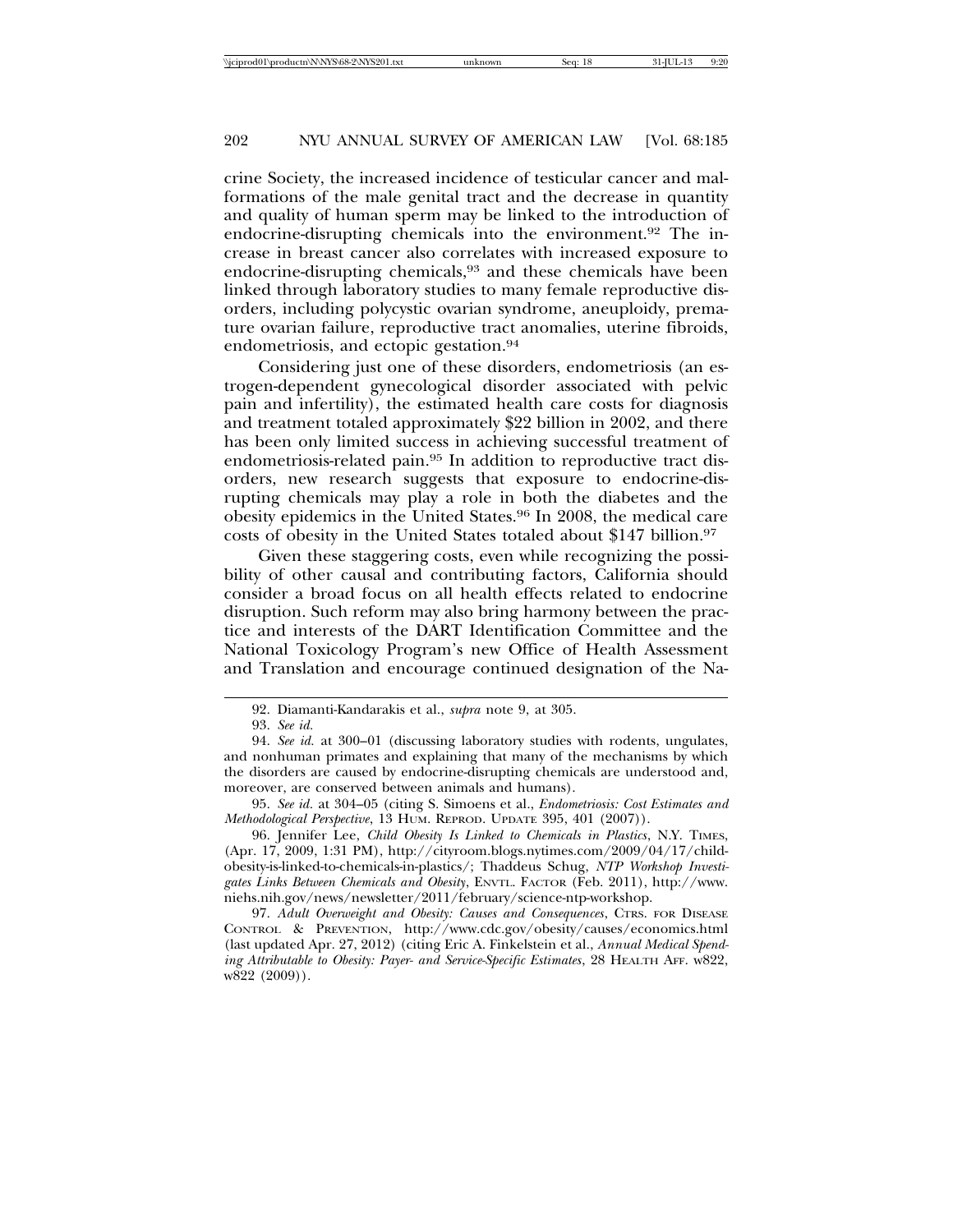crine Society, the increased incidence of testicular cancer and malformations of the male genital tract and the decrease in quantity and quality of human sperm may be linked to the introduction of endocrine-disrupting chemicals into the environment.[92] The increase in breast cancer also correlates with increased exposure to endocrine-disrupting chemicals,[93] and these chemicals have been linked through laboratory studies to many female reproductive disorders, including polycystic ovarian syndrome, aneuploidy, premature ovarian failure, reproductive tract anomalies, uterine fibroids, endometriosis, and ectopic gestation.[94]

Considering just one of these disorders, endometriosis (an estrogen-dependent gynecological disorder associated with pelvic pain and infertility), the estimated health care costs for diagnosis and treatment totaled approximately $22 billion in 2002, and there has been only limited success in achieving successful treatment of endometriosis-related pain.[95] In addition to reproductive tract disorders, new research suggests that exposure to endocrine-disrupting chemicals may play a role in both the diabetes and the obesity epidemics in the United States.[96] In 2008, the medical care costs of obesity in the United States totaled about $147 billion.[97]

Given these staggering costs, even while recognizing the possibility of other causal and contributing factors, California should consider a broad focus on all health effects related to endocrine disruption. Such reform may also bring harmony between the practice and interests of the DART Identification Committee and the National Toxicology Program's new Office of Health Assessment and Translation and encourage continued designation of the Na-

92. Diamanti-Kandarakis et al., *supra* note 9, at 305.

93. *See id.*

94. *See id.* at 300–01 (discussing laboratory studies with rodents, ungulates, and nonhuman primates and explaining that many of the mechanisms by which the disorders are caused by endocrine-disrupting chemicals are understood and, moreover, are conserved between animals and humans).

95. *See id.* at 304–05 (citing S. Simoens et al., *Endometriosis: Cost Estimates and Methodological Perspective*, 13 HUM. REPROD. UPDATE 395, 401 (2007)).

96. Jennifer Lee, *Child Obesity Is Linked to Chemicals in Plastics*, N.Y. TIMES, (Apr. 17, 2009, 1:31 PM), http://cityroom.blogs.nytimes.com/2009/04/17/child-obesity-is-linked-to-chemicals-in-plastics/; Thaddeus Schug, *NTP Workshop Investigates Links Between Chemicals and Obesity*, ENVTL. FACTOR (Feb. 2011), http://www.niehs.nih.gov/news/newsletter/2011/february/science-ntp-workshop.

97. *Adult Overweight and Obesity: Causes and Consequences*, CTRS. FOR DISEASE CONTROL & PREVENTION, http://www.cdc.gov/obesity/causes/economics.html (last updated Apr. 27, 2012) (citing Eric A. Finkelstein et al., *Annual Medical Spending Attributable to Obesity: Payer- and Service-Specific Estimates*, 28 HEALTH AFF. w822, w822 (2009)).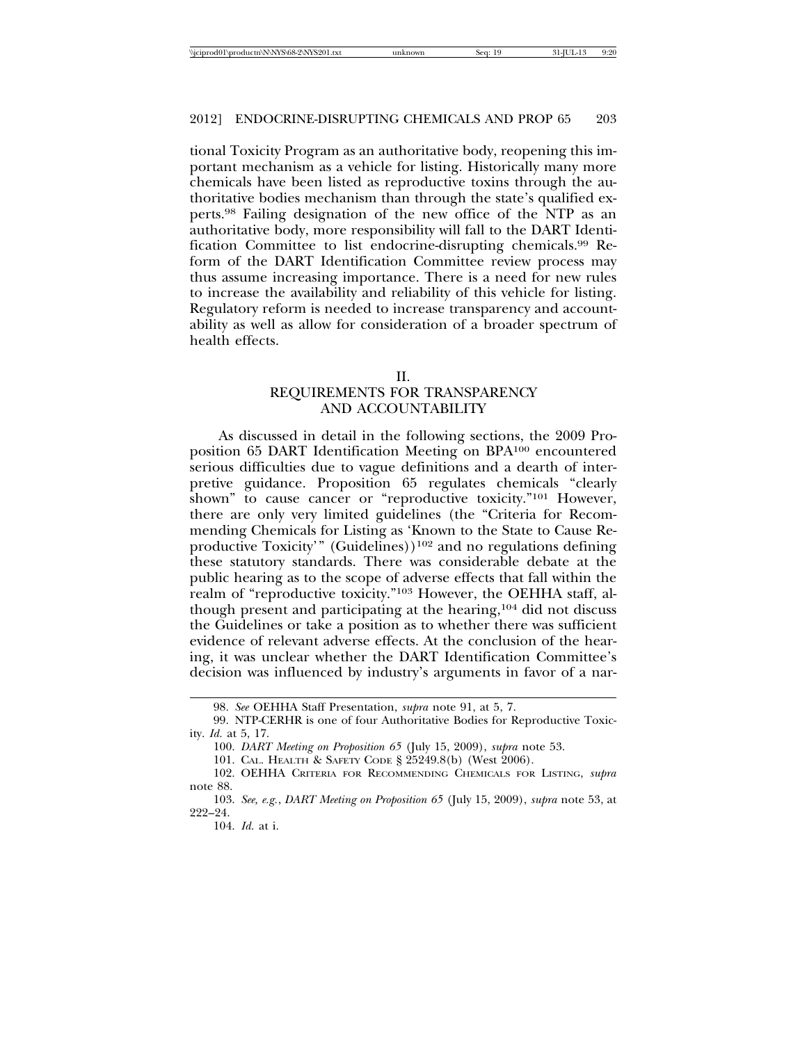tional Toxicity Program as an authoritative body, reopening this important mechanism as a vehicle for listing. Historically many more chemicals have been listed as reproductive toxins through the authoritative bodies mechanism than through the state's qualified experts.[98] Failing designation of the new office of the NTP as an authoritative body, more responsibility will fall to the DART Identification Committee to list endocrine-disrupting chemicals.[99] Reform of the DART Identification Committee review process may thus assume increasing importance. There is a need for new rules to increase the availability and reliability of this vehicle for listing. Regulatory reform is needed to increase transparency and accountability as well as allow for consideration of a broader spectrum of health effects.

## II. REQUIREMENTS FOR TRANSPARENCY AND ACCOUNTABILITY

As discussed in detail in the following sections, the 2009 Proposition 65 DART Identification Meeting on BPA[100] encountered serious difficulties due to vague definitions and a dearth of interpretive guidance. Proposition 65 regulates chemicals "clearly shown" to cause cancer or "reproductive toxicity."[101] However, there are only very limited guidelines (the "Criteria for Recommending Chemicals for Listing as 'Known to the State to Cause Reproductive Toxicity'" (Guidelines))[102] and no regulations defining these statutory standards. There was considerable debate at the public hearing as to the scope of adverse effects that fall within the realm of "reproductive toxicity."[103] However, the OEHHA staff, although present and participating at the hearing,[104] did not discuss the Guidelines or take a position as to whether there was sufficient evidence of relevant adverse effects. At the conclusion of the hearing, it was unclear whether the DART Identification Committee's decision was influenced by industry's arguments in favor of a nar-

98. *See* OEHHA Staff Presentation, *supra* note 91, at 5, 7.

99. NTP-CERHR is one of four Authoritative Bodies for Reproductive Toxicity. *Id.* at 5, 17.

100. *DART Meeting on Proposition 65* (July 15, 2009), *supra* note 53.

101. CAL. HEALTH & SAFETY CODE § 25249.8(b) (West 2006).

102. OEHHA CRITERIA FOR RECOMMENDING CHEMICALS FOR LISTING, *supra* note 88.

103. *See, e.g.*, *DART Meeting on Proposition 65* (July 15, 2009), *supra* note 53, at 222–24.

104. *Id.* at i.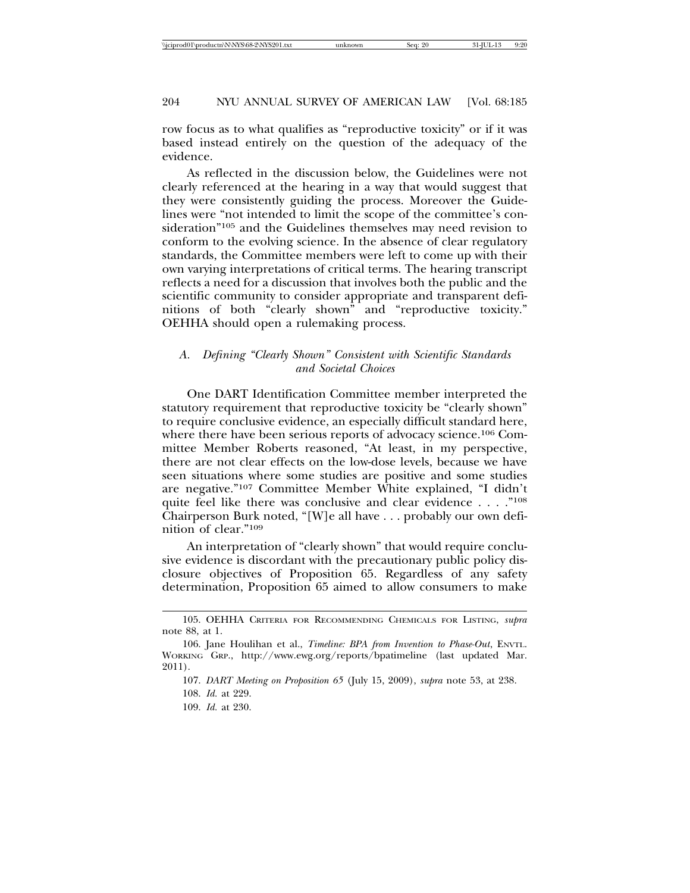row focus as to what qualifies as "reproductive toxicity" or if it was based instead entirely on the question of the adequacy of the evidence.

As reflected in the discussion below, the Guidelines were not clearly referenced at the hearing in a way that would suggest that they were consistently guiding the process. Moreover the Guidelines were "not intended to limit the scope of the committee's consideration"[105] and the Guidelines themselves may need revision to conform to the evolving science. In the absence of clear regulatory standards, the Committee members were left to come up with their own varying interpretations of critical terms. The hearing transcript reflects a need for a discussion that involves both the public and the scientific community to consider appropriate and transparent definitions of both "clearly shown" and "reproductive toxicity." OEHHA should open a rulemaking process.

### *A. Defining "Clearly Shown" Consistent with Scientific Standards and Societal Choices*

One DART Identification Committee member interpreted the statutory requirement that reproductive toxicity be "clearly shown" to require conclusive evidence, an especially difficult standard here, where there have been serious reports of advocacy science.[106] Committee Member Roberts reasoned, "At least, in my perspective, there are not clear effects on the low-dose levels, because we have seen situations where some studies are positive and some studies are negative."[107] Committee Member White explained, "I didn't quite feel like there was conclusive and clear evidence . . . ."[108] Chairperson Burk noted, "[W]e all have . . . probably our own definition of clear."[109]

An interpretation of "clearly shown" that would require conclusive evidence is discordant with the precautionary public policy disclosure objectives of Proposition 65. Regardless of any safety determination, Proposition 65 aimed to allow consumers to make

---

105. OEHHA CRITERIA FOR RECOMMENDING CHEMICALS FOR LISTING, *supra* note 88, at 1.

106. Jane Houlihan et al., *Timeline: BPA from Invention to Phase-Out*, ENVTL. WORKING GRP., http://www.ewg.org/reports/bpatimeline (last updated Mar. 2011).

107. *DART Meeting on Proposition 65* (July 15, 2009), *supra* note 53, at 238.

108. *Id.* at 229.

109. *Id.* at 230.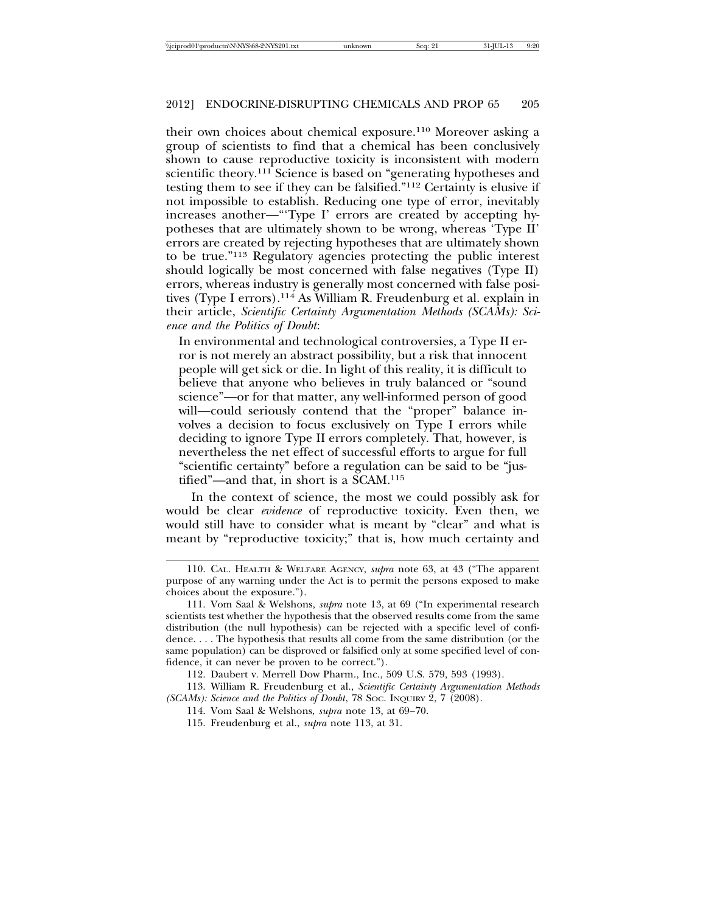their own choices about chemical exposure.[110] Moreover asking a group of scientists to find that a chemical has been conclusively shown to cause reproductive toxicity is inconsistent with modern scientific theory.[111] Science is based on "generating hypotheses and testing them to see if they can be falsified."[112] Certainty is elusive if not impossible to establish. Reducing one type of error, inevitably increases another—"'Type I' errors are created by accepting hypotheses that are ultimately shown to be wrong, whereas 'Type II' errors are created by rejecting hypotheses that are ultimately shown to be true."[113] Regulatory agencies protecting the public interest should logically be most concerned with false negatives (Type II) errors, whereas industry is generally most concerned with false positives (Type I errors).[114] As William R. Freudenburg et al. explain in their article, *Scientific Certainty Argumentation Methods (SCAMs): Science and the Politics of Doubt*:

> In environmental and technological controversies, a Type II error is not merely an abstract possibility, but a risk that innocent people will get sick or die. In light of this reality, it is difficult to believe that anyone who believes in truly balanced or "sound science"—or for that matter, any well-informed person of good will—could seriously contend that the "proper" balance involves a decision to focus exclusively on Type I errors while deciding to ignore Type II errors completely. That, however, is nevertheless the net effect of successful efforts to argue for full "scientific certainty" before a regulation can be said to be "justified"—and that, in short is a SCAM.[115]

In the context of science, the most we could possibly ask for would be clear *evidence* of reproductive toxicity. Even then, we would still have to consider what is meant by "clear" and what is meant by "reproductive toxicity;" that is, how much certainty and

---

110. CAL. HEALTH & WELFARE AGENCY, *supra* note 63, at 43 ("The apparent purpose of any warning under the Act is to permit the persons exposed to make choices about the exposure.").

111. Vom Saal & Welshons, *supra* note 13, at 69 ("In experimental research scientists test whether the hypothesis that the observed results come from the same distribution (the null hypothesis) can be rejected with a specific level of confidence. . . . The hypothesis that results all come from the same distribution (or the same population) can be disproved or falsified only at some specified level of confidence, it can never be proven to be correct.").

112. Daubert v. Merrell Dow Pharm., Inc., 509 U.S. 579, 593 (1993).

113. William R. Freudenburg et al., *Scientific Certainty Argumentation Methods (SCAMs): Science and the Politics of Doubt*, 78 SOC. INQUIRY 2, 7 (2008).

114. Vom Saal & Welshons, *supra* note 13, at 69–70.

115. Freudenburg et al., *supra* note 113, at 31.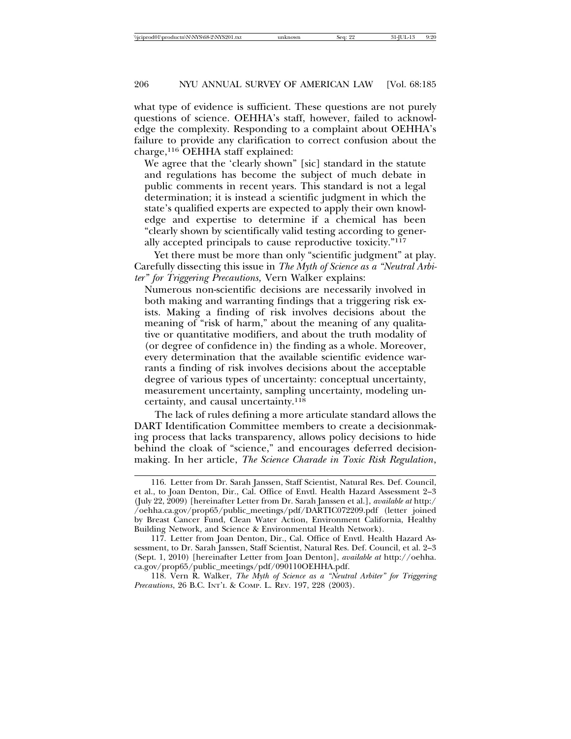what type of evidence is sufficient. These questions are not purely questions of science. OEHHA's staff, however, failed to acknowledge the complexity. Responding to a complaint about OEHHA's failure to provide any clarification to correct confusion about the charge,[116] OEHHA staff explained:

> We agree that the 'clearly shown" [sic] standard in the statute and regulations has become the subject of much debate in public comments in recent years. This standard is not a legal determination; it is instead a scientific judgment in which the state's qualified experts are expected to apply their own knowledge and expertise to determine if a chemical has been "clearly shown by scientifically valid testing according to generally accepted principals to cause reproductive toxicity."[117]

Yet there must be more than only "scientific judgment" at play. Carefully dissecting this issue in *The Myth of Science as a "Neutral Arbiter" for Triggering Precautions,* Vern Walker explains:

> Numerous non-scientific decisions are necessarily involved in both making and warranting findings that a triggering risk exists. Making a finding of risk involves decisions about the meaning of "risk of harm," about the meaning of any qualitative or quantitative modifiers, and about the truth modality of (or degree of confidence in) the finding as a whole. Moreover, every determination that the available scientific evidence warrants a finding of risk involves decisions about the acceptable degree of various types of uncertainty: conceptual uncertainty, measurement uncertainty, sampling uncertainty, modeling uncertainty, and causal uncertainty.[118]

The lack of rules defining a more articulate standard allows the DART Identification Committee members to create a decisionmaking process that lacks transparency, allows policy decisions to hide behind the cloak of "science," and encourages deferred decisionmaking. In her article, *The Science Charade in Toxic Risk Regulation*,

---

116. Letter from Dr. Sarah Janssen, Staff Scientist, Natural Res. Def. Council, et al., to Joan Denton, Dir., Cal. Office of Envtl. Health Hazard Assessment 2–3 (July 22, 2009) [hereinafter Letter from Dr. Sarah Janssen et al.], *available at* http://oehha.ca.gov/prop65/public_meetings/pdf/DARTIC072209.pdf (letter joined by Breast Cancer Fund, Clean Water Action, Environment California, Healthy Building Network, and Science & Environmental Health Network).

117. Letter from Joan Denton, Dir., Cal. Office of Envtl. Health Hazard Assessment, to Dr. Sarah Janssen, Staff Scientist, Natural Res. Def. Council, et al. 2–3 (Sept. 1, 2010) [hereinafter Letter from Joan Denton], *available at* http://oehha.ca.gov/prop65/public_meetings/pdf/090110OEHHA.pdf.

118. Vern R. Walker, *The Myth of Science as a "Neutral Arbiter" for Triggering Precautions*, 26 B.C. INT'L & COMP. L. REV. 197, 228 (2003).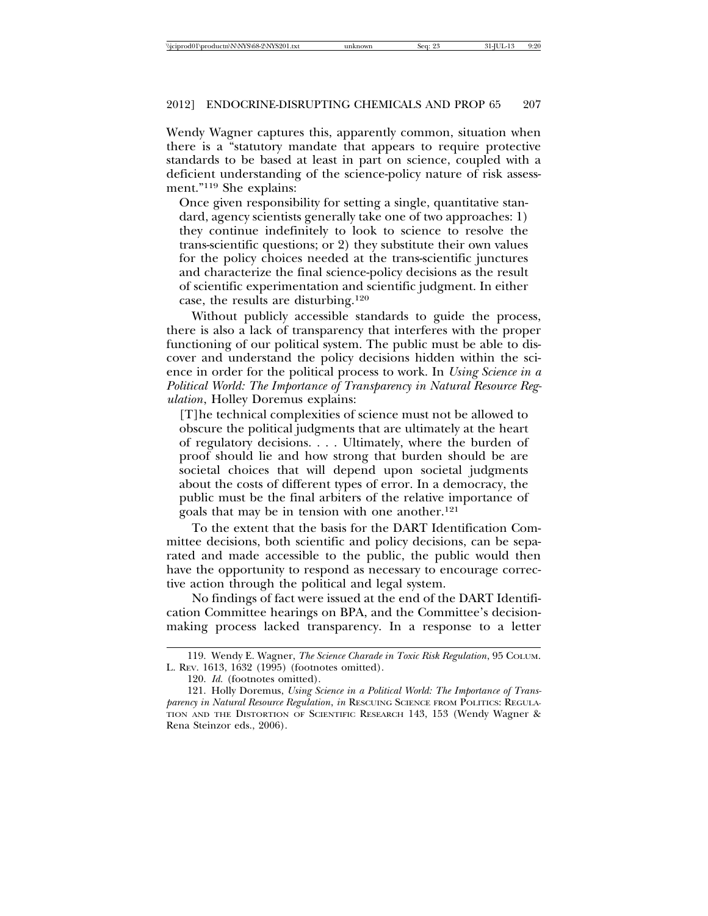Wendy Wagner captures this, apparently common, situation when there is a "statutory mandate that appears to require protective standards to be based at least in part on science, coupled with a deficient understanding of the science-policy nature of risk assessment."[119] She explains:

> Once given responsibility for setting a single, quantitative standard, agency scientists generally take one of two approaches: 1) they continue indefinitely to look to science to resolve the trans-scientific questions; or 2) they substitute their own values for the policy choices needed at the trans-scientific junctures and characterize the final science-policy decisions as the result of scientific experimentation and scientific judgment. In either case, the results are disturbing.[120]

Without publicly accessible standards to guide the process, there is also a lack of transparency that interferes with the proper functioning of our political system. The public must be able to discover and understand the policy decisions hidden within the science in order for the political process to work. In *Using Science in a Political World: The Importance of Transparency in Natural Resource Regulation*, Holley Doremus explains:

> [T]he technical complexities of science must not be allowed to obscure the political judgments that are ultimately at the heart of regulatory decisions. . . . Ultimately, where the burden of proof should lie and how strong that burden should be are societal choices that will depend upon societal judgments about the costs of different types of error. In a democracy, the public must be the final arbiters of the relative importance of goals that may be in tension with one another.[121]

To the extent that the basis for the DART Identification Committee decisions, both scientific and policy decisions, can be separated and made accessible to the public, the public would then have the opportunity to respond as necessary to encourage corrective action through the political and legal system.

No findings of fact were issued at the end of the DART Identification Committee hearings on BPA, and the Committee's decision-making process lacked transparency. In a response to a letter

---

119. Wendy E. Wagner, *The Science Charade in Toxic Risk Regulation*, 95 COLUM. L. REV. 1613, 1632 (1995) (footnotes omitted).

120. *Id.* (footnotes omitted).

121. Holly Doremus, *Using Science in a Political World: The Importance of Transparency in Natural Resource Regulation*, *in* RESCUING SCIENCE FROM POLITICS: REGULATION AND THE DISTORTION OF SCIENTIFIC RESEARCH 143, 153 (Wendy Wagner & Rena Steinzor eds., 2006).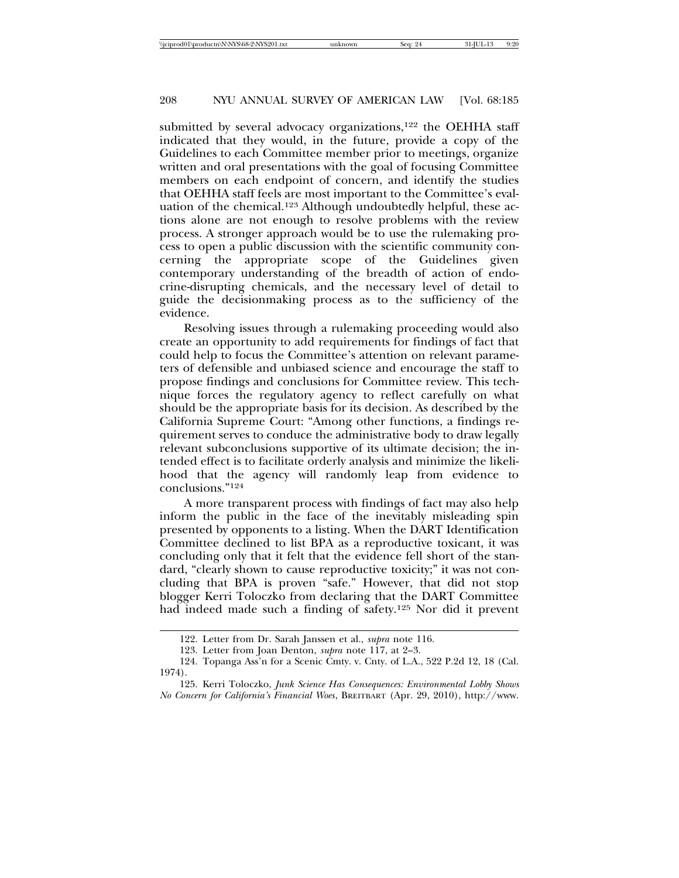submitted by several advocacy organizations,[122] the OEHHA staff indicated that they would, in the future, provide a copy of the Guidelines to each Committee member prior to meetings, organize written and oral presentations with the goal of focusing Committee members on each endpoint of concern, and identify the studies that OEHHA staff feels are most important to the Committee's evaluation of the chemical.[123] Although undoubtedly helpful, these actions alone are not enough to resolve problems with the review process. A stronger approach would be to use the rulemaking process to open a public discussion with the scientific community concerning the appropriate scope of the Guidelines given contemporary understanding of the breadth of action of endocrine-disrupting chemicals, and the necessary level of detail to guide the decisionmaking process as to the sufficiency of the evidence.

Resolving issues through a rulemaking proceeding would also create an opportunity to add requirements for findings of fact that could help to focus the Committee's attention on relevant parameters of defensible and unbiased science and encourage the staff to propose findings and conclusions for Committee review. This technique forces the regulatory agency to reflect carefully on what should be the appropriate basis for its decision. As described by the California Supreme Court: "Among other functions, a findings requirement serves to conduce the administrative body to draw legally relevant subconclusions supportive of its ultimate decision; the intended effect is to facilitate orderly analysis and minimize the likelihood that the agency will randomly leap from evidence to conclusions."[124]

A more transparent process with findings of fact may also help inform the public in the face of the inevitably misleading spin presented by opponents to a listing. When the DART Identification Committee declined to list BPA as a reproductive toxicant, it was concluding only that it felt that the evidence fell short of the standard, "clearly shown to cause reproductive toxicity;" it was not concluding that BPA is proven "safe." However, that did not stop blogger Kerri Toloczko from declaring that the DART Committee had indeed made such a finding of safety.[125] Nor did it prevent

---

122. Letter from Dr. Sarah Janssen et al., *supra* note 116.

123. Letter from Joan Denton, *supra* note 117, at 2–3.

124. Topanga Ass'n for a Scenic Cmty. v. Cnty. of L.A., 522 P.2d 12, 18 (Cal. 1974).

125. Kerri Toloczko, *Junk Science Has Consequences: Environmental Lobby Shows No Concern for California's Financial Woes*, BREITBART (Apr. 29, 2010), http://www.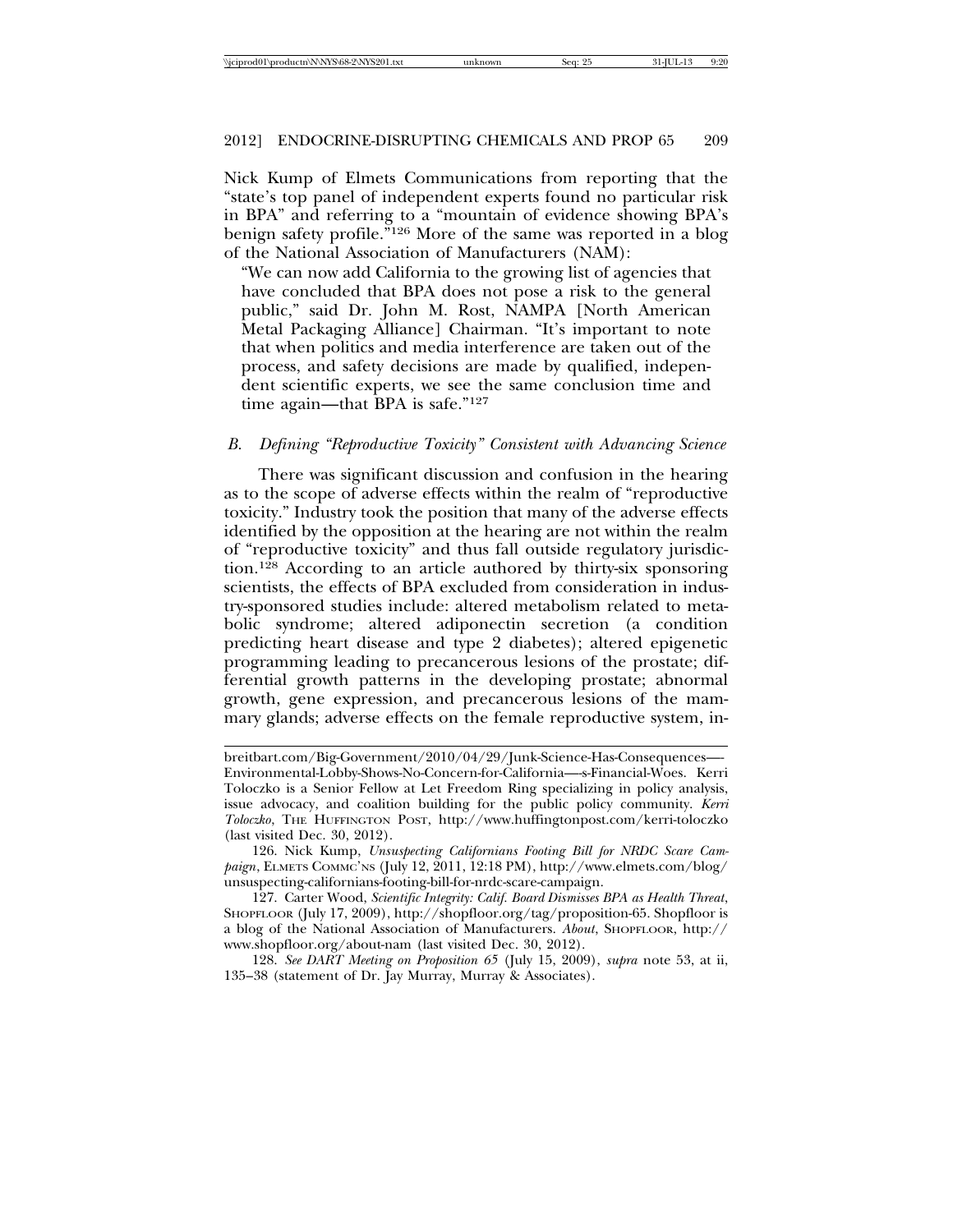Nick Kump of Elmets Communications from reporting that the "state's top panel of independent experts found no particular risk in BPA" and referring to a "mountain of evidence showing BPA's benign safety profile."[126] More of the same was reported in a blog of the National Association of Manufacturers (NAM):

> "We can now add California to the growing list of agencies that have concluded that BPA does not pose a risk to the general public," said Dr. John M. Rost, NAMPA [North American Metal Packaging Alliance] Chairman. "It's important to note that when politics and media interference are taken out of the process, and safety decisions are made by qualified, independent scientific experts, we see the same conclusion time and time again—that BPA is safe."[127]

### *B. Defining "Reproductive Toxicity" Consistent with Advancing Science*

There was significant discussion and confusion in the hearing as to the scope of adverse effects within the realm of "reproductive toxicity." Industry took the position that many of the adverse effects identified by the opposition at the hearing are not within the realm of "reproductive toxicity" and thus fall outside regulatory jurisdiction.[128] According to an article authored by thirty-six sponsoring scientists, the effects of BPA excluded from consideration in industry-sponsored studies include: altered metabolism related to metabolic syndrome; altered adiponectin secretion (a condition predicting heart disease and type 2 diabetes); altered epigenetic programming leading to precancerous lesions of the prostate; differential growth patterns in the developing prostate; abnormal growth, gene expression, and precancerous lesions of the mammary glands; adverse effects on the female reproductive system, in-

---

breitbart.com/Big-Government/2010/04/29/Junk-Science-Has-Consequences—-Environmental-Lobby-Shows-No-Concern-for-California—-s-Financial-Woes. Kerri Toloczko is a Senior Fellow at Let Freedom Ring specializing in policy analysis, issue advocacy, and coalition building for the public policy community. *Kerri Toloczko*, THE HUFFINGTON POST, http://www.huffingtonpost.com/kerri-toloczko (last visited Dec. 30, 2012).

126. Nick Kump, *Unsuspecting Californians Footing Bill for NRDC Scare Campaign*, ELMETS COMMC'NS (July 12, 2011, 12:18 PM), http://www.elmets.com/blog/unsuspecting-californians-footing-bill-for-nrdc-scare-campaign.

127. Carter Wood, *Scientific Integrity: Calif. Board Dismisses BPA as Health Threat*, SHOPFLOOR (July 17, 2009), http://shopfloor.org/tag/proposition-65. Shopfloor is a blog of the National Association of Manufacturers. *About*, SHOPFLOOR, http://www.shopfloor.org/about-nam (last visited Dec. 30, 2012).

128. *See DART Meeting on Proposition 65* (July 15, 2009), *supra* note 53, at ii, 135–38 (statement of Dr. Jay Murray, Murray & Associates).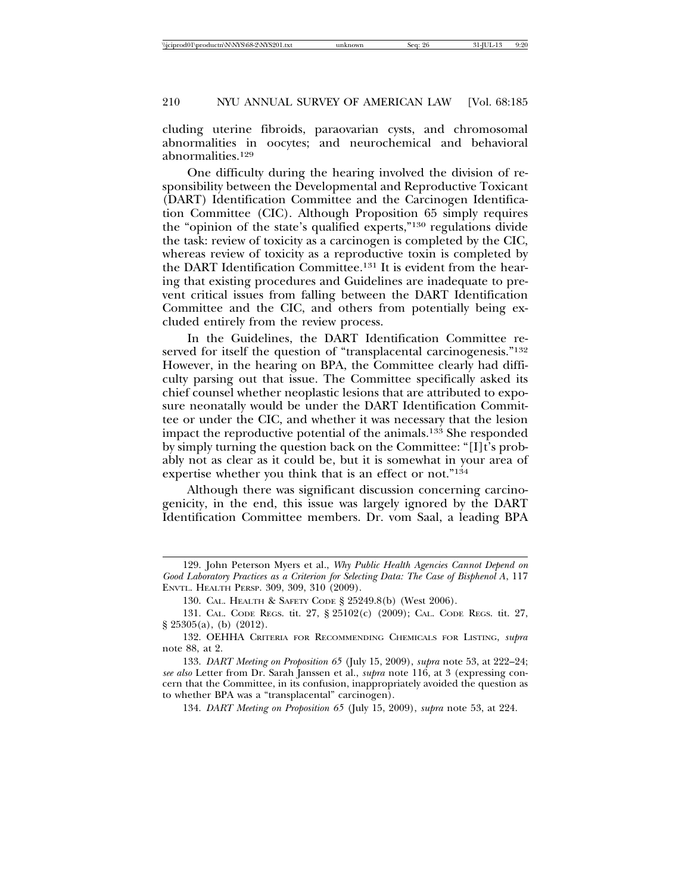cluding uterine fibroids, paraovarian cysts, and chromosomal abnormalities in oocytes; and neurochemical and behavioral abnormalities.[129]

One difficulty during the hearing involved the division of responsibility between the Developmental and Reproductive Toxicant (DART) Identification Committee and the Carcinogen Identification Committee (CIC). Although Proposition 65 simply requires the "opinion of the state's qualified experts,"[130] regulations divide the task: review of toxicity as a carcinogen is completed by the CIC, whereas review of toxicity as a reproductive toxin is completed by the DART Identification Committee.[131] It is evident from the hearing that existing procedures and Guidelines are inadequate to prevent critical issues from falling between the DART Identification Committee and the CIC, and others from potentially being excluded entirely from the review process.

In the Guidelines, the DART Identification Committee reserved for itself the question of "transplacental carcinogenesis."[132] However, in the hearing on BPA, the Committee clearly had difficulty parsing out that issue. The Committee specifically asked its chief counsel whether neoplastic lesions that are attributed to exposure neonatally would be under the DART Identification Committee or under the CIC, and whether it was necessary that the lesion impact the reproductive potential of the animals.[133] She responded by simply turning the question back on the Committee: "[I]t's probably not as clear as it could be, but it is somewhat in your area of expertise whether you think that is an effect or not."[134]

Although there was significant discussion concerning carcinogenicity, in the end, this issue was largely ignored by the DART Identification Committee members. Dr. vom Saal, a leading BPA

---

129. John Peterson Myers et al., *Why Public Health Agencies Cannot Depend on Good Laboratory Practices as a Criterion for Selecting Data: The Case of Bisphenol A*, 117 ENVTL. HEALTH PERSP. 309, 309, 310 (2009).

130. CAL. HEALTH & SAFETY CODE § 25249.8(b) (West 2006).

131. CAL. CODE REGS. tit. 27, § 25102(c) (2009); CAL. CODE REGS. tit. 27, § 25305(a), (b) (2012).

132. OEHHA CRITERIA FOR RECOMMENDING CHEMICALS FOR LISTING, *supra* note 88, at 2.

133. *DART Meeting on Proposition 65* (July 15, 2009), *supra* note 53, at 222–24; *see also* Letter from Dr. Sarah Janssen et al., *supra* note 116, at 3 (expressing concern that the Committee, in its confusion, inappropriately avoided the question as to whether BPA was a "transplacental" carcinogen).

134. *DART Meeting on Proposition 65* (July 15, 2009), *supra* note 53, at 224.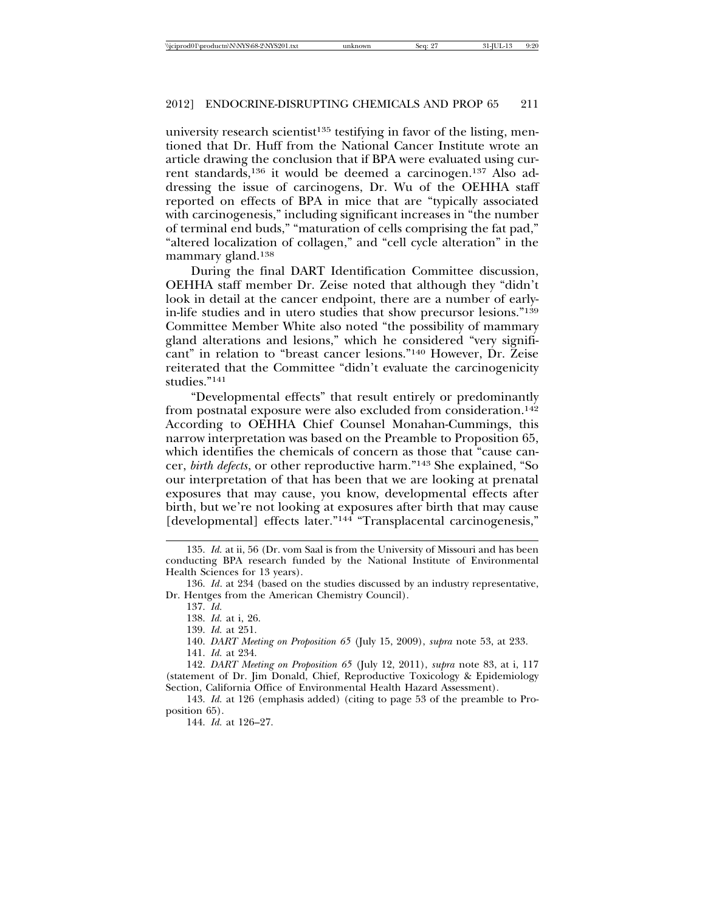university research scientist[135] testifying in favor of the listing, mentioned that Dr. Huff from the National Cancer Institute wrote an article drawing the conclusion that if BPA were evaluated using current standards,[136] it would be deemed a carcinogen.[137] Also addressing the issue of carcinogens, Dr. Wu of the OEHHA staff reported on effects of BPA in mice that are "typically associated with carcinogenesis," including significant increases in "the number of terminal end buds," "maturation of cells comprising the fat pad," "altered localization of collagen," and "cell cycle alteration" in the mammary gland.[138]

During the final DART Identification Committee discussion, OEHHA staff member Dr. Zeise noted that although they "didn't look in detail at the cancer endpoint, there are a number of early-in-life studies and in utero studies that show precursor lesions."[139] Committee Member White also noted "the possibility of mammary gland alterations and lesions," which he considered "very significant" in relation to "breast cancer lesions."[140] However, Dr. Zeise reiterated that the Committee "didn't evaluate the carcinogenicity studies."[141]

"Developmental effects" that result entirely or predominantly from postnatal exposure were also excluded from consideration.[142] According to OEHHA Chief Counsel Monahan-Cummings, this narrow interpretation was based on the Preamble to Proposition 65, which identifies the chemicals of concern as those that "cause cancer, *birth defects*, or other reproductive harm."[143] She explained, "So our interpretation of that has been that we are looking at prenatal exposures that may cause, you know, developmental effects after birth, but we're not looking at exposures after birth that may cause [developmental] effects later."[144] "Transplacental carcinogenesis,"

---

135. *Id.* at ii, 56 (Dr. vom Saal is from the University of Missouri and has been conducting BPA research funded by the National Institute of Environmental Health Sciences for 13 years).

136. *Id*. at 234 (based on the studies discussed by an industry representative, Dr. Hentges from the American Chemistry Council).

137. *Id.*

138. *Id.* at i, 26.

139. *Id.* at 251.

140. *DART Meeting on Proposition 65* (July 15, 2009), *supra* note 53, at 233.

141. *Id.* at 234.

142. *DART Meeting on Proposition 65* (July 12, 2011), *supra* note 83, at i, 117 (statement of Dr. Jim Donald, Chief, Reproductive Toxicology & Epidemiology Section, California Office of Environmental Health Hazard Assessment).

143. *Id.* at 126 (emphasis added) (citing to page 53 of the preamble to Proposition 65).

144. *Id.* at 126–27.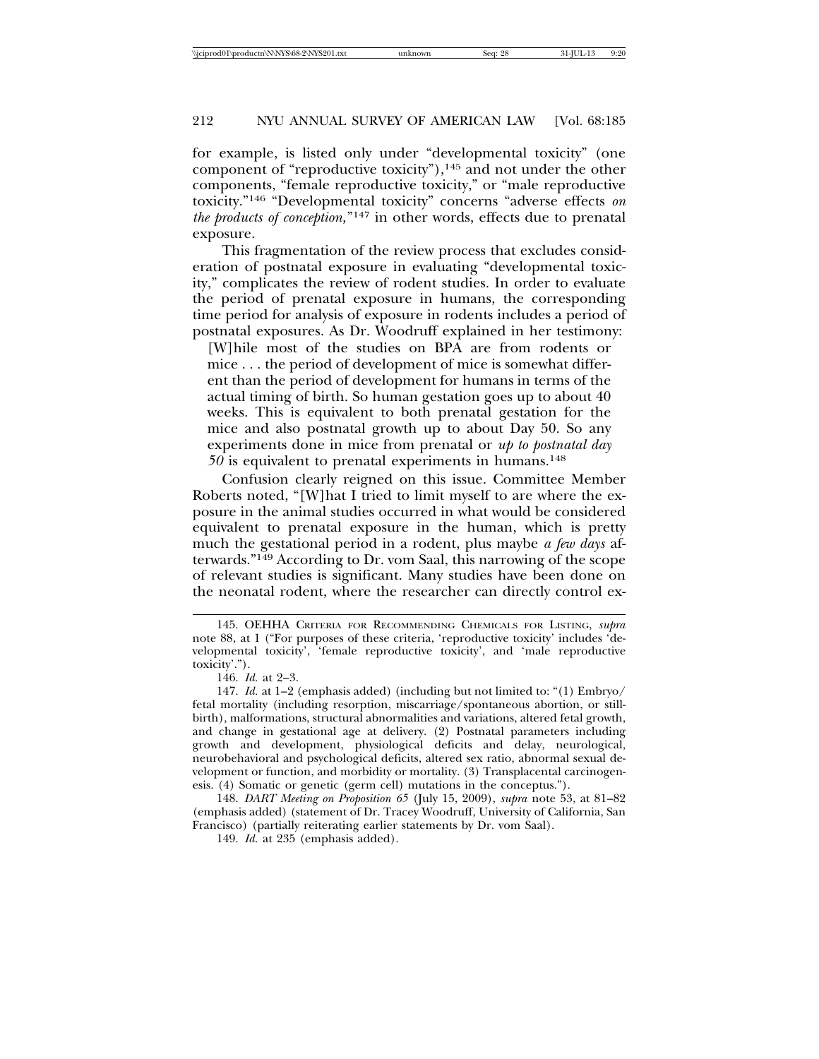for example, is listed only under "developmental toxicity" (one component of "reproductive toxicity"),[145] and not under the other components, "female reproductive toxicity," or "male reproductive toxicity."[146] "Developmental toxicity" concerns "adverse effects *on the products of conception,*"[147] in other words, effects due to prenatal exposure.

This fragmentation of the review process that excludes consideration of postnatal exposure in evaluating "developmental toxicity," complicates the review of rodent studies. In order to evaluate the period of prenatal exposure in humans, the corresponding time period for analysis of exposure in rodents includes a period of postnatal exposures. As Dr. Woodruff explained in her testimony:

> [W]hile most of the studies on BPA are from rodents or mice . . . the period of development of mice is somewhat different than the period of development for humans in terms of the actual timing of birth. So human gestation goes up to about 40 weeks. This is equivalent to both prenatal gestation for the mice and also postnatal growth up to about Day 50. So any experiments done in mice from prenatal or *up to postnatal day 50* is equivalent to prenatal experiments in humans.[148]

Confusion clearly reigned on this issue. Committee Member Roberts noted, "[W]hat I tried to limit myself to are where the exposure in the animal studies occurred in what would be considered equivalent to prenatal exposure in the human, which is pretty much the gestational period in a rodent, plus maybe *a few days* afterwards."[149] According to Dr. vom Saal, this narrowing of the scope of relevant studies is significant. Many studies have been done on the neonatal rodent, where the researcher can directly control ex-

---

145. OEHHA CRITERIA FOR RECOMMENDING CHEMICALS FOR LISTING, *supra* note 88, at 1 ("For purposes of these criteria, 'reproductive toxicity' includes 'developmental toxicity', 'female reproductive toxicity', and 'male reproductive toxicity'.").

146. *Id.* at 2–3.

147. *Id.* at 1–2 (emphasis added) (including but not limited to: "(1) Embryo/fetal mortality (including resorption, miscarriage/spontaneous abortion, or stillbirth), malformations, structural abnormalities and variations, altered fetal growth, and change in gestational age at delivery. (2) Postnatal parameters including growth and development, physiological deficits and delay, neurological, neurobehavioral and psychological deficits, altered sex ratio, abnormal sexual development or function, and morbidity or mortality. (3) Transplacental carcinogenesis. (4) Somatic or genetic (germ cell) mutations in the conceptus.").

148. *DART Meeting on Proposition 65* (July 15, 2009), *supra* note 53, at 81–82 (emphasis added) (statement of Dr. Tracey Woodruff, University of California, San Francisco) (partially reiterating earlier statements by Dr. vom Saal).

149. *Id.* at 235 (emphasis added).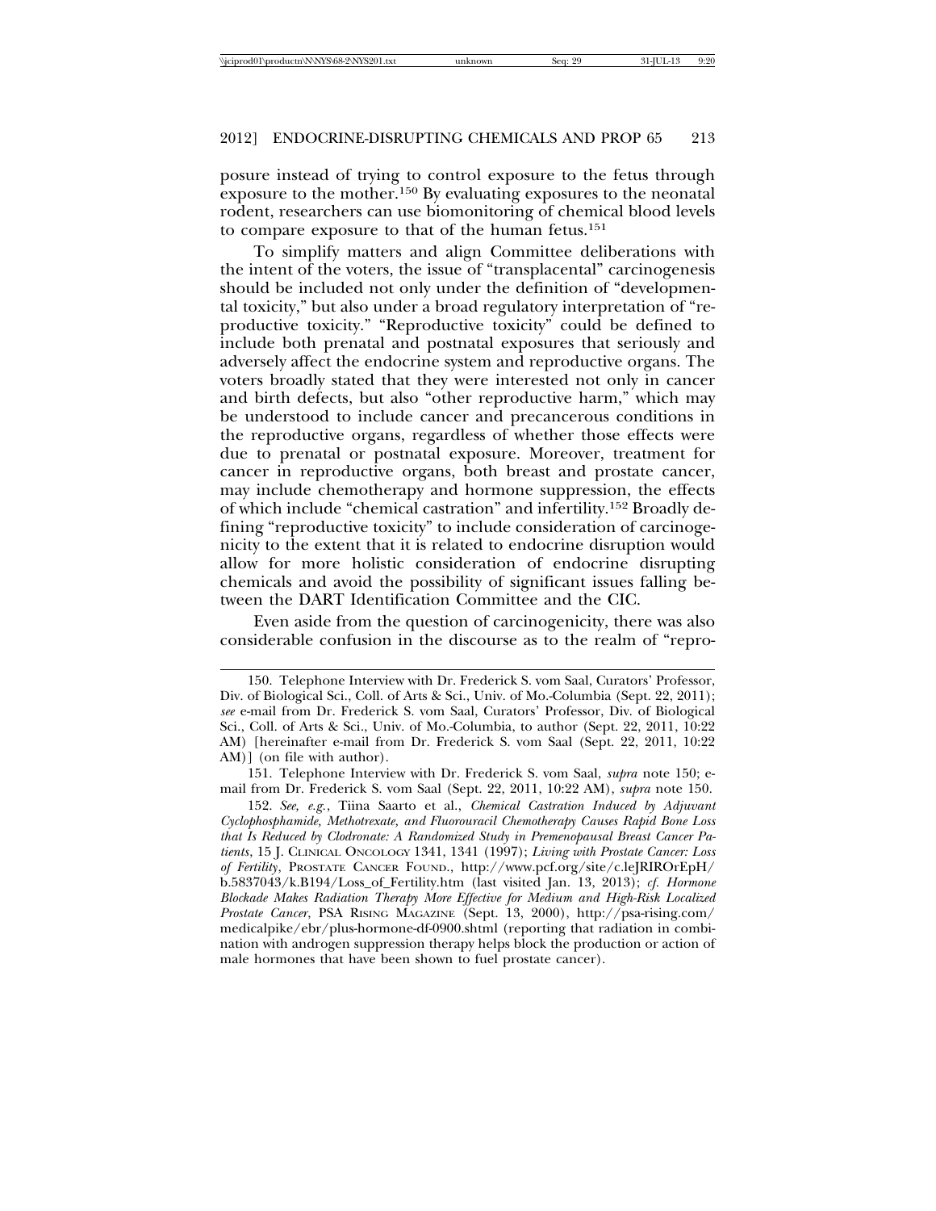posure instead of trying to control exposure to the fetus through exposure to the mother.[150] By evaluating exposures to the neonatal rodent, researchers can use biomonitoring of chemical blood levels to compare exposure to that of the human fetus.[151]

To simplify matters and align Committee deliberations with the intent of the voters, the issue of "transplacental" carcinogenesis should be included not only under the definition of "developmental toxicity," but also under a broad regulatory interpretation of "reproductive toxicity." "Reproductive toxicity" could be defined to include both prenatal and postnatal exposures that seriously and adversely affect the endocrine system and reproductive organs. The voters broadly stated that they were interested not only in cancer and birth defects, but also "other reproductive harm," which may be understood to include cancer and precancerous conditions in the reproductive organs, regardless of whether those effects were due to prenatal or postnatal exposure. Moreover, treatment for cancer in reproductive organs, both breast and prostate cancer, may include chemotherapy and hormone suppression, the effects of which include "chemical castration" and infertility.[152] Broadly defining "reproductive toxicity" to include consideration of carcinogenicity to the extent that it is related to endocrine disruption would allow for more holistic consideration of endocrine disrupting chemicals and avoid the possibility of significant issues falling between the DART Identification Committee and the CIC.

Even aside from the question of carcinogenicity, there was also considerable confusion in the discourse as to the realm of "repro-

---

150. Telephone Interview with Dr. Frederick S. vom Saal, Curators' Professor, Div. of Biological Sci., Coll. of Arts & Sci., Univ. of Mo.-Columbia (Sept. 22, 2011); *see* e-mail from Dr. Frederick S. vom Saal, Curators' Professor, Div. of Biological Sci., Coll. of Arts & Sci., Univ. of Mo.-Columbia, to author (Sept. 22, 2011, 10:22 AM) [hereinafter e-mail from Dr. Frederick S. vom Saal (Sept. 22, 2011, 10:22 AM)] (on file with author).

151. Telephone Interview with Dr. Frederick S. vom Saal, *supra* note 150; e-mail from Dr. Frederick S. vom Saal (Sept. 22, 2011, 10:22 AM), *supra* note 150.

152. *See, e.g.*, Tiina Saarto et al., *Chemical Castration Induced by Adjuvant Cyclophosphamide, Methotrexate, and Fluorouracil Chemotherapy Causes Rapid Bone Loss that Is Reduced by Clodronate: A Randomized Study in Premenopausal Breast Cancer Patients*, 15 J. CLINICAL ONCOLOGY 1341, 1341 (1997); *Living with Prostate Cancer: Loss of Fertility*, PROSTATE CANCER FOUND., http://www.pcf.org/site/c.leJRIROrEpH/b.5837043/k.B194/Loss_of_Fertility.htm (last visited Jan. 13, 2013); *cf. Hormone Blockade Makes Radiation Therapy More Effective for Medium and High-Risk Localized Prostate Cancer*, PSA RISING MAGAZINE (Sept. 13, 2000), http://psa-rising.com/medicalpike/ebr/plus-hormone-df-0900.shtml (reporting that radiation in combination with androgen suppression therapy helps block the production or action of male hormones that have been shown to fuel prostate cancer).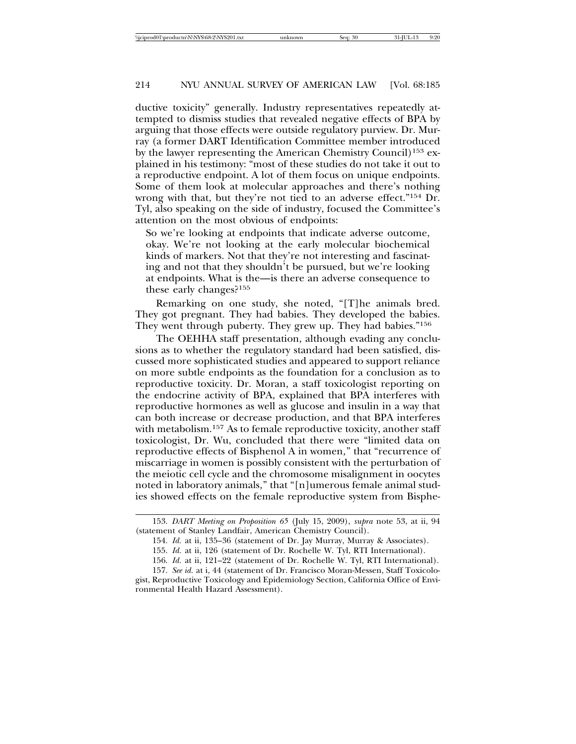ductive toxicity" generally. Industry representatives repeatedly attempted to dismiss studies that revealed negative effects of BPA by arguing that those effects were outside regulatory purview. Dr. Murray (a former DART Identification Committee member introduced by the lawyer representing the American Chemistry Council)[153] explained in his testimony: "most of these studies do not take it out to a reproductive endpoint. A lot of them focus on unique endpoints. Some of them look at molecular approaches and there's nothing wrong with that, but they're not tied to an adverse effect."[154] Dr. Tyl, also speaking on the side of industry, focused the Committee's attention on the most obvious of endpoints:

> So we're looking at endpoints that indicate adverse outcome, okay. We're not looking at the early molecular biochemical kinds of markers. Not that they're not interesting and fascinating and not that they shouldn't be pursued, but we're looking at endpoints. What is the—is there an adverse consequence to these early changes?[155]

Remarking on one study, she noted, "[T]he animals bred. They got pregnant. They had babies. They developed the babies. They went through puberty. They grew up. They had babies."[156]

The OEHHA staff presentation, although evading any conclusions as to whether the regulatory standard had been satisfied, discussed more sophisticated studies and appeared to support reliance on more subtle endpoints as the foundation for a conclusion as to reproductive toxicity. Dr. Moran, a staff toxicologist reporting on the endocrine activity of BPA, explained that BPA interferes with reproductive hormones as well as glucose and insulin in a way that can both increase or decrease production, and that BPA interferes with metabolism.[157] As to female reproductive toxicity, another staff toxicologist, Dr. Wu, concluded that there were "limited data on reproductive effects of Bisphenol A in women," that "recurrence of miscarriage in women is possibly consistent with the perturbation of the meiotic cell cycle and the chromosome misalignment in oocytes noted in laboratory animals," that "[n]umerous female animal studies showed effects on the female reproductive system from Bisphe-

---

153. *DART Meeting on Proposition 65* (July 15, 2009), *supra* note 53, at ii, 94 (statement of Stanley Landfair, American Chemistry Council).

154. *Id.* at ii, 135–36 (statement of Dr. Jay Murray, Murray & Associates).

155. *Id.* at ii, 126 (statement of Dr. Rochelle W. Tyl, RTI International).

156. *Id.* at ii, 121–22 (statement of Dr. Rochelle W. Tyl, RTI International).

157. *See id.* at i, 44 (statement of Dr. Francisco Moran-Messen, Staff Toxicologist, Reproductive Toxicology and Epidemiology Section, California Office of Environmental Health Hazard Assessment).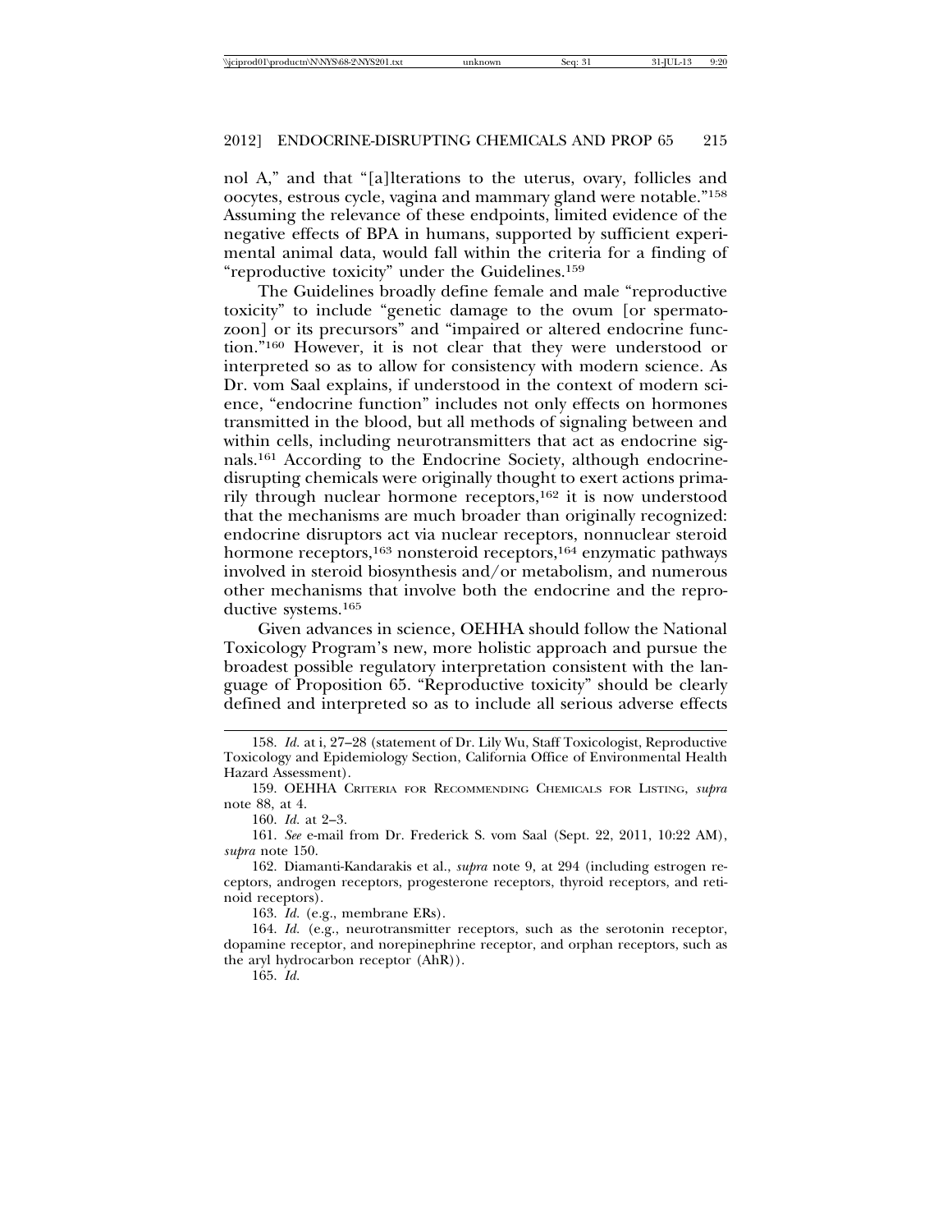nol A," and that "[a]lterations to the uterus, ovary, follicles and oocytes, estrous cycle, vagina and mammary gland were notable."[158] Assuming the relevance of these endpoints, limited evidence of the negative effects of BPA in humans, supported by sufficient experimental animal data, would fall within the criteria for a finding of "reproductive toxicity" under the Guidelines.[159]

The Guidelines broadly define female and male "reproductive toxicity" to include "genetic damage to the ovum [or spermatozoon] or its precursors" and "impaired or altered endocrine function."[160] However, it is not clear that they were understood or interpreted so as to allow for consistency with modern science. As Dr. vom Saal explains, if understood in the context of modern science, "endocrine function" includes not only effects on hormones transmitted in the blood, but all methods of signaling between and within cells, including neurotransmitters that act as endocrine signals.[161] According to the Endocrine Society, although endocrine-disrupting chemicals were originally thought to exert actions primarily through nuclear hormone receptors,[162] it is now understood that the mechanisms are much broader than originally recognized: endocrine disruptors act via nuclear receptors, nonnuclear steroid hormone receptors,[163] nonsteroid receptors,[164] enzymatic pathways involved in steroid biosynthesis and/or metabolism, and numerous other mechanisms that involve both the endocrine and the reproductive systems.[165]

Given advances in science, OEHHA should follow the National Toxicology Program's new, more holistic approach and pursue the broadest possible regulatory interpretation consistent with the language of Proposition 65. "Reproductive toxicity" should be clearly defined and interpreted so as to include all serious adverse effects

---

158. *Id.* at i, 27–28 (statement of Dr. Lily Wu, Staff Toxicologist, Reproductive Toxicology and Epidemiology Section, California Office of Environmental Health Hazard Assessment).

159. OEHHA CRITERIA FOR RECOMMENDING CHEMICALS FOR LISTING, *supra* note 88, at 4.

160. *Id.* at 2–3.

161. *See* e-mail from Dr. Frederick S. vom Saal (Sept. 22, 2011, 10:22 AM), *supra* note 150.

162. Diamanti-Kandarakis et al., *supra* note 9, at 294 (including estrogen receptors, androgen receptors, progesterone receptors, thyroid receptors, and retinoid receptors).

163. *Id.* (e.g., membrane ERs).

164. *Id.* (e.g., neurotransmitter receptors, such as the serotonin receptor, dopamine receptor, and norepinephrine receptor, and orphan receptors, such as the aryl hydrocarbon receptor (AhR)).

165. *Id.*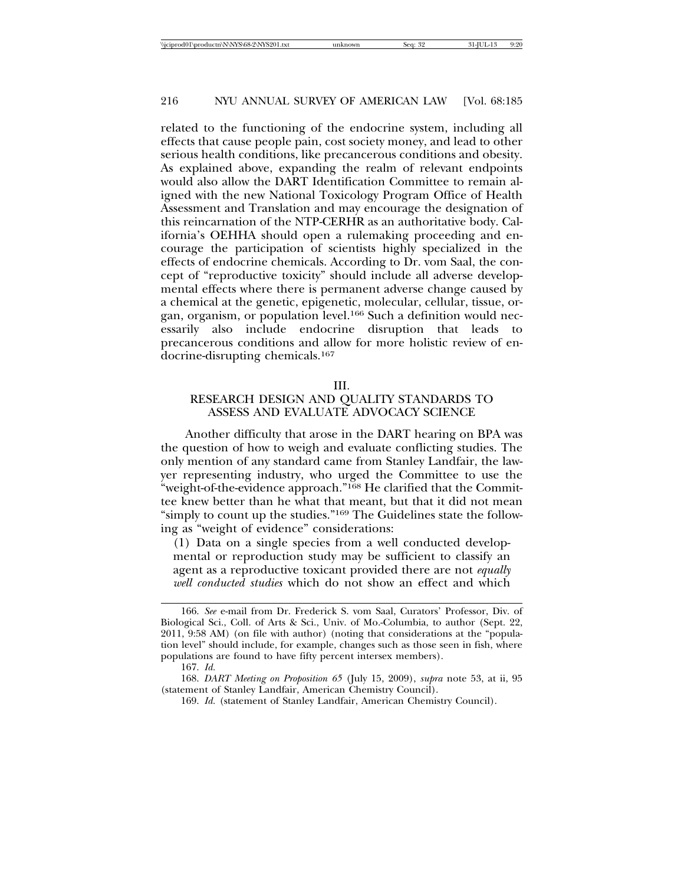related to the functioning of the endocrine system, including all effects that cause people pain, cost society money, and lead to other serious health conditions, like precancerous conditions and obesity. As explained above, expanding the realm of relevant endpoints would also allow the DART Identification Committee to remain aligned with the new National Toxicology Program Office of Health Assessment and Translation and may encourage the designation of this reincarnation of the NTP-CERHR as an authoritative body. California's OEHHA should open a rulemaking proceeding and encourage the participation of scientists highly specialized in the effects of endocrine chemicals. According to Dr. vom Saal, the concept of "reproductive toxicity" should include all adverse developmental effects where there is permanent adverse change caused by a chemical at the genetic, epigenetic, molecular, cellular, tissue, organ, organism, or population level.[166] Such a definition would necessarily also include endocrine disruption that leads to precancerous conditions and allow for more holistic review of endocrine-disrupting chemicals.[167]

## III. RESEARCH DESIGN AND QUALITY STANDARDS TO ASSESS AND EVALUATE ADVOCACY SCIENCE

Another difficulty that arose in the DART hearing on BPA was the question of how to weigh and evaluate conflicting studies. The only mention of any standard came from Stanley Landfair, the lawyer representing industry, who urged the Committee to use the "weight-of-the-evidence approach."[168] He clarified that the Committee knew better than he what that meant, but that it did not mean "simply to count up the studies."[169] The Guidelines state the following as "weight of evidence" considerations:

> (1) Data on a single species from a well conducted developmental or reproduction study may be sufficient to classify an agent as a reproductive toxicant provided there are not *equally well conducted studies* which do not show an effect and which

---

166. *See* e-mail from Dr. Frederick S. vom Saal, Curators' Professor, Div. of Biological Sci., Coll. of Arts & Sci., Univ. of Mo.-Columbia, to author (Sept. 22, 2011, 9:58 AM) (on file with author) (noting that considerations at the "population level" should include, for example, changes such as those seen in fish, where populations are found to have fifty percent intersex members).

167. *Id.*

168. *DART Meeting on Proposition 65* (July 15, 2009), *supra* note 53, at ii, 95 (statement of Stanley Landfair, American Chemistry Council).

169. *Id.* (statement of Stanley Landfair, American Chemistry Council).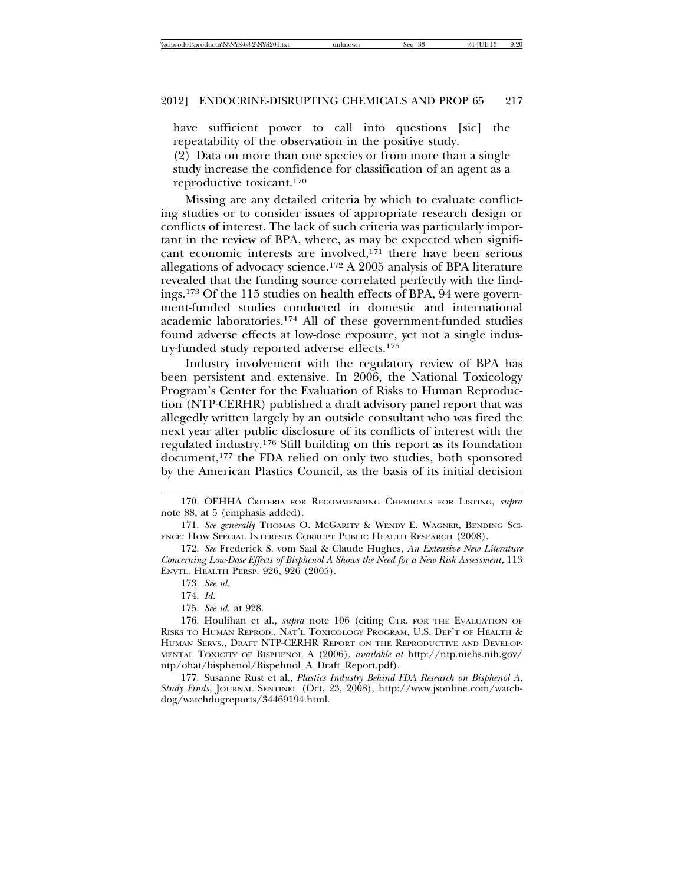have sufficient power to call into questions [sic] the repeatability of the observation in the positive study.

(2) Data on more than one species or from more than a single study increase the confidence for classification of an agent as a reproductive toxicant.[170]

Missing are any detailed criteria by which to evaluate conflicting studies or to consider issues of appropriate research design or conflicts of interest. The lack of such criteria was particularly important in the review of BPA, where, as may be expected when significant economic interests are involved,[171] there have been serious allegations of advocacy science.[172] A 2005 analysis of BPA literature revealed that the funding source correlated perfectly with the findings.[173] Of the 115 studies on health effects of BPA, 94 were government-funded studies conducted in domestic and international academic laboratories.[174] All of these government-funded studies found adverse effects at low-dose exposure, yet not a single industry-funded study reported adverse effects.[175]

Industry involvement with the regulatory review of BPA has been persistent and extensive. In 2006, the National Toxicology Program's Center for the Evaluation of Risks to Human Reproduction (NTP-CERHR) published a draft advisory panel report that was allegedly written largely by an outside consultant who was fired the next year after public disclosure of its conflicts of interest with the regulated industry.[176] Still building on this report as its foundation document,[177] the FDA relied on only two studies, both sponsored by the American Plastics Council, as the basis of its initial decision

---

170. OEHHA CRITERIA FOR RECOMMENDING CHEMICALS FOR LISTING, *supra* note 88, at 5 (emphasis added).

171. *See generally* THOMAS O. MCGARITY & WENDY E. WAGNER, BENDING SCIENCE: HOW SPECIAL INTERESTS CORRUPT PUBLIC HEALTH RESEARCH (2008).

172. *See* Frederick S. vom Saal & Claude Hughes, *An Extensive New Literature Concerning Low-Dose Effects of Bisphenol A Shows the Need for a New Risk Assessment*, 113 ENVTL. HEALTH PERSP. 926, 926 (2005).

173. *See id.*

174. *Id.*

175. *See id.* at 928.

176. Houlihan et al., *supra* note 106 (citing CTR. FOR THE EVALUATION OF RISKS TO HUMAN REPROD., NAT'L TOXICOLOGY PROGRAM, U.S. DEP'T OF HEALTH & HUMAN SERVS., DRAFT NTP-CERHR REPORT ON THE REPRODUCTIVE AND DEVELOPMENTAL TOXICITY OF BISPHENOL A (2006), *available at* http://ntp.niehs.nih.gov/ntp/ohat/bisphenol/Bispehnol_A_Draft_Report.pdf).

177. Susanne Rust et al., *Plastics Industry Behind FDA Research on Bisphenol A, Study Finds*, JOURNAL SENTINEL (Oct. 23, 2008), http://www.jsonline.com/watchdog/watchdogreports/34469194.html.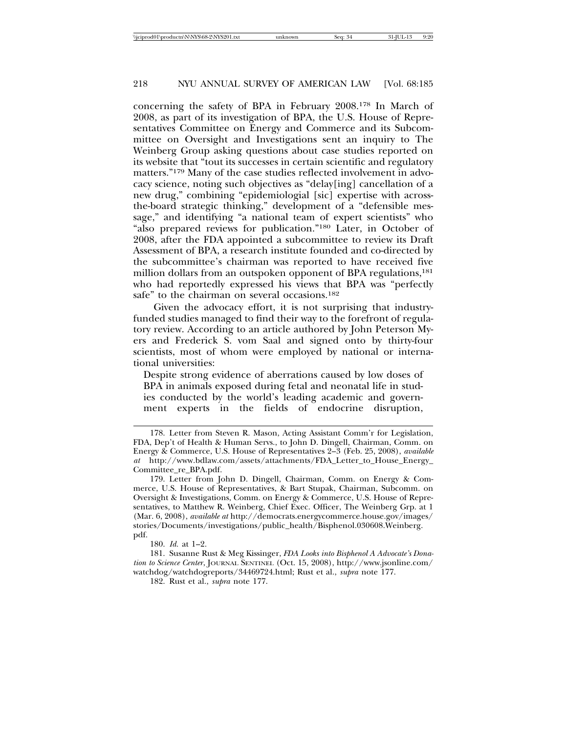concerning the safety of BPA in February 2008.[178] In March of 2008, as part of its investigation of BPA, the U.S. House of Representatives Committee on Energy and Commerce and its Subcommittee on Oversight and Investigations sent an inquiry to The Weinberg Group asking questions about case studies reported on its website that "tout its successes in certain scientific and regulatory matters."[179] Many of the case studies reflected involvement in advocacy science, noting such objectives as "delay[ing] cancellation of a new drug," combining "epidemiologial [sic] expertise with across-the-board strategic thinking," development of a "defensible message," and identifying "a national team of expert scientists" who "also prepared reviews for publication."[180] Later, in October of 2008, after the FDA appointed a subcommittee to review its Draft Assessment of BPA, a research institute founded and co-directed by the subcommittee's chairman was reported to have received five million dollars from an outspoken opponent of BPA regulations,[181] who had reportedly expressed his views that BPA was "perfectly safe" to the chairman on several occasions.[182]

Given the advocacy effort, it is not surprising that industry-funded studies managed to find their way to the forefront of regulatory review. According to an article authored by John Peterson Myers and Frederick S. vom Saal and signed onto by thirty-four scientists, most of whom were employed by national or international universities:

> Despite strong evidence of aberrations caused by low doses of BPA in animals exposed during fetal and neonatal life in studies conducted by the world's leading academic and government experts in the fields of endocrine disruption,

---

178. Letter from Steven R. Mason, Acting Assistant Comm'r for Legislation, FDA, Dep't of Health & Human Servs., to John D. Dingell, Chairman, Comm. on Energy & Commerce, U.S. House of Representatives 2–3 (Feb. 25, 2008), *available at* http://www.bdlaw.com/assets/attachments/FDA_Letter_to_House_Energy_Committee_re_BPA.pdf.

179. Letter from John D. Dingell, Chairman, Comm. on Energy & Commerce, U.S. House of Representatives, & Bart Stupak, Chairman, Subcomm. on Oversight & Investigations, Comm. on Energy & Commerce, U.S. House of Representatives, to Matthew R. Weinberg, Chief Exec. Officer, The Weinberg Grp. at 1 (Mar. 6, 2008), *available at* http://democrats.energycommerce.house.gov/images/stories/Documents/investigations/public_health/Bisphenol.030608.Weinberg.pdf.

180. *Id.* at 1–2.

181. Susanne Rust & Meg Kissinger, *FDA Looks into Bisphenol A Advocate's Donation to Science Center*, JOURNAL SENTINEL (Oct. 15, 2008), http://www.jsonline.com/watchdog/watchdogreports/34469724.html; Rust et al., *supra* note 177.

182. Rust et al., *supra* note 177.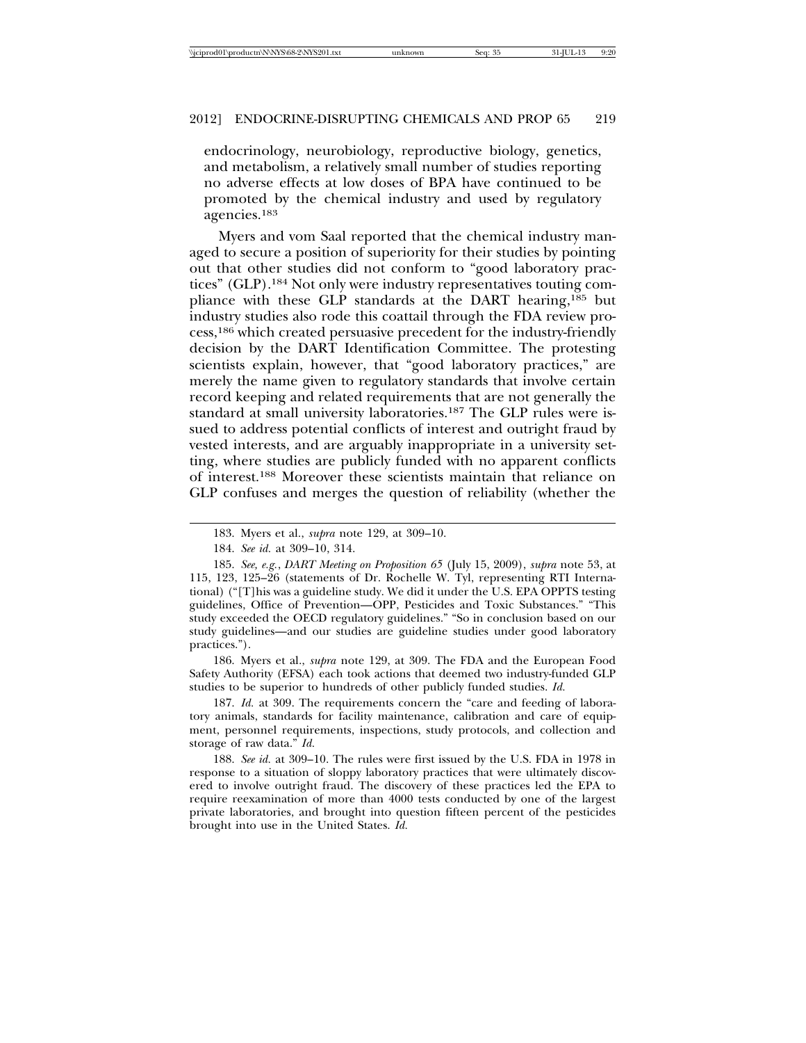endocrinology, neurobiology, reproductive biology, genetics, and metabolism, a relatively small number of studies reporting no adverse effects at low doses of BPA have continued to be promoted by the chemical industry and used by regulatory agencies.[183]

Myers and vom Saal reported that the chemical industry managed to secure a position of superiority for their studies by pointing out that other studies did not conform to "good laboratory practices" (GLP).[184] Not only were industry representatives touting compliance with these GLP standards at the DART hearing,[185] but industry studies also rode this coattail through the FDA review process,[186] which created persuasive precedent for the industry-friendly decision by the DART Identification Committee. The protesting scientists explain, however, that "good laboratory practices," are merely the name given to regulatory standards that involve certain record keeping and related requirements that are not generally the standard at small university laboratories.[187] The GLP rules were issued to address potential conflicts of interest and outright fraud by vested interests, and are arguably inappropriate in a university setting, where studies are publicly funded with no apparent conflicts of interest.[188] Moreover these scientists maintain that reliance on GLP confuses and merges the question of reliability (whether the

---

183. Myers et al., *supra* note 129, at 309–10.

184. *See id.* at 309–10, 314.

185. *See, e.g.*, *DART Meeting on Proposition 65* (July 15, 2009), *supra* note 53, at 115, 123, 125–26 (statements of Dr. Rochelle W. Tyl, representing RTI International) ("[T]his was a guideline study. We did it under the U.S. EPA OPPTS testing guidelines, Office of Prevention—OPP, Pesticides and Toxic Substances." "This study exceeded the OECD regulatory guidelines." "So in conclusion based on our study guidelines—and our studies are guideline studies under good laboratory practices.").

186. Myers et al., *supra* note 129, at 309. The FDA and the European Food Safety Authority (EFSA) each took actions that deemed two industry-funded GLP studies to be superior to hundreds of other publicly funded studies. *Id.*

187. *Id.* at 309. The requirements concern the "care and feeding of laboratory animals, standards for facility maintenance, calibration and care of equipment, personnel requirements, inspections, study protocols, and collection and storage of raw data." *Id.*

188. *See id.* at 309–10. The rules were first issued by the U.S. FDA in 1978 in response to a situation of sloppy laboratory practices that were ultimately discovered to involve outright fraud. The discovery of these practices led the EPA to require reexamination of more than 4000 tests conducted by one of the largest private laboratories, and brought into question fifteen percent of the pesticides brought into use in the United States. *Id.*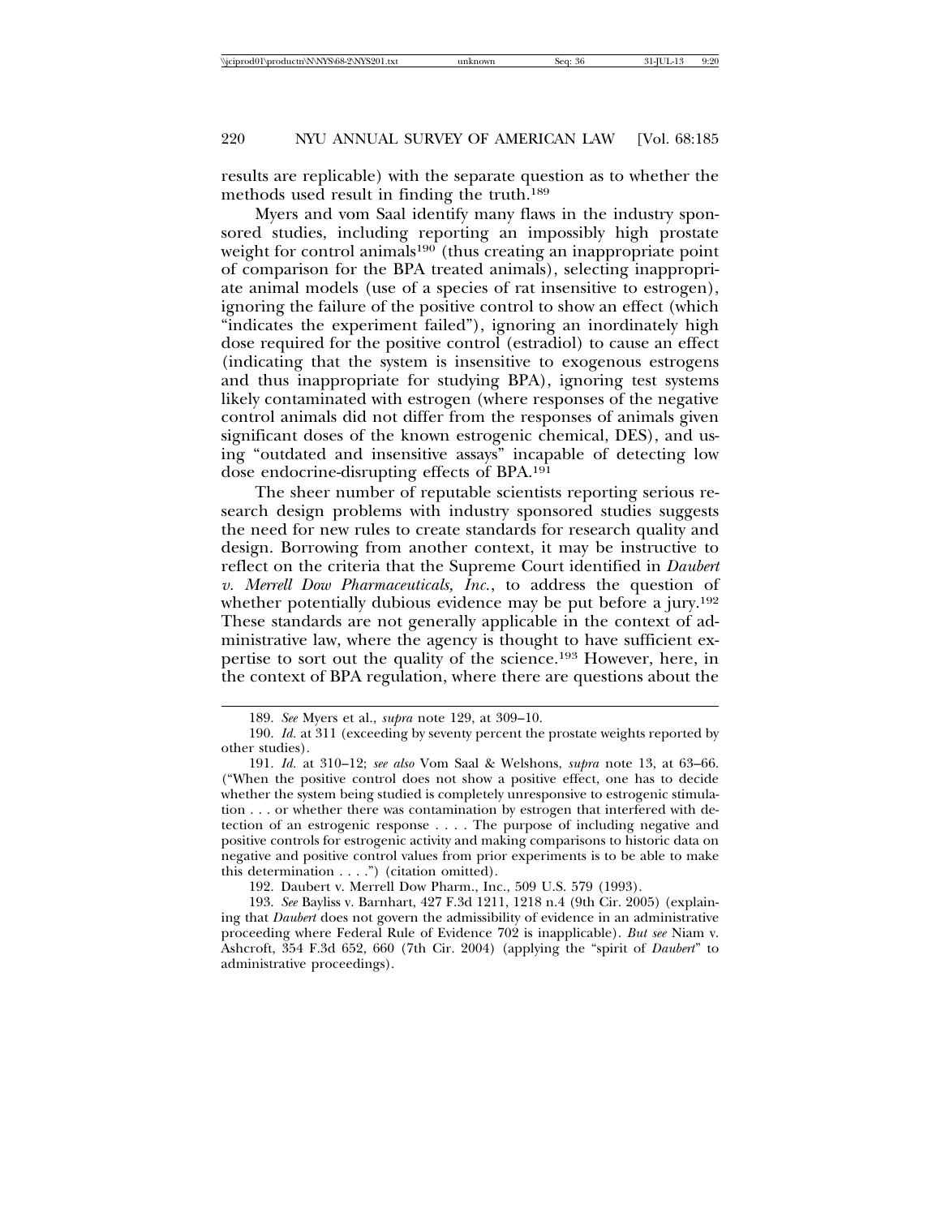results are replicable) with the separate question as to whether the methods used result in finding the truth.[189]

Myers and vom Saal identify many flaws in the industry sponsored studies, including reporting an impossibly high prostate weight for control animals[190] (thus creating an inappropriate point of comparison for the BPA treated animals), selecting inappropriate animal models (use of a species of rat insensitive to estrogen), ignoring the failure of the positive control to show an effect (which "indicates the experiment failed"), ignoring an inordinately high dose required for the positive control (estradiol) to cause an effect (indicating that the system is insensitive to exogenous estrogens and thus inappropriate for studying BPA), ignoring test systems likely contaminated with estrogen (where responses of the negative control animals did not differ from the responses of animals given significant doses of the known estrogenic chemical, DES), and using "outdated and insensitive assays" incapable of detecting low dose endocrine-disrupting effects of BPA.[191]

The sheer number of reputable scientists reporting serious research design problems with industry sponsored studies suggests the need for new rules to create standards for research quality and design. Borrowing from another context, it may be instructive to reflect on the criteria that the Supreme Court identified in *Daubert v. Merrell Dow Pharmaceuticals, Inc.*, to address the question of whether potentially dubious evidence may be put before a jury.[192] These standards are not generally applicable in the context of administrative law, where the agency is thought to have sufficient expertise to sort out the quality of the science.[193] However, here, in the context of BPA regulation, where there are questions about the

---

189. *See* Myers et al., *supra* note 129, at 309–10.

190. *Id.* at 311 (exceeding by seventy percent the prostate weights reported by other studies).

191. *Id.* at 310–12; *see also* Vom Saal & Welshons, *supra* note 13, at 63–66. ("When the positive control does not show a positive effect, one has to decide whether the system being studied is completely unresponsive to estrogenic stimulation . . . or whether there was contamination by estrogen that interfered with detection of an estrogenic response . . . . The purpose of including negative and positive controls for estrogenic activity and making comparisons to historic data on negative and positive control values from prior experiments is to be able to make this determination . . . .") (citation omitted).

192. Daubert v. Merrell Dow Pharm., Inc., 509 U.S. 579 (1993).

193. *See* Bayliss v. Barnhart, 427 F.3d 1211, 1218 n.4 (9th Cir. 2005) (explaining that *Daubert* does not govern the admissibility of evidence in an administrative proceeding where Federal Rule of Evidence 702 is inapplicable). *But see* Niam v. Ashcroft, 354 F.3d 652, 660 (7th Cir. 2004) (applying the "spirit of *Daubert*" to administrative proceedings).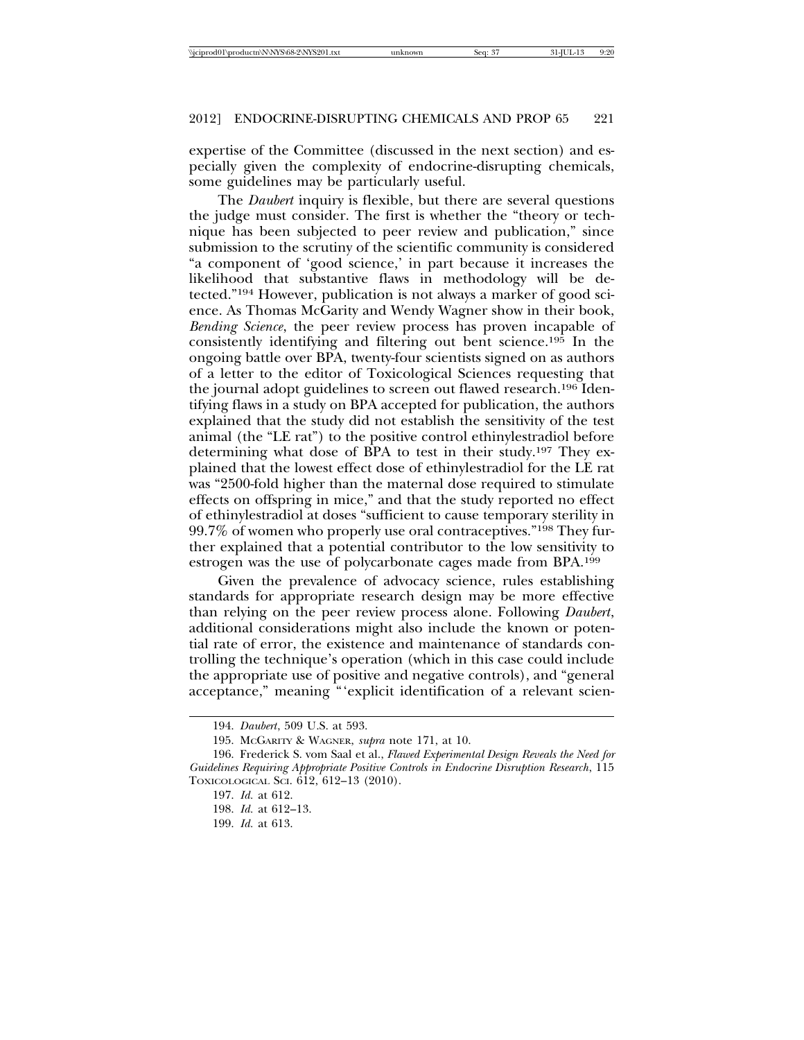expertise of the Committee (discussed in the next section) and especially given the complexity of endocrine-disrupting chemicals, some guidelines may be particularly useful.

The *Daubert* inquiry is flexible, but there are several questions the judge must consider. The first is whether the "theory or technique has been subjected to peer review and publication," since submission to the scrutiny of the scientific community is considered "a component of 'good science,' in part because it increases the likelihood that substantive flaws in methodology will be detected."[194] However, publication is not always a marker of good science. As Thomas McGarity and Wendy Wagner show in their book, *Bending Science*, the peer review process has proven incapable of consistently identifying and filtering out bent science.[195] In the ongoing battle over BPA, twenty-four scientists signed on as authors of a letter to the editor of Toxicological Sciences requesting that the journal adopt guidelines to screen out flawed research.[196] Identifying flaws in a study on BPA accepted for publication, the authors explained that the study did not establish the sensitivity of the test animal (the "LE rat") to the positive control ethinylestradiol before determining what dose of BPA to test in their study.[197] They explained that the lowest effect dose of ethinylestradiol for the LE rat was "2500-fold higher than the maternal dose required to stimulate effects on offspring in mice," and that the study reported no effect of ethinylestradiol at doses "sufficient to cause temporary sterility in 99.7% of women who properly use oral contraceptives."[198] They further explained that a potential contributor to the low sensitivity to estrogen was the use of polycarbonate cages made from BPA.[199]

Given the prevalence of advocacy science, rules establishing standards for appropriate research design may be more effective than relying on the peer review process alone. Following *Daubert*, additional considerations might also include the known or potential rate of error, the existence and maintenance of standards controlling the technique's operation (which in this case could include the appropriate use of positive and negative controls), and "general acceptance," meaning "'explicit identification of a relevant scien-

---

194. *Daubert*, 509 U.S. at 593.

195. McGarity & Wagner, *supra* note 171, at 10.

196. Frederick S. vom Saal et al., *Flawed Experimental Design Reveals the Need for Guidelines Requiring Appropriate Positive Controls in Endocrine Disruption Research*, 115 Toxicological Sci. 612, 612–13 (2010).

197. *Id.* at 612.

198. *Id.* at 612–13.

199. *Id.* at 613.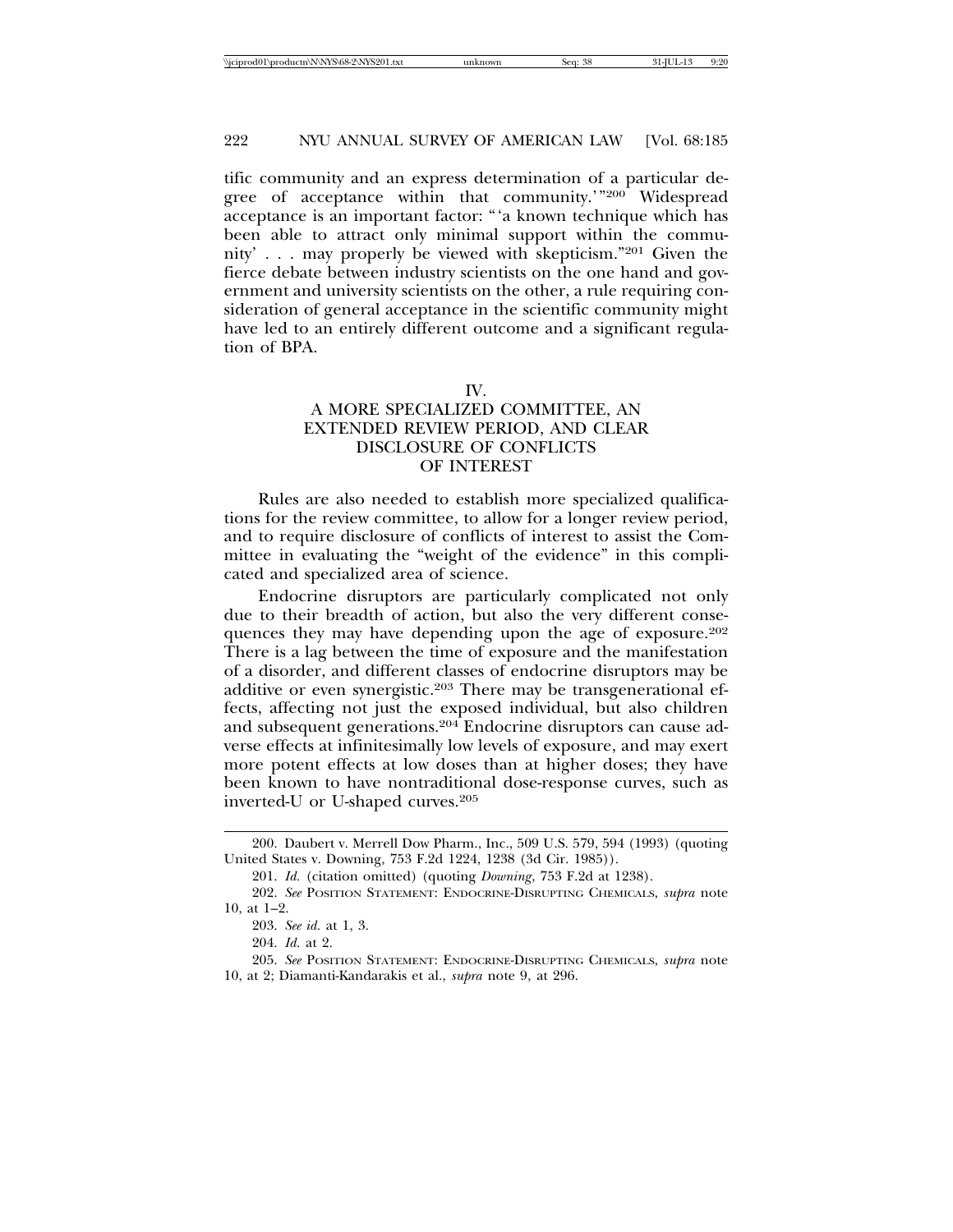tific community and an express determination of a particular degree of acceptance within that community.'"[200] Widespread acceptance is an important factor: "'a known technique which has been able to attract only minimal support within the community' . . . may properly be viewed with skepticism."[201] Given the fierce debate between industry scientists on the one hand and government and university scientists on the other, a rule requiring consideration of general acceptance in the scientific community might have led to an entirely different outcome and a significant regulation of BPA.

## IV. A MORE SPECIALIZED COMMITTEE, AN EXTENDED REVIEW PERIOD, AND CLEAR DISCLOSURE OF CONFLICTS OF INTEREST

Rules are also needed to establish more specialized qualifications for the review committee, to allow for a longer review period, and to require disclosure of conflicts of interest to assist the Committee in evaluating the "weight of the evidence" in this complicated and specialized area of science.

Endocrine disruptors are particularly complicated not only due to their breadth of action, but also the very different consequences they may have depending upon the age of exposure.[202] There is a lag between the time of exposure and the manifestation of a disorder, and different classes of endocrine disruptors may be additive or even synergistic.[203] There may be transgenerational effects, affecting not just the exposed individual, but also children and subsequent generations.[204] Endocrine disruptors can cause adverse effects at infinitesimally low levels of exposure, and may exert more potent effects at low doses than at higher doses; they have been known to have nontraditional dose-response curves, such as inverted-U or U-shaped curves.[205]

---

200. Daubert v. Merrell Dow Pharm., Inc., 509 U.S. 579, 594 (1993) (quoting United States v. Downing, 753 F.2d 1224, 1238 (3d Cir. 1985)).

201. *Id.* (citation omitted) (quoting *Downing*, 753 F.2d at 1238).

202. *See* POSITION STATEMENT: ENDOCRINE-DISRUPTING CHEMICALS, *supra* note 10, at 1–2.

203. *See id.* at 1, 3.

204. *Id.* at 2.

205. *See* POSITION STATEMENT: ENDOCRINE-DISRUPTING CHEMICALS, *supra* note 10, at 2; Diamanti-Kandarakis et al., *supra* note 9, at 296.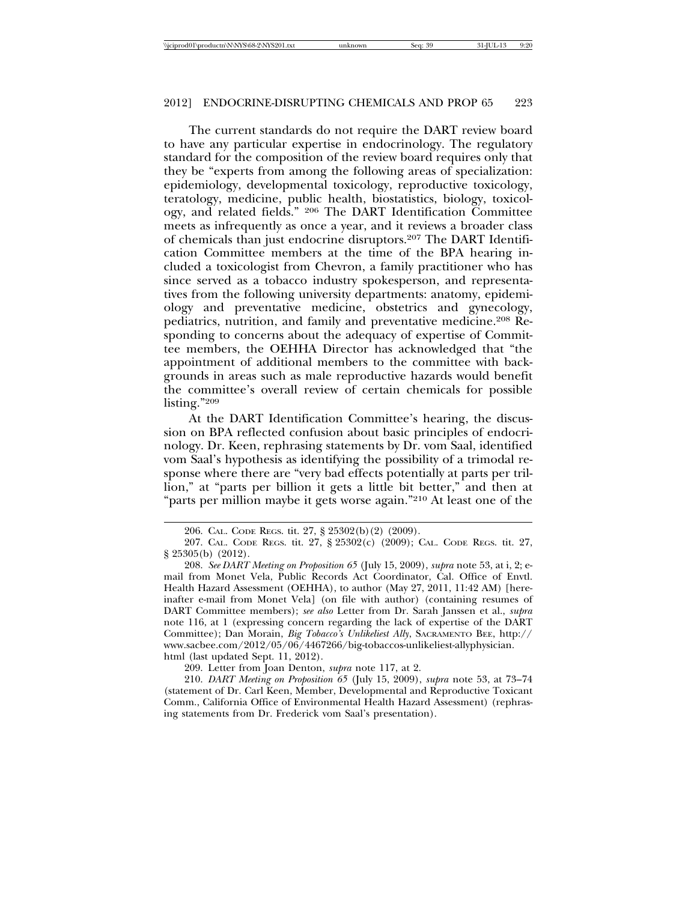The current standards do not require the DART review board to have any particular expertise in endocrinology. The regulatory standard for the composition of the review board requires only that they be "experts from among the following areas of specialization: epidemiology, developmental toxicology, reproductive toxicology, teratology, medicine, public health, biostatistics, biology, toxicology, and related fields." [206] The DART Identification Committee meets as infrequently as once a year, and it reviews a broader class of chemicals than just endocrine disruptors.[207] The DART Identification Committee members at the time of the BPA hearing included a toxicologist from Chevron, a family practitioner who has since served as a tobacco industry spokesperson, and representatives from the following university departments: anatomy, epidemiology and preventative medicine, obstetrics and gynecology, pediatrics, nutrition, and family and preventative medicine.[208] Responding to concerns about the adequacy of expertise of Committee members, the OEHHA Director has acknowledged that "the appointment of additional members to the committee with backgrounds in areas such as male reproductive hazards would benefit the committee's overall review of certain chemicals for possible listing."[209]

At the DART Identification Committee's hearing, the discussion on BPA reflected confusion about basic principles of endocrinology. Dr. Keen, rephrasing statements by Dr. vom Saal, identified vom Saal's hypothesis as identifying the possibility of a trimodal response where there are "very bad effects potentially at parts per trillion," at "parts per billion it gets a little bit better," and then at "parts per million maybe it gets worse again."[210] At least one of the

---

206. CAL. CODE REGS. tit. 27, § 25302(b)(2) (2009).

207. CAL. CODE REGS. tit. 27, § 25302(c) (2009); CAL. CODE REGS. tit. 27, § 25305(b) (2012).

208. *See DART Meeting on Proposition 65* (July 15, 2009), *supra* note 53, at i, 2; e-mail from Monet Vela, Public Records Act Coordinator, Cal. Office of Envtl. Health Hazard Assessment (OEHHA), to author (May 27, 2011, 11:42 AM) [hereinafter e-mail from Monet Vela] (on file with author) (containing resumes of DART Committee members); *see also* Letter from Dr. Sarah Janssen et al., *supra* note 116, at 1 (expressing concern regarding the lack of expertise of the DART Committee); Dan Morain, *Big Tobacco's Unlikeliest Ally*, SACRAMENTO BEE, http://www.sacbee.com/2012/05/06/4467266/big-tobaccos-unlikeliest-allyphysician.html (last updated Sept. 11, 2012).

209. Letter from Joan Denton, *supra* note 117, at 2.

210. *DART Meeting on Proposition 65* (July 15, 2009), *supra* note 53, at 73–74 (statement of Dr. Carl Keen, Member, Developmental and Reproductive Toxicant Comm., California Office of Environmental Health Hazard Assessment) (rephrasing statements from Dr. Frederick vom Saal's presentation).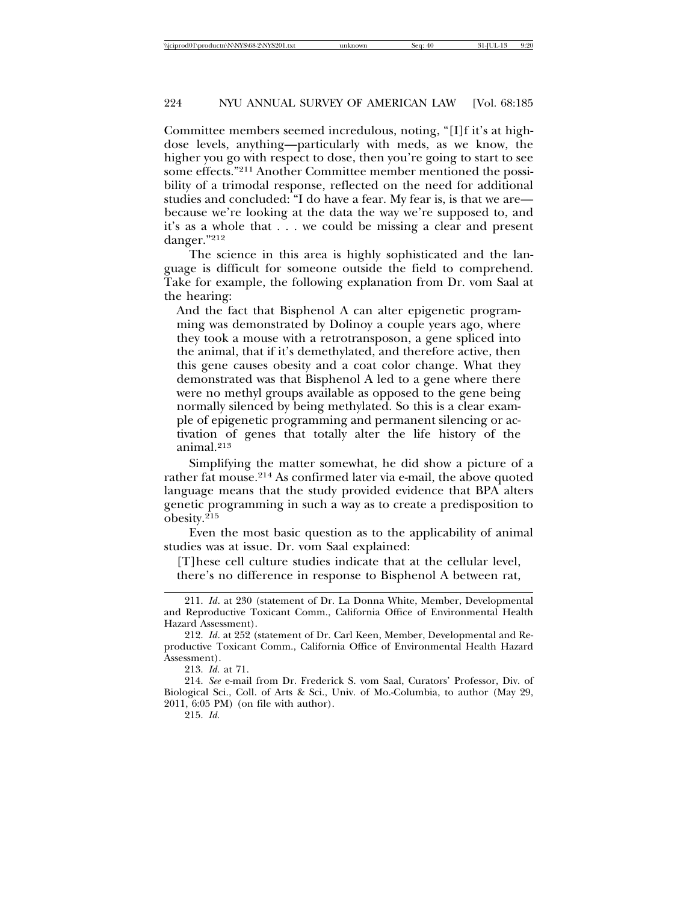Committee members seemed incredulous, noting, "[I]f it's at high-dose levels, anything—particularly with meds, as we know, the higher you go with respect to dose, then you're going to start to see some effects."[211] Another Committee member mentioned the possibility of a trimodal response, reflected on the need for additional studies and concluded: "I do have a fear. My fear is, is that we are—because we're looking at the data the way we're supposed to, and it's as a whole that . . . we could be missing a clear and present danger."[212]

The science in this area is highly sophisticated and the language is difficult for someone outside the field to comprehend. Take for example, the following explanation from Dr. vom Saal at the hearing:

> And the fact that Bisphenol A can alter epigenetic programming was demonstrated by Dolinoy a couple years ago, where they took a mouse with a retrotransposon, a gene spliced into the animal, that if it's demethylated, and therefore active, then this gene causes obesity and a coat color change. What they demonstrated was that Bisphenol A led to a gene where there were no methyl groups available as opposed to the gene being normally silenced by being methylated. So this is a clear example of epigenetic programming and permanent silencing or activation of genes that totally alter the life history of the animal.[213]

Simplifying the matter somewhat, he did show a picture of a rather fat mouse.[214] As confirmed later via e-mail, the above quoted language means that the study provided evidence that BPA alters genetic programming in such a way as to create a predisposition to obesity.[215]

Even the most basic question as to the applicability of animal studies was at issue. Dr. vom Saal explained:

> [T]hese cell culture studies indicate that at the cellular level, there's no difference in response to Bisphenol A between rat,

---

211. *Id.* at 230 (statement of Dr. La Donna White, Member, Developmental and Reproductive Toxicant Comm., California Office of Environmental Health Hazard Assessment).

212. *Id.* at 252 (statement of Dr. Carl Keen, Member, Developmental and Reproductive Toxicant Comm., California Office of Environmental Health Hazard Assessment).

213. *Id.* at 71.

214. *See* e-mail from Dr. Frederick S. vom Saal, Curators' Professor, Div. of Biological Sci., Coll. of Arts & Sci., Univ. of Mo.-Columbia, to author (May 29, 2011, 6:05 PM) (on file with author).

215. *Id.*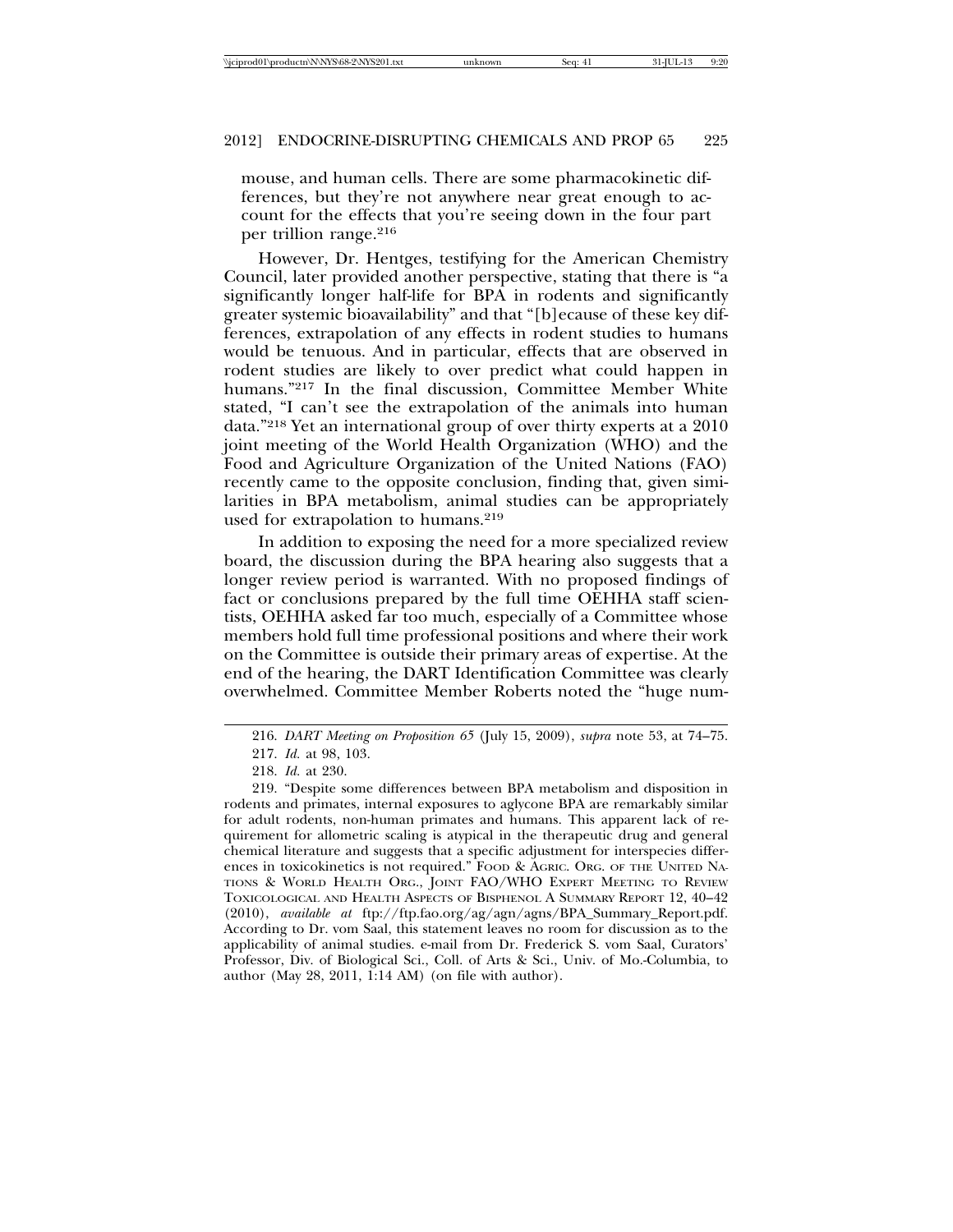mouse, and human cells. There are some pharmacokinetic differences, but they're not anywhere near great enough to account for the effects that you're seeing down in the four part per trillion range.[216]

However, Dr. Hentges, testifying for the American Chemistry Council, later provided another perspective, stating that there is "a significantly longer half-life for BPA in rodents and significantly greater systemic bioavailability" and that "[b]ecause of these key differences, extrapolation of any effects in rodent studies to humans would be tenuous. And in particular, effects that are observed in rodent studies are likely to over predict what could happen in humans."[217] In the final discussion, Committee Member White stated, "I can't see the extrapolation of the animals into human data."[218] Yet an international group of over thirty experts at a 2010 joint meeting of the World Health Organization (WHO) and the Food and Agriculture Organization of the United Nations (FAO) recently came to the opposite conclusion, finding that, given similarities in BPA metabolism, animal studies can be appropriately used for extrapolation to humans.[219]

In addition to exposing the need for a more specialized review board, the discussion during the BPA hearing also suggests that a longer review period is warranted. With no proposed findings of fact or conclusions prepared by the full time OEHHA staff scientists, OEHHA asked far too much, especially of a Committee whose members hold full time professional positions and where their work on the Committee is outside their primary areas of expertise. At the end of the hearing, the DART Identification Committee was clearly overwhelmed. Committee Member Roberts noted the "huge num-

---

216. *DART Meeting on Proposition 65* (July 15, 2009), *supra* note 53, at 74–75.

217. *Id.* at 98, 103.

218. *Id.* at 230.

219. "Despite some differences between BPA metabolism and disposition in rodents and primates, internal exposures to aglycone BPA are remarkably similar for adult rodents, non-human primates and humans. This apparent lack of requirement for allometric scaling is atypical in the therapeutic drug and general chemical literature and suggests that a specific adjustment for interspecies differences in toxicokinetics is not required." FOOD & AGRIC. ORG. OF THE UNITED NATIONS & WORLD HEALTH ORG., JOINT FAO/WHO EXPERT MEETING TO REVIEW TOXICOLOGICAL AND HEALTH ASPECTS OF BISPHENOL A SUMMARY REPORT 12, 40–42 (2010), *available at* ftp://ftp.fao.org/ag/agn/agns/BPA_Summary_Report.pdf. According to Dr. vom Saal, this statement leaves no room for discussion as to the applicability of animal studies. e-mail from Dr. Frederick S. vom Saal, Curators' Professor, Div. of Biological Sci., Coll. of Arts & Sci., Univ. of Mo.-Columbia, to author (May 28, 2011, 1:14 AM) (on file with author).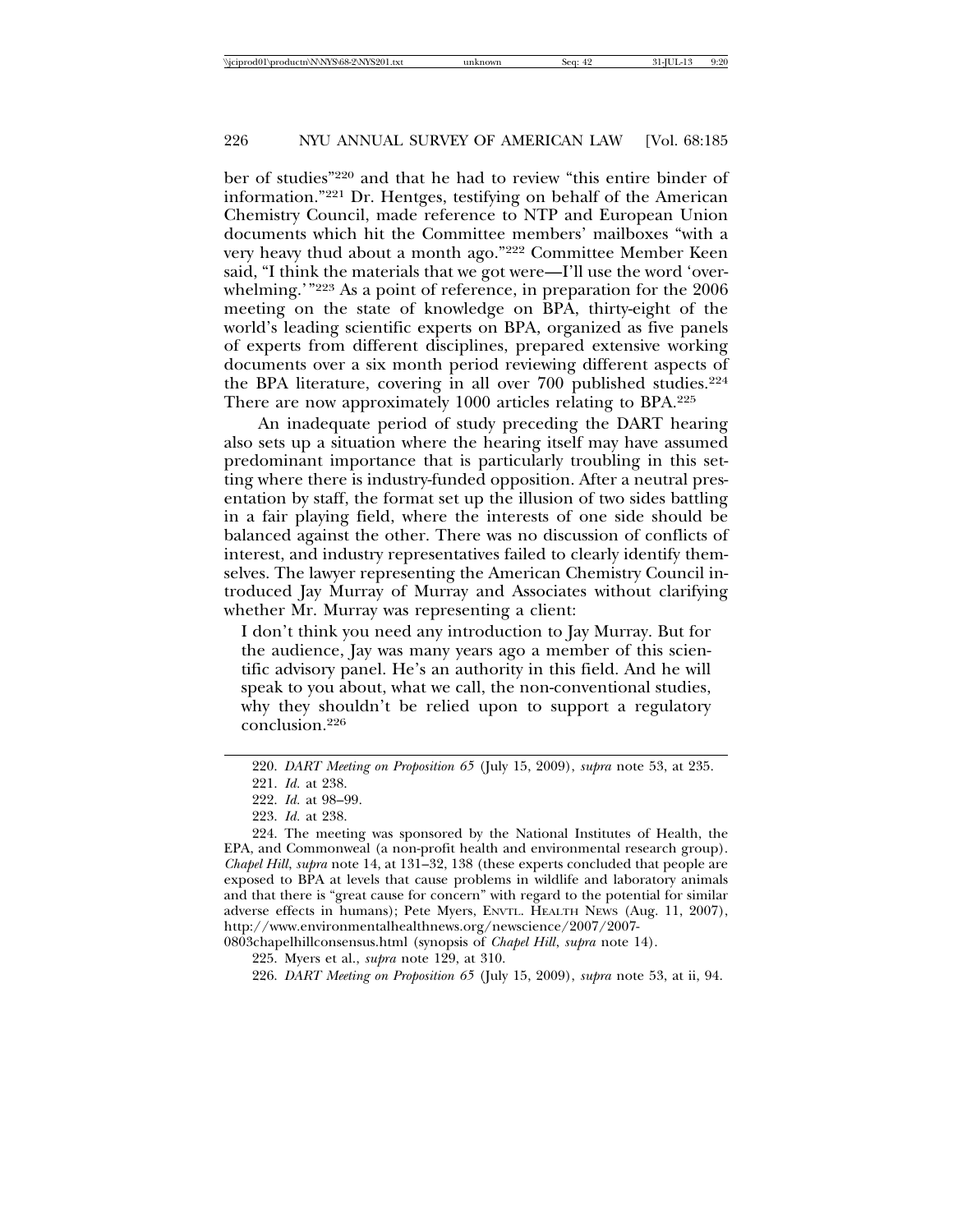ber of studies"[220] and that he had to review "this entire binder of information."[221] Dr. Hentges, testifying on behalf of the American Chemistry Council, made reference to NTP and European Union documents which hit the Committee members' mailboxes "with a very heavy thud about a month ago."[222] Committee Member Keen said, "I think the materials that we got were—I'll use the word 'overwhelming.'"[223] As a point of reference, in preparation for the 2006 meeting on the state of knowledge on BPA, thirty-eight of the world's leading scientific experts on BPA, organized as five panels of experts from different disciplines, prepared extensive working documents over a six month period reviewing different aspects of the BPA literature, covering in all over 700 published studies.[224] There are now approximately 1000 articles relating to BPA.[225]

An inadequate period of study preceding the DART hearing also sets up a situation where the hearing itself may have assumed predominant importance that is particularly troubling in this setting where there is industry-funded opposition. After a neutral presentation by staff, the format set up the illusion of two sides battling in a fair playing field, where the interests of one side should be balanced against the other. There was no discussion of conflicts of interest, and industry representatives failed to clearly identify themselves. The lawyer representing the American Chemistry Council introduced Jay Murray of Murray and Associates without clarifying whether Mr. Murray was representing a client:

> I don't think you need any introduction to Jay Murray. But for the audience, Jay was many years ago a member of this scientific advisory panel. He's an authority in this field. And he will speak to you about, what we call, the non-conventional studies, why they shouldn't be relied upon to support a regulatory conclusion.[226]

---

220. *DART Meeting on Proposition 65* (July 15, 2009), *supra* note 53, at 235.

221. *Id.* at 238.

222. *Id.* at 98–99.

223. *Id.* at 238.

224. The meeting was sponsored by the National Institutes of Health, the EPA, and Commonweal (a non-profit health and environmental research group). *Chapel Hill*, *supra* note 14, at 131–32, 138 (these experts concluded that people are exposed to BPA at levels that cause problems in wildlife and laboratory animals and that there is "great cause for concern" with regard to the potential for similar adverse effects in humans); Pete Myers, ENVTL. HEALTH NEWS (Aug. 11, 2007), http://www.environmentalhealthnews.org/newscience/2007/2007-0803chapelhillconsensus.html (synopsis of *Chapel Hill*, *supra* note 14).

225. Myers et al., *supra* note 129, at 310.

226. *DART Meeting on Proposition 65* (July 15, 2009), *supra* note 53, at ii, 94.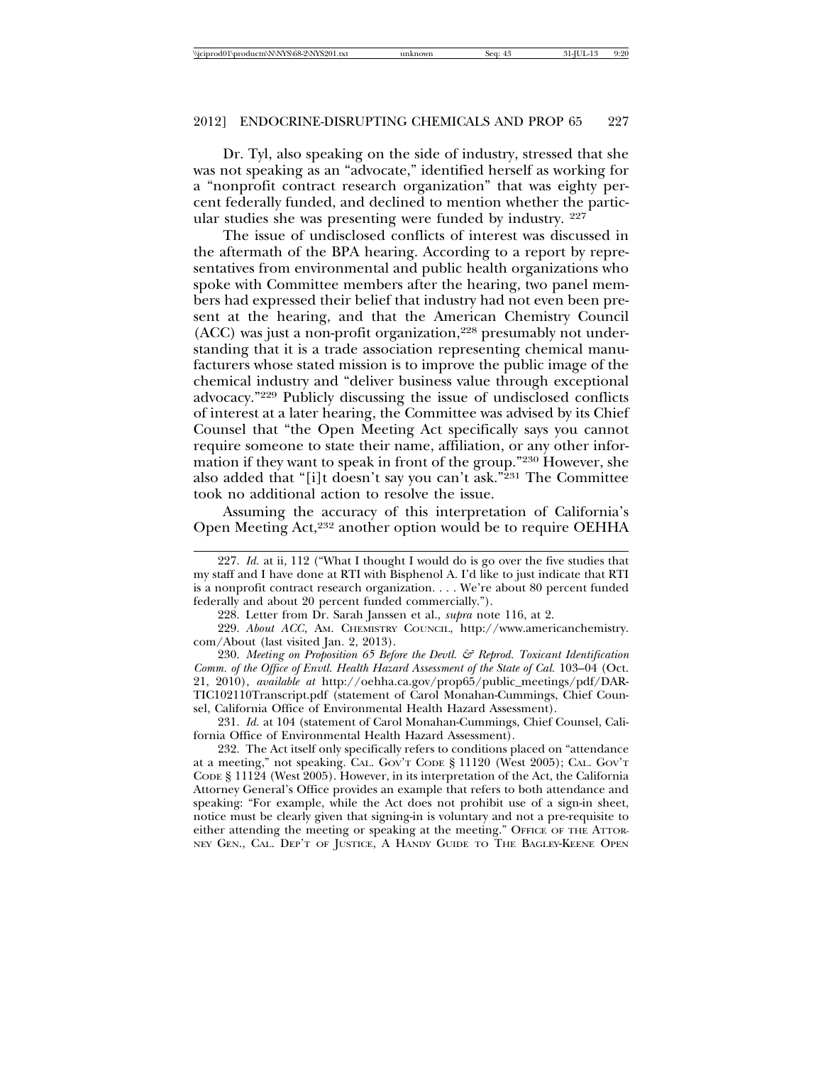Dr. Tyl, also speaking on the side of industry, stressed that she was not speaking as an "advocate," identified herself as working for a "nonprofit contract research organization" that was eighty percent federally funded, and declined to mention whether the particular studies she was presenting were funded by industry. [227]

The issue of undisclosed conflicts of interest was discussed in the aftermath of the BPA hearing. According to a report by representatives from environmental and public health organizations who spoke with Committee members after the hearing, two panel members had expressed their belief that industry had not even been present at the hearing, and that the American Chemistry Council (ACC) was just a non-profit organization,[228] presumably not understanding that it is a trade association representing chemical manufacturers whose stated mission is to improve the public image of the chemical industry and "deliver business value through exceptional advocacy."[229] Publicly discussing the issue of undisclosed conflicts of interest at a later hearing, the Committee was advised by its Chief Counsel that "the Open Meeting Act specifically says you cannot require someone to state their name, affiliation, or any other information if they want to speak in front of the group."[230] However, she also added that "[i]t doesn't say you can't ask."[231] The Committee took no additional action to resolve the issue.

Assuming the accuracy of this interpretation of California's Open Meeting Act,[232] another option would be to require OEHHA

---

227. *Id.* at ii, 112 ("What I thought I would do is go over the five studies that my staff and I have done at RTI with Bisphenol A. I'd like to just indicate that RTI is a nonprofit contract research organization. . . . We're about 80 percent funded federally and about 20 percent funded commercially.").

228. Letter from Dr. Sarah Janssen et al., *supra* note 116, at 2.

229. *About ACC*, AM. CHEMISTRY COUNCIL, http://www.americanchemistry.com/About (last visited Jan. 2, 2013).

230. *Meeting on Proposition 65 Before the Devtl. & Reprod. Toxicant Identification Comm. of the Office of Envtl. Health Hazard Assessment of the State of Cal.* 103–04 (Oct. 21, 2010), *available at* http://oehha.ca.gov/prop65/public_meetings/pdf/DARTIC102110Transcript.pdf (statement of Carol Monahan-Cummings, Chief Counsel, California Office of Environmental Health Hazard Assessment).

231. *Id.* at 104 (statement of Carol Monahan-Cummings, Chief Counsel, California Office of Environmental Health Hazard Assessment).

232. The Act itself only specifically refers to conditions placed on "attendance at a meeting," not speaking. CAL. GOV'T CODE § 11120 (West 2005); CAL. GOV'T CODE § 11124 (West 2005). However, in its interpretation of the Act, the California Attorney General's Office provides an example that refers to both attendance and speaking: "For example, while the Act does not prohibit use of a sign-in sheet, notice must be clearly given that signing-in is voluntary and not a pre-requisite to either attending the meeting or speaking at the meeting." OFFICE OF THE ATTORNEY GEN., CAL. DEP'T OF JUSTICE, A HANDY GUIDE TO THE BAGLEY-KEENE OPEN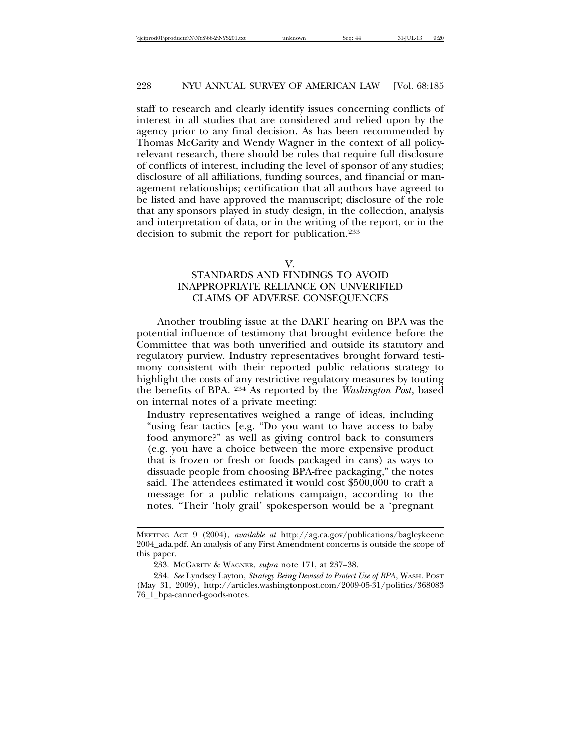staff to research and clearly identify issues concerning conflicts of interest in all studies that are considered and relied upon by the agency prior to any final decision. As has been recommended by Thomas McGarity and Wendy Wagner in the context of all policy-relevant research, there should be rules that require full disclosure of conflicts of interest, including the level of sponsor of any studies; disclosure of all affiliations, funding sources, and financial or management relationships; certification that all authors have agreed to be listed and have approved the manuscript; disclosure of the role that any sponsors played in study design, in the collection, analysis and interpretation of data, or in the writing of the report, or in the decision to submit the report for publication.[233]

## V.
## STANDARDS AND FINDINGS TO AVOID INAPPROPRIATE RELIANCE ON UNVERIFIED CLAIMS OF ADVERSE CONSEQUENCES

Another troubling issue at the DART hearing on BPA was the potential influence of testimony that brought evidence before the Committee that was both unverified and outside its statutory and regulatory purview. Industry representatives brought forward testimony consistent with their reported public relations strategy to highlight the costs of any restrictive regulatory measures by touting the benefits of BPA.[234] As reported by the *Washington Post*, based on internal notes of a private meeting:

> Industry representatives weighed a range of ideas, including "using fear tactics [e.g. "Do you want to have access to baby food anymore?" as well as giving control back to consumers (e.g. you have a choice between the more expensive product that is frozen or fresh or foods packaged in cans) as ways to dissuade people from choosing BPA-free packaging," the notes said. The attendees estimated it would cost $500,000 to craft a message for a public relations campaign, according to the notes. "Their 'holy grail' spokesperson would be a 'pregnant

---

MEETING ACT 9 (2004), *available at* http://ag.ca.gov/publications/bagleykeene2004_ada.pdf. An analysis of any First Amendment concerns is outside the scope of this paper.

233. MCGARITY & WAGNER, *supra* note 171, at 237–38.

234. *See* Lyndsey Layton, *Strategy Being Devised to Protect Use of BPA*, WASH. POST (May 31, 2009), http://articles.washingtonpost.com/2009-05-31/politics/36808376_1_bpa-canned-goods-notes.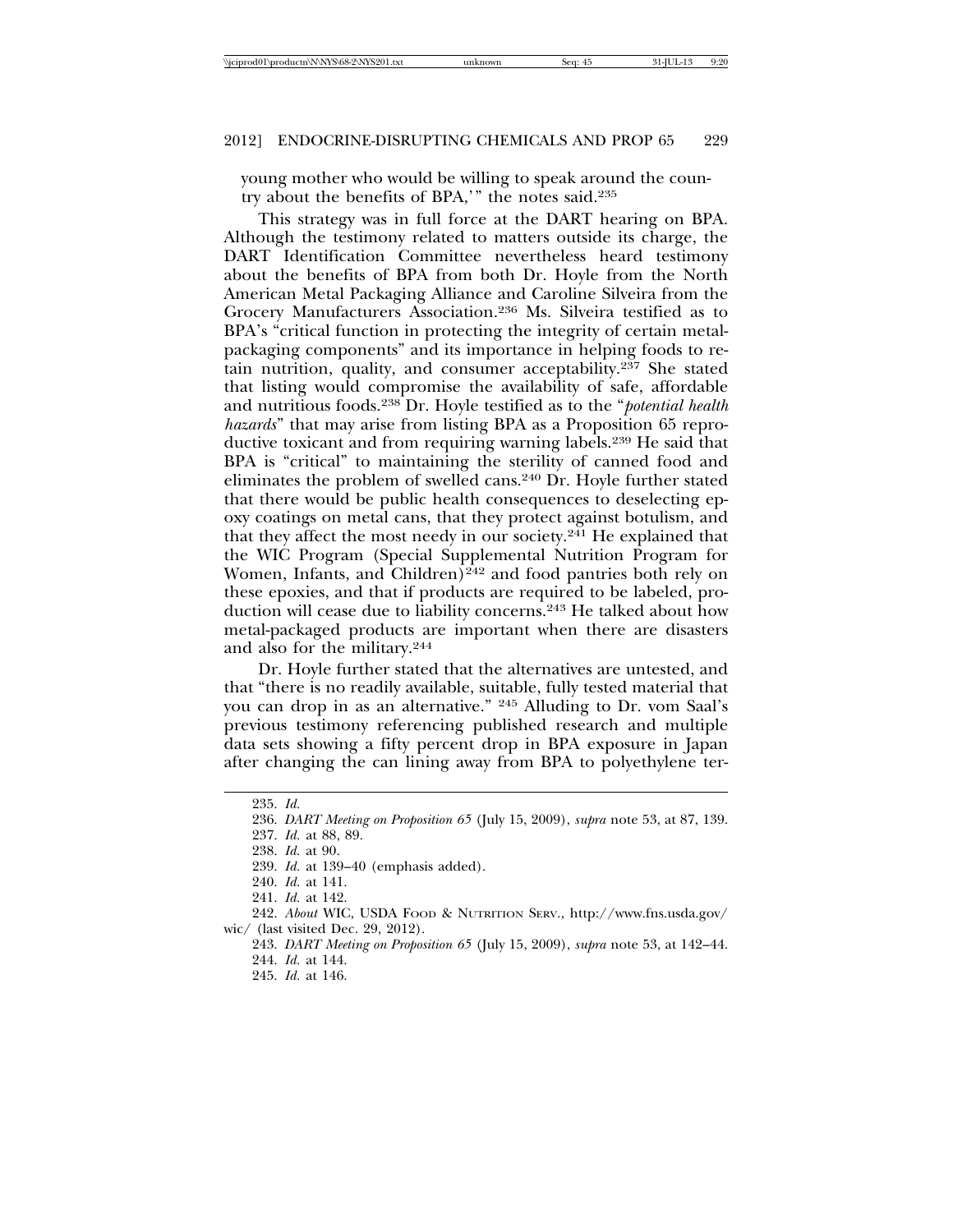young mother who would be willing to speak around the country about the benefits of BPA,'" the notes said.[235]

This strategy was in full force at the DART hearing on BPA. Although the testimony related to matters outside its charge, the DART Identification Committee nevertheless heard testimony about the benefits of BPA from both Dr. Hoyle from the North American Metal Packaging Alliance and Caroline Silveira from the Grocery Manufacturers Association.[236] Ms. Silveira testified as to BPA's "critical function in protecting the integrity of certain metal-packaging components" and its importance in helping foods to retain nutrition, quality, and consumer acceptability.[237] She stated that listing would compromise the availability of safe, affordable and nutritious foods.[238] Dr. Hoyle testified as to the "*potential health hazards*" that may arise from listing BPA as a Proposition 65 reproductive toxicant and from requiring warning labels.[239] He said that BPA is "critical" to maintaining the sterility of canned food and eliminates the problem of swelled cans.[240] Dr. Hoyle further stated that there would be public health consequences to deselecting epoxy coatings on metal cans, that they protect against botulism, and that they affect the most needy in our society.[241] He explained that the WIC Program (Special Supplemental Nutrition Program for Women, Infants, and Children)[242] and food pantries both rely on these epoxies, and that if products are required to be labeled, production will cease due to liability concerns.[243] He talked about how metal-packaged products are important when there are disasters and also for the military.[244]

Dr. Hoyle further stated that the alternatives are untested, and that "there is no readily available, suitable, fully tested material that you can drop in as an alternative." [245] Alluding to Dr. vom Saal's previous testimony referencing published research and multiple data sets showing a fifty percent drop in BPA exposure in Japan after changing the can lining away from BPA to polyethylene ter-

235. *Id.*

236. *DART Meeting on Proposition 65* (July 15, 2009), *supra* note 53, at 87, 139.

237. *Id.* at 88, 89.

238. *Id.* at 90.

239. *Id.* at 139–40 (emphasis added).

240. *Id.* at 141.

241. *Id.* at 142.

242. *About* WIC, USDA Food & Nutrition Serv., http://www.fns.usda.gov/wic/ (last visited Dec. 29, 2012).

243. *DART Meeting on Proposition 65* (July 15, 2009), *supra* note 53, at 142–44.

244. *Id.* at 144.

245. *Id.* at 146.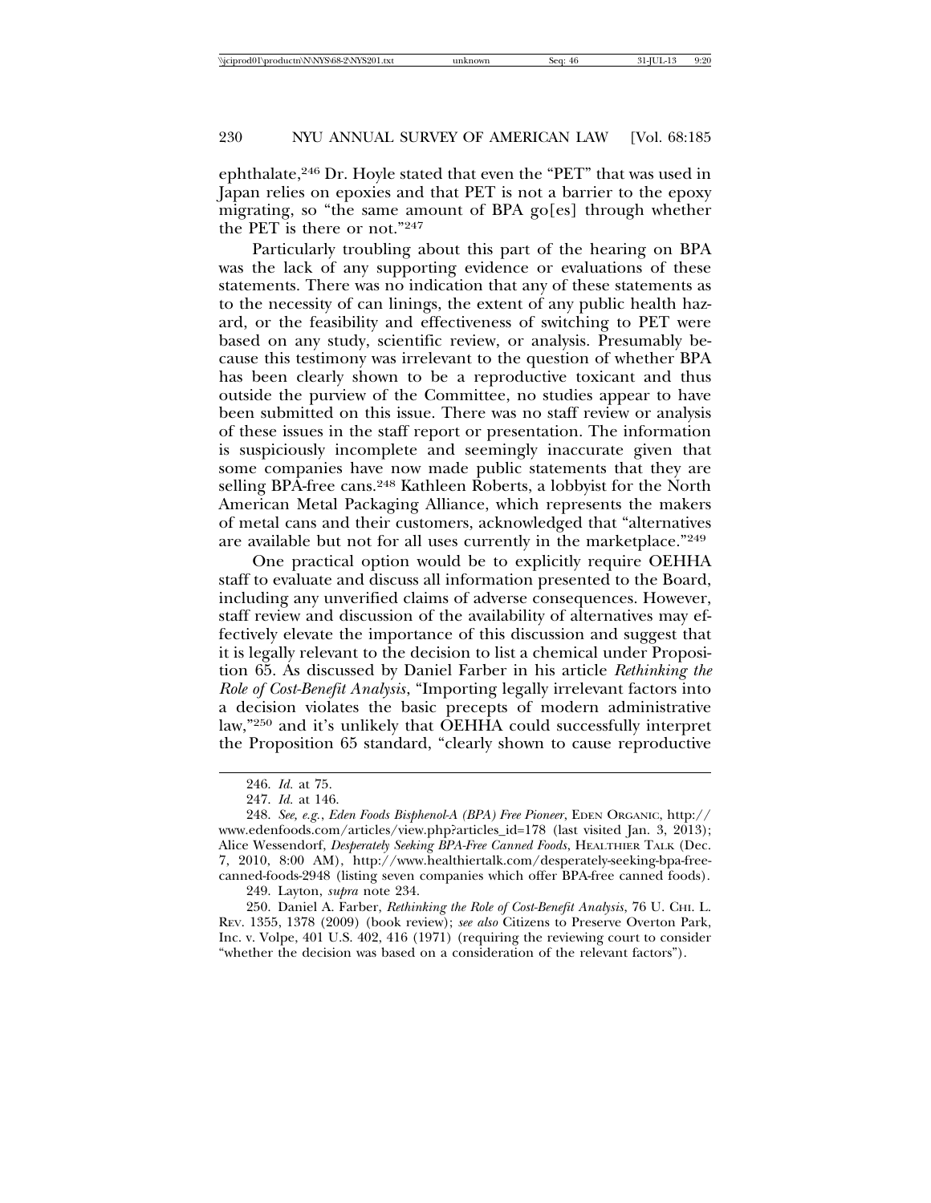ephthalate,[246] Dr. Hoyle stated that even the "PET" that was used in Japan relies on epoxies and that PET is not a barrier to the epoxy migrating, so "the same amount of BPA go[es] through whether the PET is there or not."[247]

Particularly troubling about this part of the hearing on BPA was the lack of any supporting evidence or evaluations of these statements. There was no indication that any of these statements as to the necessity of can linings, the extent of any public health hazard, or the feasibility and effectiveness of switching to PET were based on any study, scientific review, or analysis. Presumably because this testimony was irrelevant to the question of whether BPA has been clearly shown to be a reproductive toxicant and thus outside the purview of the Committee, no studies appear to have been submitted on this issue. There was no staff review or analysis of these issues in the staff report or presentation. The information is suspiciously incomplete and seemingly inaccurate given that some companies have now made public statements that they are selling BPA-free cans.[248] Kathleen Roberts, a lobbyist for the North American Metal Packaging Alliance, which represents the makers of metal cans and their customers, acknowledged that "alternatives are available but not for all uses currently in the marketplace."[249]

One practical option would be to explicitly require OEHHA staff to evaluate and discuss all information presented to the Board, including any unverified claims of adverse consequences. However, staff review and discussion of the availability of alternatives may effectively elevate the importance of this discussion and suggest that it is legally relevant to the decision to list a chemical under Proposition 65. As discussed by Daniel Farber in his article *Rethinking the Role of Cost-Benefit Analysis*, "Importing legally irrelevant factors into a decision violates the basic precepts of modern administrative law,"[250] and it's unlikely that OEHHA could successfully interpret the Proposition 65 standard, "clearly shown to cause reproductive

---

246. *Id.* at 75.

247. *Id.* at 146.

248. *See, e.g.*, *Eden Foods Bisphenol-A (BPA) Free Pioneer*, EDEN ORGANIC, http://www.edenfoods.com/articles/view.php?articles_id=178 (last visited Jan. 3, 2013); Alice Wessendorf, *Desperately Seeking BPA-Free Canned Foods*, HEALTHIER TALK (Dec. 7, 2010, 8:00 AM), http://www.healthiertalk.com/desperately-seeking-bpa-free-canned-foods-2948 (listing seven companies which offer BPA-free canned foods).

249. Layton, *supra* note 234.

250. Daniel A. Farber, *Rethinking the Role of Cost-Benefit Analysis*, 76 U. CHI. L. REV. 1355, 1378 (2009) (book review); *see also* Citizens to Preserve Overton Park, Inc. v. Volpe, 401 U.S. 402, 416 (1971) (requiring the reviewing court to consider "whether the decision was based on a consideration of the relevant factors").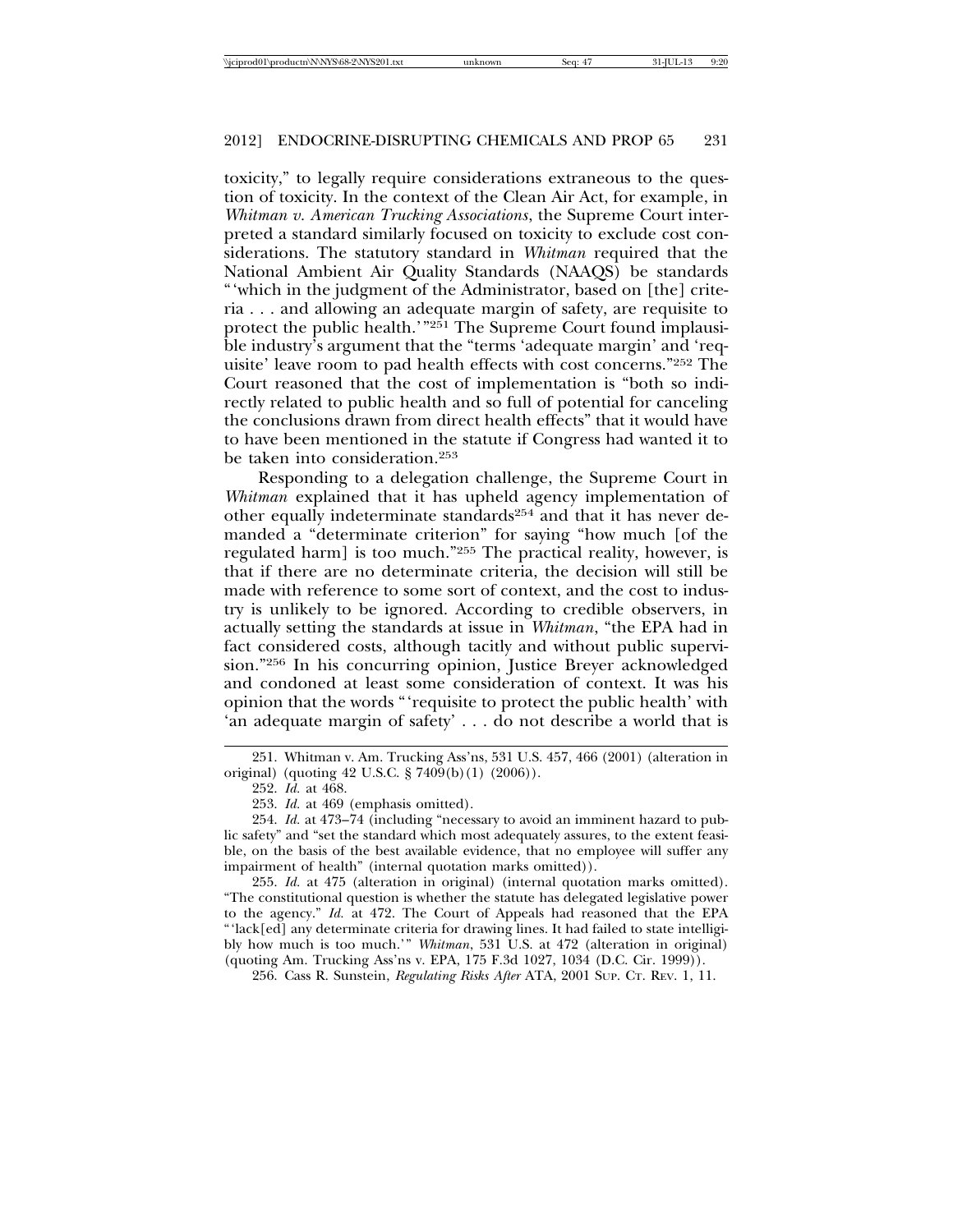toxicity," to legally require considerations extraneous to the question of toxicity. In the context of the Clean Air Act, for example, in *Whitman v. American Trucking Associations*, the Supreme Court interpreted a standard similarly focused on toxicity to exclude cost considerations. The statutory standard in *Whitman* required that the National Ambient Air Quality Standards (NAAQS) be standards "'which in the judgment of the Administrator, based on [the] criteria . . . and allowing an adequate margin of safety, are requisite to protect the public health.'"[251] The Supreme Court found implausible industry's argument that the "terms 'adequate margin' and 'requisite' leave room to pad health effects with cost concerns."[252] The Court reasoned that the cost of implementation is "both so indirectly related to public health and so full of potential for canceling the conclusions drawn from direct health effects" that it would have to have been mentioned in the statute if Congress had wanted it to be taken into consideration.[253]

Responding to a delegation challenge, the Supreme Court in *Whitman* explained that it has upheld agency implementation of other equally indeterminate standards[254] and that it has never demanded a "determinate criterion" for saying "how much [of the regulated harm] is too much."[255] The practical reality, however, is that if there are no determinate criteria, the decision will still be made with reference to some sort of context, and the cost to industry is unlikely to be ignored. According to credible observers, in actually setting the standards at issue in *Whitman*, "the EPA had in fact considered costs, although tacitly and without public supervision."[256] In his concurring opinion, Justice Breyer acknowledged and condoned at least some consideration of context. It was his opinion that the words "'requisite to protect the public health' with 'an adequate margin of safety' . . . do not describe a world that is

---

251. Whitman v. Am. Trucking Ass'ns, 531 U.S. 457, 466 (2001) (alteration in original) (quoting 42 U.S.C. § 7409(b)(1) (2006)).

252. *Id.* at 468.

253. *Id.* at 469 (emphasis omitted).

254. *Id.* at 473–74 (including "necessary to avoid an imminent hazard to public safety" and "set the standard which most adequately assures, to the extent feasible, on the basis of the best available evidence, that no employee will suffer any impairment of health" (internal quotation marks omitted)).

255. *Id.* at 475 (alteration in original) (internal quotation marks omitted). "The constitutional question is whether the statute has delegated legislative power to the agency." *Id.* at 472. The Court of Appeals had reasoned that the EPA "'lack[ed] any determinate criteria for drawing lines. It had failed to state intelligibly how much is too much.'" *Whitman*, 531 U.S. at 472 (alteration in original) (quoting Am. Trucking Ass'ns v. EPA, 175 F.3d 1027, 1034 (D.C. Cir. 1999)).

256. Cass R. Sunstein, *Regulating Risks After* ATA, 2001 SUP. CT. REV. 1, 11.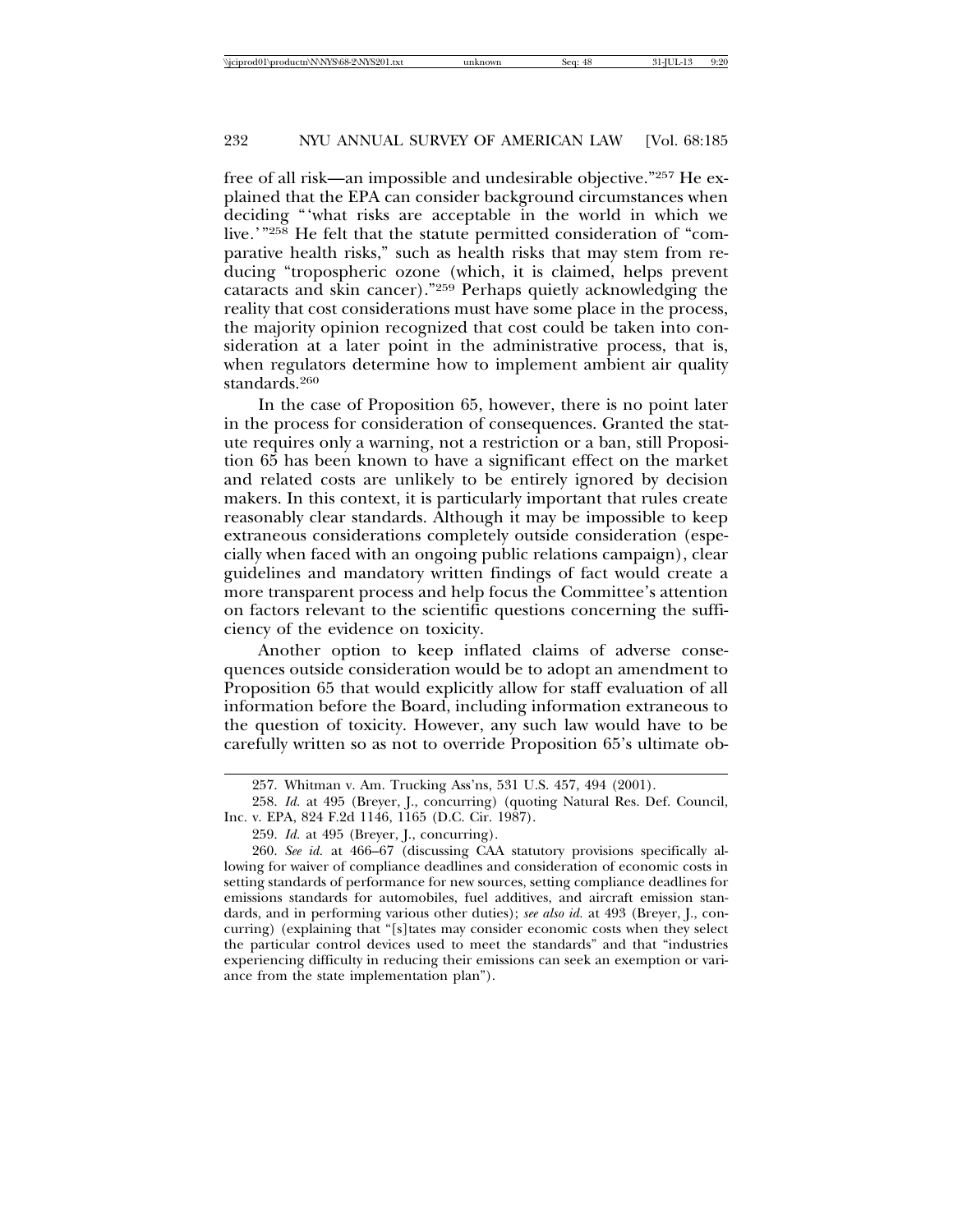free of all risk—an impossible and undesirable objective."[257] He explained that the EPA can consider background circumstances when deciding "'what risks are acceptable in the world in which we live.'"[258] He felt that the statute permitted consideration of "comparative health risks," such as health risks that may stem from reducing "tropospheric ozone (which, it is claimed, helps prevent cataracts and skin cancer)."[259] Perhaps quietly acknowledging the reality that cost considerations must have some place in the process, the majority opinion recognized that cost could be taken into consideration at a later point in the administrative process, that is, when regulators determine how to implement ambient air quality standards.[260]

In the case of Proposition 65, however, there is no point later in the process for consideration of consequences. Granted the statute requires only a warning, not a restriction or a ban, still Proposition 65 has been known to have a significant effect on the market and related costs are unlikely to be entirely ignored by decision makers. In this context, it is particularly important that rules create reasonably clear standards. Although it may be impossible to keep extraneous considerations completely outside consideration (especially when faced with an ongoing public relations campaign), clear guidelines and mandatory written findings of fact would create a more transparent process and help focus the Committee's attention on factors relevant to the scientific questions concerning the sufficiency of the evidence on toxicity.

Another option to keep inflated claims of adverse consequences outside consideration would be to adopt an amendment to Proposition 65 that would explicitly allow for staff evaluation of all information before the Board, including information extraneous to the question of toxicity. However, any such law would have to be carefully written so as not to override Proposition 65's ultimate ob-

---

257. Whitman v. Am. Trucking Ass'ns, 531 U.S. 457, 494 (2001).

258. *Id.* at 495 (Breyer, J., concurring) (quoting Natural Res. Def. Council, Inc. v. EPA, 824 F.2d 1146, 1165 (D.C. Cir. 1987).

259. *Id.* at 495 (Breyer, J., concurring).

260. *See id.* at 466–67 (discussing CAA statutory provisions specifically allowing for waiver of compliance deadlines and consideration of economic costs in setting standards of performance for new sources, setting compliance deadlines for emissions standards for automobiles, fuel additives, and aircraft emission standards, and in performing various other duties); *see also id.* at 493 (Breyer, J., concurring) (explaining that "[s]tates may consider economic costs when they select the particular control devices used to meet the standards" and that "industries experiencing difficulty in reducing their emissions can seek an exemption or variance from the state implementation plan").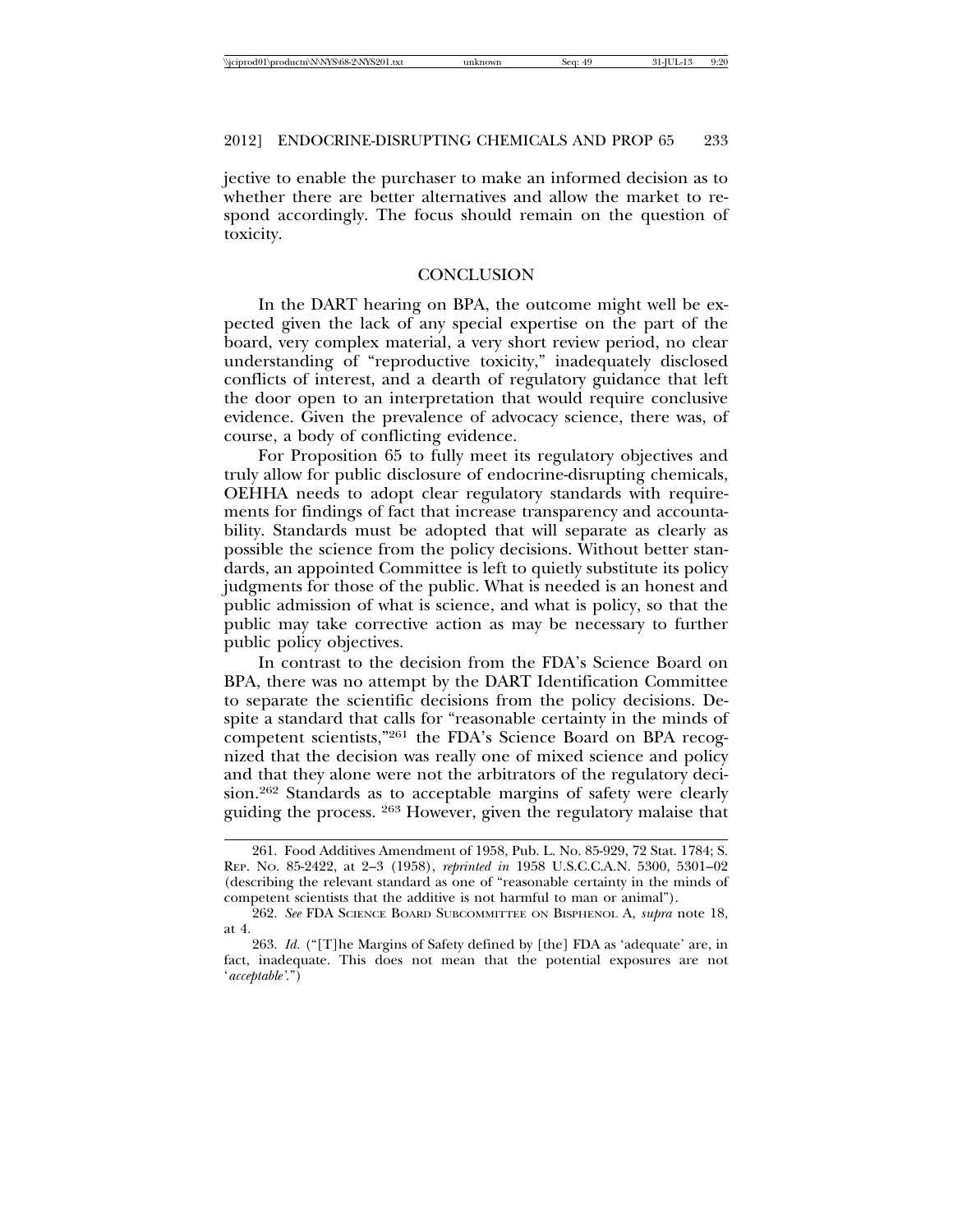jective to enable the purchaser to make an informed decision as to whether there are better alternatives and allow the market to respond accordingly. The focus should remain on the question of toxicity.

## CONCLUSION

In the DART hearing on BPA, the outcome might well be expected given the lack of any special expertise on the part of the board, very complex material, a very short review period, no clear understanding of "reproductive toxicity," inadequately disclosed conflicts of interest, and a dearth of regulatory guidance that left the door open to an interpretation that would require conclusive evidence. Given the prevalence of advocacy science, there was, of course, a body of conflicting evidence.

For Proposition 65 to fully meet its regulatory objectives and truly allow for public disclosure of endocrine-disrupting chemicals, OEHHA needs to adopt clear regulatory standards with requirements for findings of fact that increase transparency and accountability. Standards must be adopted that will separate as clearly as possible the science from the policy decisions. Without better standards, an appointed Committee is left to quietly substitute its policy judgments for those of the public. What is needed is an honest and public admission of what is science, and what is policy, so that the public may take corrective action as may be necessary to further public policy objectives.

In contrast to the decision from the FDA's Science Board on BPA, there was no attempt by the DART Identification Committee to separate the scientific decisions from the policy decisions. Despite a standard that calls for "reasonable certainty in the minds of competent scientists,"[261] the FDA's Science Board on BPA recognized that the decision was really one of mixed science and policy and that they alone were not the arbitrators of the regulatory decision.[262] Standards as to acceptable margins of safety were clearly guiding the process. [263] However, given the regulatory malaise that

---

261. Food Additives Amendment of 1958, Pub. L. No. 85-929, 72 Stat. 1784; S. Rep. No. 85-2422, at 2–3 (1958), *reprinted in* 1958 U.S.C.C.A.N. 5300, 5301–02 (describing the relevant standard as one of "reasonable certainty in the minds of competent scientists that the additive is not harmful to man or animal").

262. *See* FDA Science Board Subcommittee on Bisphenol A, *supra* note 18, at 4.

263. *Id.* ("[T]he Margins of Safety defined by [the] FDA as 'adequate' are, in fact, inadequate. This does not mean that the potential exposures are not '*acceptable*'.")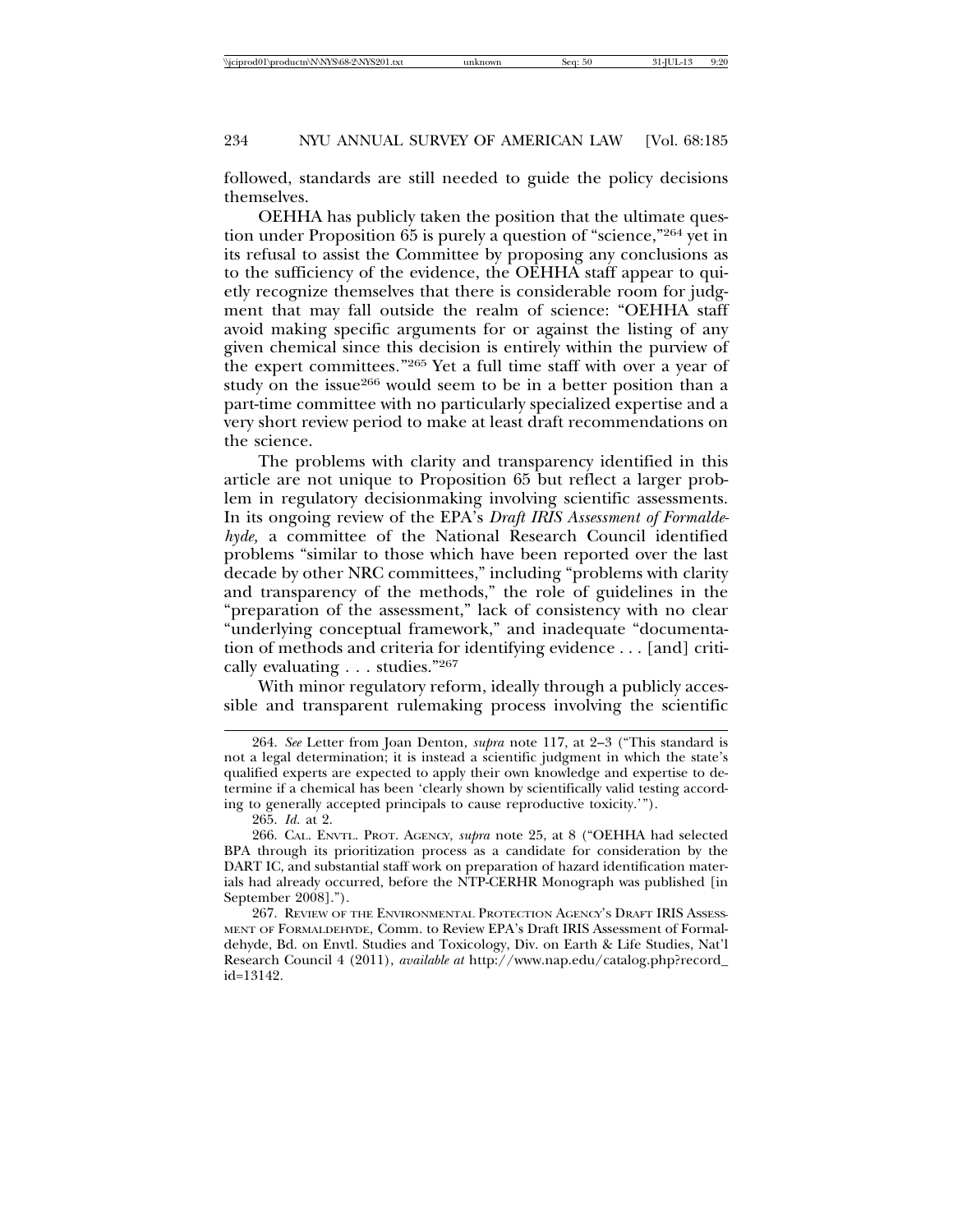followed, standards are still needed to guide the policy decisions themselves.

OEHHA has publicly taken the position that the ultimate question under Proposition 65 is purely a question of "science,"[264] yet in its refusal to assist the Committee by proposing any conclusions as to the sufficiency of the evidence, the OEHHA staff appear to quietly recognize themselves that there is considerable room for judgment that may fall outside the realm of science: "OEHHA staff avoid making specific arguments for or against the listing of any given chemical since this decision is entirely within the purview of the expert committees."[265] Yet a full time staff with over a year of study on the issue[266] would seem to be in a better position than a part-time committee with no particularly specialized expertise and a very short review period to make at least draft recommendations on the science.

The problems with clarity and transparency identified in this article are not unique to Proposition 65 but reflect a larger problem in regulatory decisionmaking involving scientific assessments. In its ongoing review of the EPA's *Draft IRIS Assessment of Formaldehyde,* a committee of the National Research Council identified problems "similar to those which have been reported over the last decade by other NRC committees," including "problems with clarity and transparency of the methods," the role of guidelines in the "preparation of the assessment," lack of consistency with no clear "underlying conceptual framework," and inadequate "documentation of methods and criteria for identifying evidence . . . [and] critically evaluating . . . studies."[267]

With minor regulatory reform, ideally through a publicly accessible and transparent rulemaking process involving the scientific

---

264. *See* Letter from Joan Denton, *supra* note 117, at 2–3 ("This standard is not a legal determination; it is instead a scientific judgment in which the state's qualified experts are expected to apply their own knowledge and expertise to determine if a chemical has been 'clearly shown by scientifically valid testing according to generally accepted principals to cause reproductive toxicity.'").

265. *Id.* at 2.

266. CAL. ENVTL. PROT. AGENCY, *supra* note 25, at 8 ("OEHHA had selected BPA through its prioritization process as a candidate for consideration by the DART IC, and substantial staff work on preparation of hazard identification materials had already occurred, before the NTP-CERHR Monograph was published [in September 2008].").

267. REVIEW OF THE ENVIRONMENTAL PROTECTION AGENCY'S DRAFT IRIS ASSESSMENT OF FORMALDEHYDE, Comm. to Review EPA's Draft IRIS Assessment of Formaldehyde, Bd. on Envtl. Studies and Toxicology, Div. on Earth & Life Studies, Nat'l Research Council 4 (2011), *available at* http://www.nap.edu/catalog.php?record_id=13142.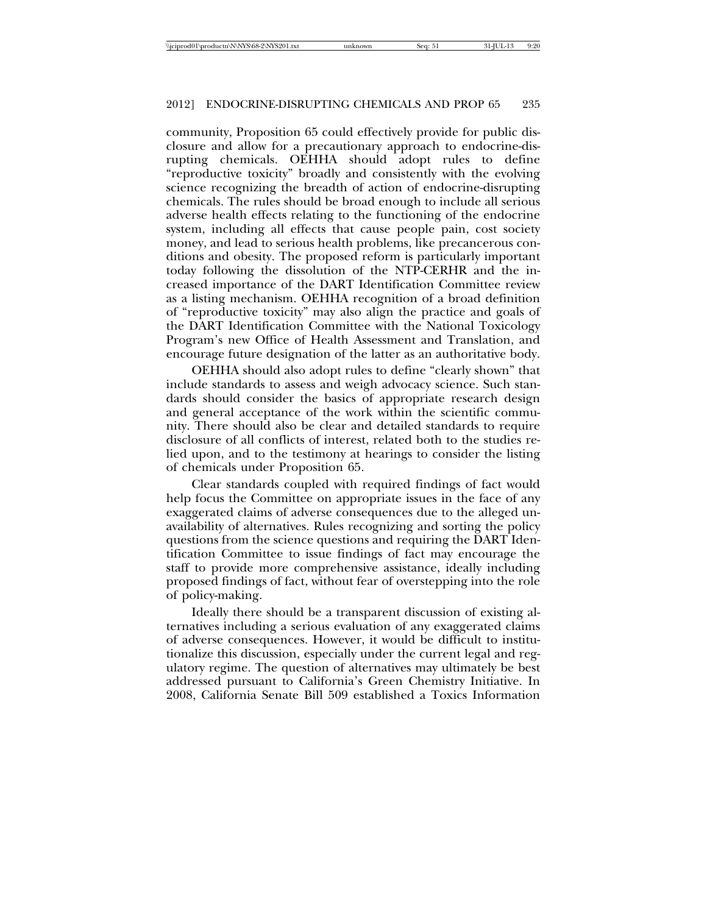community, Proposition 65 could effectively provide for public disclosure and allow for a precautionary approach to endocrine-disrupting chemicals. OEHHA should adopt rules to define "reproductive toxicity" broadly and consistently with the evolving science recognizing the breadth of action of endocrine-disrupting chemicals. The rules should be broad enough to include all serious adverse health effects relating to the functioning of the endocrine system, including all effects that cause people pain, cost society money, and lead to serious health problems, like precancerous conditions and obesity. The proposed reform is particularly important today following the dissolution of the NTP-CERHR and the increased importance of the DART Identification Committee review as a listing mechanism. OEHHA recognition of a broad definition of "reproductive toxicity" may also align the practice and goals of the DART Identification Committee with the National Toxicology Program's new Office of Health Assessment and Translation, and encourage future designation of the latter as an authoritative body.

OEHHA should also adopt rules to define "clearly shown" that include standards to assess and weigh advocacy science. Such standards should consider the basics of appropriate research design and general acceptance of the work within the scientific community. There should also be clear and detailed standards to require disclosure of all conflicts of interest, related both to the studies relied upon, and to the testimony at hearings to consider the listing of chemicals under Proposition 65.

Clear standards coupled with required findings of fact would help focus the Committee on appropriate issues in the face of any exaggerated claims of adverse consequences due to the alleged unavailability of alternatives. Rules recognizing and sorting the policy questions from the science questions and requiring the DART Identification Committee to issue findings of fact may encourage the staff to provide more comprehensive assistance, ideally including proposed findings of fact, without fear of overstepping into the role of policy-making.

Ideally there should be a transparent discussion of existing alternatives including a serious evaluation of any exaggerated claims of adverse consequences. However, it would be difficult to institutionalize this discussion, especially under the current legal and regulatory regime. The question of alternatives may ultimately be best addressed pursuant to California's Green Chemistry Initiative. In 2008, California Senate Bill 509 established a Toxics Information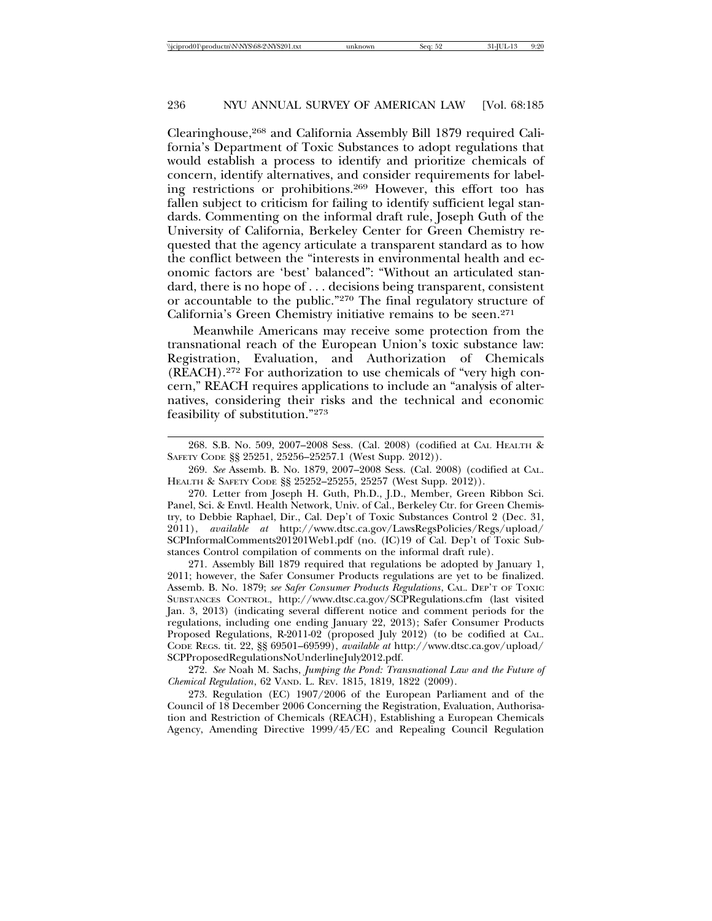Clearinghouse,[268] and California Assembly Bill 1879 required California's Department of Toxic Substances to adopt regulations that would establish a process to identify and prioritize chemicals of concern, identify alternatives, and consider requirements for labeling restrictions or prohibitions.[269] However, this effort too has fallen subject to criticism for failing to identify sufficient legal standards. Commenting on the informal draft rule, Joseph Guth of the University of California, Berkeley Center for Green Chemistry requested that the agency articulate a transparent standard as to how the conflict between the "interests in environmental health and economic factors are 'best' balanced": "Without an articulated standard, there is no hope of . . . decisions being transparent, consistent or accountable to the public."[270] The final regulatory structure of California's Green Chemistry initiative remains to be seen.[271]

Meanwhile Americans may receive some protection from the transnational reach of the European Union's toxic substance law: Registration, Evaluation, and Authorization of Chemicals (REACH).[272] For authorization to use chemicals of "very high concern," REACH requires applications to include an "analysis of alternatives, considering their risks and the technical and economic feasibility of substitution."[273]

---

268. S.B. No. 509, 2007–2008 Sess. (Cal. 2008) (codified at CAL HEALTH & SAFETY CODE §§ 25251, 25256–25257.1 (West Supp. 2012)).

269. *See* Assemb. B. No. 1879, 2007–2008 Sess. (Cal. 2008) (codified at CAL. HEALTH & SAFETY CODE §§ 25252–25255, 25257 (West Supp. 2012)).

270. Letter from Joseph H. Guth, Ph.D., J.D., Member, Green Ribbon Sci. Panel, Sci. & Envtl. Health Network, Univ. of Cal., Berkeley Ctr. for Green Chemistry, to Debbie Raphael, Dir., Cal. Dep't of Toxic Substances Control 2 (Dec. 31, 2011), *available at* http://www.dtsc.ca.gov/LawsRegsPolicies/Regs/upload/SCPInformalComments201201Web1.pdf (no. (IC)19 of Cal. Dep't of Toxic Substances Control compilation of comments on the informal draft rule).

271. Assembly Bill 1879 required that regulations be adopted by January 1, 2011; however, the Safer Consumer Products regulations are yet to be finalized. Assemb. B. No. 1879; *see Safer Consumer Products Regulations*, CAL. DEP'T OF TOXIC SUBSTANCES CONTROL, http://www.dtsc.ca.gov/SCPRegulations.cfm (last visited Jan. 3, 2013) (indicating several different notice and comment periods for the regulations, including one ending January 22, 2013); Safer Consumer Products Proposed Regulations, R-2011-02 (proposed July 2012) (to be codified at CAL. CODE REGS. tit. 22, §§ 69501–69599), *available at* http://www.dtsc.ca.gov/upload/SCPProposedRegulationsNoUnderlineJuly2012.pdf.

272. *See* Noah M. Sachs, *Jumping the Pond: Transnational Law and the Future of Chemical Regulation*, 62 VAND. L. REV. 1815, 1819, 1822 (2009).

273. Regulation (EC) 1907/2006 of the European Parliament and of the Council of 18 December 2006 Concerning the Registration, Evaluation, Authorisation and Restriction of Chemicals (REACH), Establishing a European Chemicals Agency, Amending Directive 1999/45/EC and Repealing Council Regulation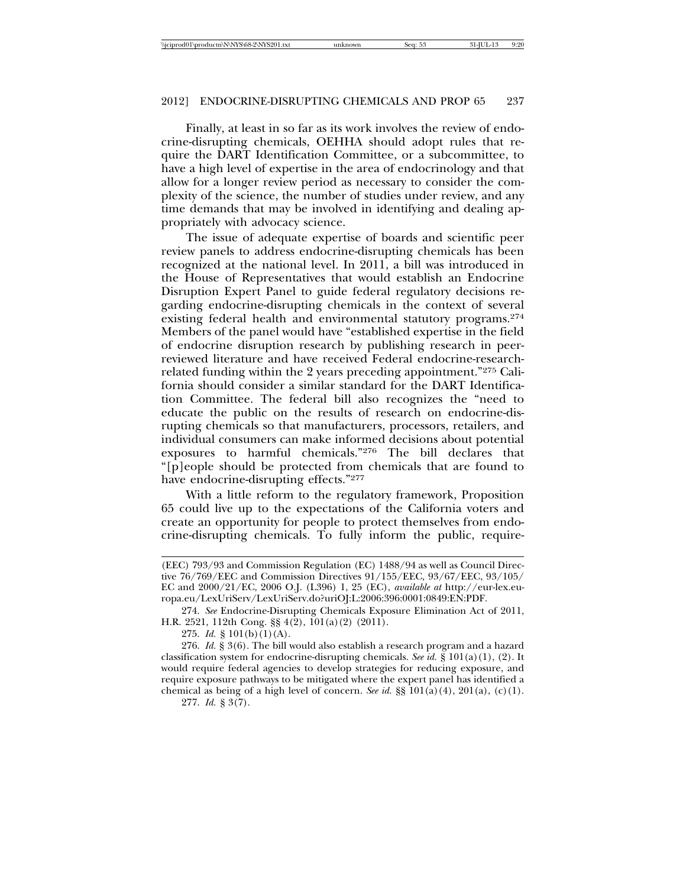Finally, at least in so far as its work involves the review of endocrine-disrupting chemicals, OEHHA should adopt rules that require the DART Identification Committee, or a subcommittee, to have a high level of expertise in the area of endocrinology and that allow for a longer review period as necessary to consider the complexity of the science, the number of studies under review, and any time demands that may be involved in identifying and dealing appropriately with advocacy science.

The issue of adequate expertise of boards and scientific peer review panels to address endocrine-disrupting chemicals has been recognized at the national level. In 2011, a bill was introduced in the House of Representatives that would establish an Endocrine Disruption Expert Panel to guide federal regulatory decisions regarding endocrine-disrupting chemicals in the context of several existing federal health and environmental statutory programs.[274] Members of the panel would have "established expertise in the field of endocrine disruption research by publishing research in peer-reviewed literature and have received Federal endocrine-research-related funding within the 2 years preceding appointment."[275] California should consider a similar standard for the DART Identification Committee. The federal bill also recognizes the "need to educate the public on the results of research on endocrine-disrupting chemicals so that manufacturers, processors, retailers, and individual consumers can make informed decisions about potential exposures to harmful chemicals."[276] The bill declares that "[p]eople should be protected from chemicals that are found to have endocrine-disrupting effects."[277]

With a little reform to the regulatory framework, Proposition 65 could live up to the expectations of the California voters and create an opportunity for people to protect themselves from endocrine-disrupting chemicals. To fully inform the public, require-

---

(EEC) 793/93 and Commission Regulation (EC) 1488/94 as well as Council Directive 76/769/EEC and Commission Directives 91/155/EEC, 93/67/EEC, 93/105/EC and 2000/21/EC, 2006 O.J. (L396) 1, 25 (EC), *available at* http://eur-lex.europa.eu/LexUriServ/LexUriServ.do?uriOJ:L:2006:396:0001:0849:EN:PDF.

274. *See* Endocrine-Disrupting Chemicals Exposure Elimination Act of 2011, H.R. 2521, 112th Cong. §§ 4(2), 101(a)(2) (2011).

275. *Id.* § 101(b)(1)(A).

276. *Id.* § 3(6). The bill would also establish a research program and a hazard classification system for endocrine-disrupting chemicals. *See id.* § 101(a)(1), (2). It would require federal agencies to develop strategies for reducing exposure, and require exposure pathways to be mitigated where the expert panel has identified a chemical as being of a high level of concern. *See id.* §§ 101(a)(4), 201(a), (c)(1).

277. *Id.* § 3(7).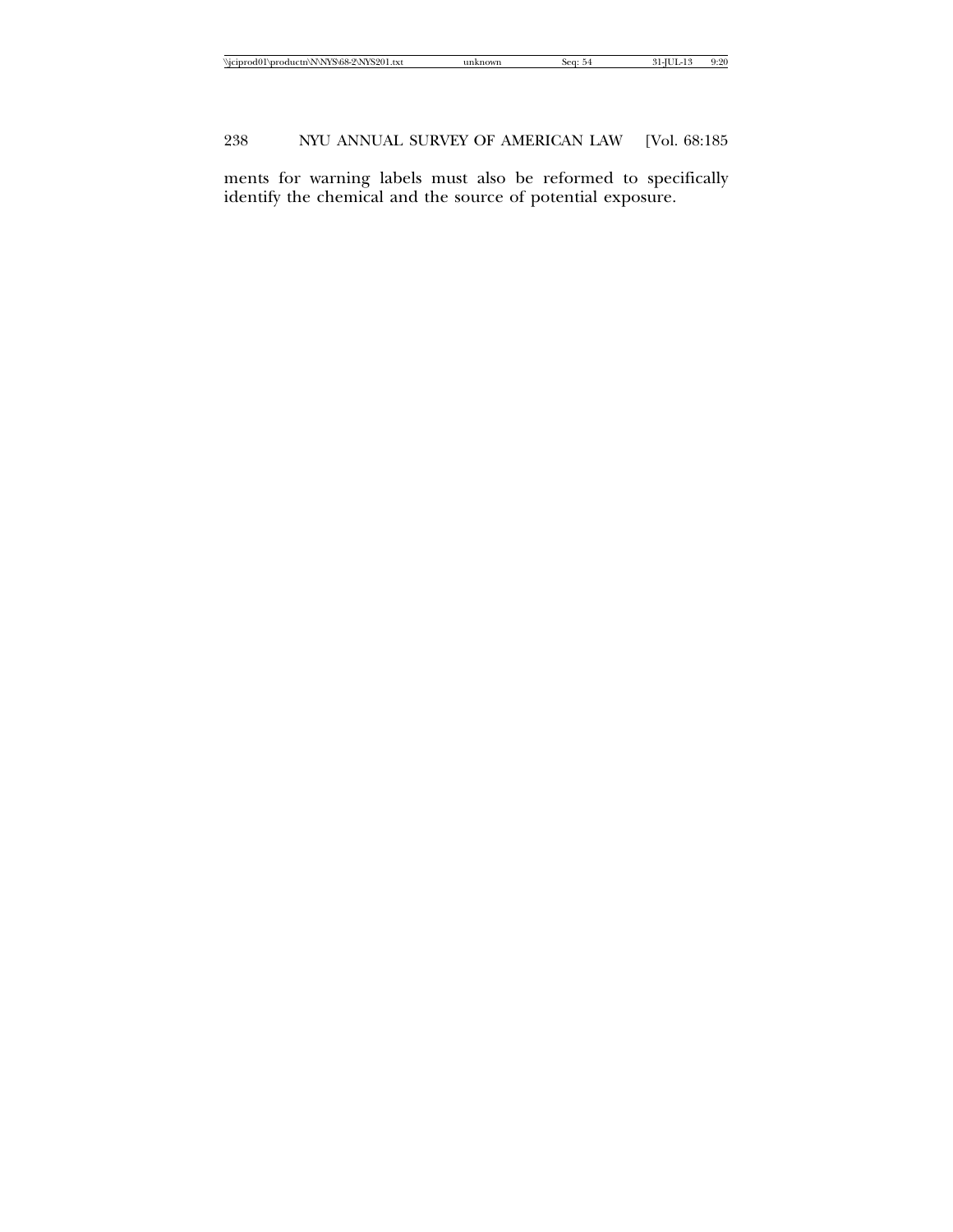ments for warning labels must also be reformed to specifically identify the chemical and the source of potential exposure.